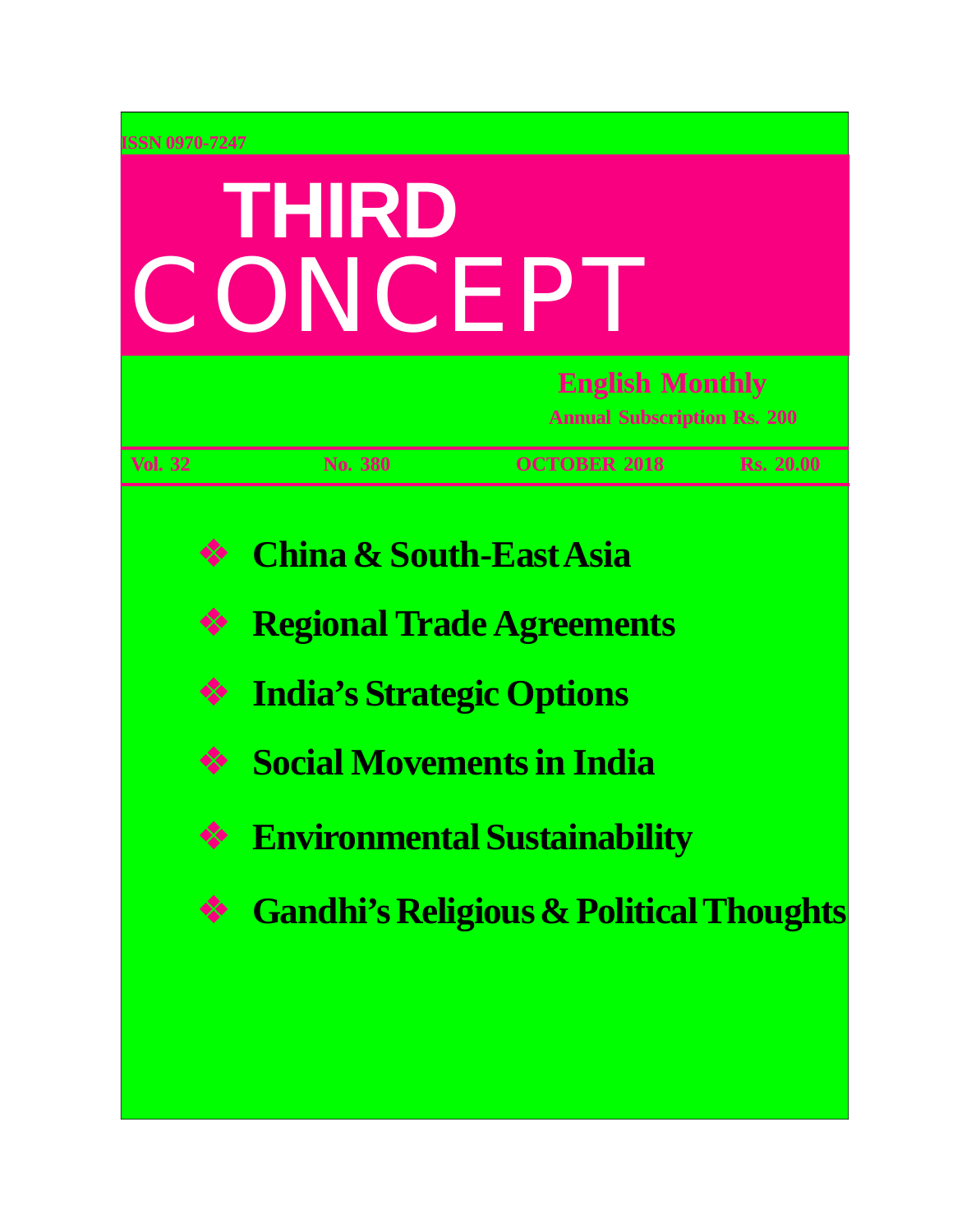ISSN 0970-7247

# THIRD CONCEPT

**English Monthly**

**Annual Subscription Rs. 200**

| Vol. 32 | No. 380 | OCTOBER 2018 | Rs. 20.00 |
|---|---|---|---|

- **China & South-East Asia**
- **Regional Trade Agreements**
- **India's Strategic Options**
- **Social Movements in India**
- **Environmental Sustainability**
- **Gandhi's Religious & Political Thoughts**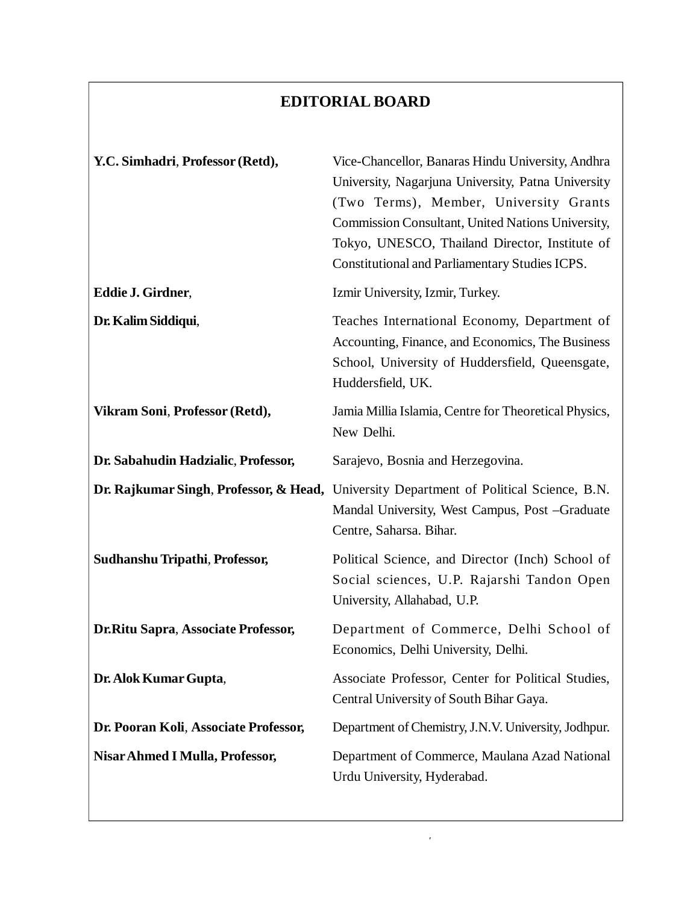## EDITORIAL BOARD

| | |
|---|---|
| **Y.C. Simhadri**, **Professor (Retd),** | Vice-Chancellor, Banaras Hindu University, Andhra University, Nagarjuna University, Patna University (Two Terms), Member, University Grants Commission Consultant, United Nations University, Tokyo, UNESCO, Thailand Director, Institute of Constitutional and Parliamentary Studies ICPS. |
| **Eddie J. Girdner**, | Izmir University, Izmir, Turkey. |
| **Dr. Kalim Siddiqui**, | Teaches International Economy, Department of Accounting, Finance, and Economics, The Business School, University of Huddersfield, Queensgate, Huddersfield, UK. |
| **Vikram Soni**, **Professor (Retd),** | Jamia Millia Islamia, Centre for Theoretical Physics, New Delhi. |
| **Dr. Sabahudin Hadzialic**, **Professor,** | Sarajevo, Bosnia and Herzegovina. |
| **Dr. Rajkumar Singh**, **Professor, & Head,** | University Department of Political Science, B.N. Mandal University, West Campus, Post –Graduate Centre, Saharsa. Bihar. |
| **Sudhanshu Tripathi**, **Professor,** | Political Science, and Director (Inch) School of Social sciences, U.P. Rajarshi Tandon Open University, Allahabad, U.P. |
| **Dr.Ritu Sapra**, **Associate Professor,** | Department of Commerce, Delhi School of Economics, Delhi University, Delhi. |
| **Dr. Alok Kumar Gupta**, | Associate Professor, Center for Political Studies, Central University of South Bihar Gaya. |
| **Dr. Pooran Koli**, **Associate Professor,** | Department of Chemistry, J.N.V. University, Jodhpur. |
| **Nisar Ahmed I Mulla, Professor,** | Department of Commerce, Maulana Azad National Urdu University, Hyderabad. |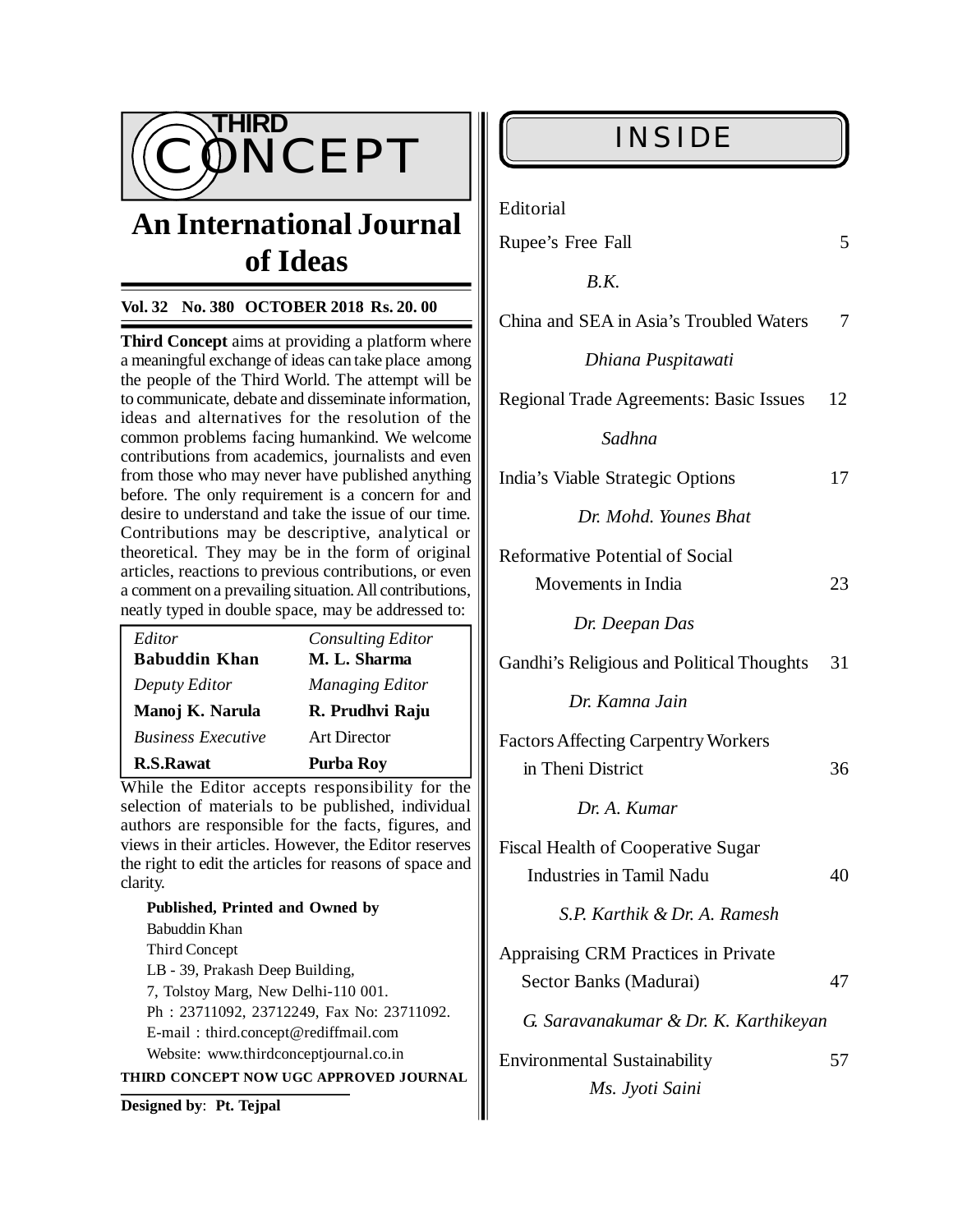# THIRD CONCEPT

## An International Journal of Ideas

**Vol. 32 No. 380 OCTOBER 2018 Rs. 20. 00**

**Third Concept** aims at providing a platform where a meaningful exchange of ideas can take place among the people of the Third World. The attempt will be to communicate, debate and disseminate information, ideas and alternatives for the resolution of the common problems facing humankind. We welcome contributions from academics, journalists and even from those who may never have published anything before. The only requirement is a concern for and desire to understand and take the issue of our time. Contributions may be descriptive, analytical or theoretical. They may be in the form of original articles, reactions to previous contributions, or even a comment on a prevailing situation. All contributions, neatly typed in double space, may be addressed to:

| *Editor* | *Consulting Editor* |
|---|---|
| **Babuddin Khan** | **M. L. Sharma** |
| *Deputy Editor* | *Managing Editor* |
| **Manoj K. Narula** | **R. Prudhvi Raju** |
| *Business Executive* | Art Director |
| **R.S.Rawat** | **Purba Roy** |

While the Editor accepts responsibility for the selection of materials to be published, individual authors are responsible for the facts, figures, and views in their articles. However, the Editor reserves the right to edit the articles for reasons of space and clarity.

**Published, Printed and Owned by**
Babuddin Khan
Third Concept
LB - 39, Prakash Deep Building,
7, Tolstoy Marg, New Delhi-110 001.
Ph : 23711092, 23712249, Fax No: 23711092.
E-mail : third.concept@rediffmail.com
Website: www.thirdconceptjournal.co.in

**THIRD CONCEPT NOW UGC APPROVED JOURNAL**

**Designed by**: **Pt. Tejpal**

## INSIDE

Editorial

Rupee's Free Fall — 5
*B.K.*

China and SEA in Asia's Troubled Waters — 7
*Dhiana Puspitawati*

Regional Trade Agreements: Basic Issues — 12
*Sadhna*

India's Viable Strategic Options — 17
*Dr. Mohd. Younes Bhat*

Reformative Potential of Social Movements in India — 23
*Dr. Deepan Das*

Gandhi's Religious and Political Thoughts — 31
*Dr. Kamna Jain*

Factors Affecting Carpentry Workers in Theni District — 36
*Dr. A. Kumar*

Fiscal Health of Cooperative Sugar Industries in Tamil Nadu — 40
*S.P. Karthik & Dr. A. Ramesh*

Appraising CRM Practices in Private Sector Banks (Madurai) — 47
*G. Saravanakumar & Dr. K. Karthikeyan*

Environmental Sustainability — 57
*Ms. Jyoti Saini*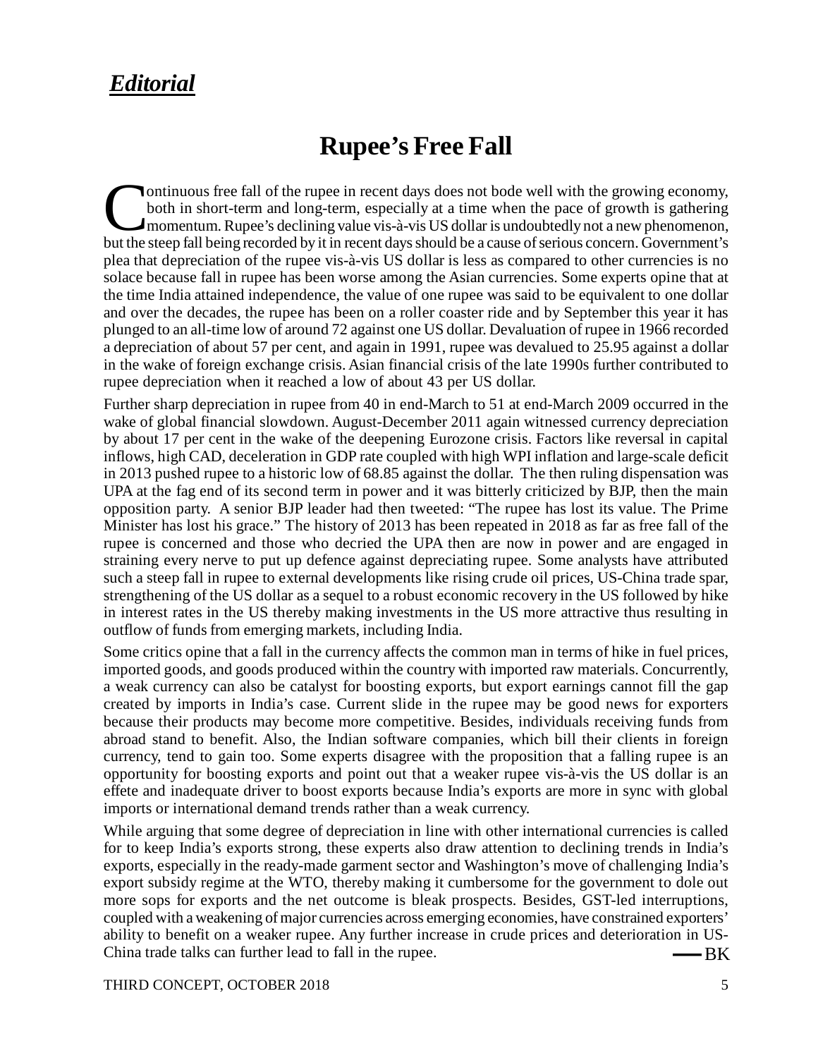## *Editorial*

# Rupee's Free Fall

Continuous free fall of the rupee in recent days does not bode well with the growing economy, both in short-term and long-term, especially at a time when the pace of growth is gathering momentum. Rupee's declining value vis-à-vis US dollar is undoubtedly not a new phenomenon, but the steep fall being recorded by it in recent days should be a cause of serious concern. Government's plea that depreciation of the rupee vis-à-vis US dollar is less as compared to other currencies is no solace because fall in rupee has been worse among the Asian currencies. Some experts opine that at the time India attained independence, the value of one rupee was said to be equivalent to one dollar and over the decades, the rupee has been on a roller coaster ride and by September this year it has plunged to an all-time low of around 72 against one US dollar. Devaluation of rupee in 1966 recorded a depreciation of about 57 per cent, and again in 1991, rupee was devalued to 25.95 against a dollar in the wake of foreign exchange crisis. Asian financial crisis of the late 1990s further contributed to rupee depreciation when it reached a low of about 43 per US dollar.

Further sharp depreciation in rupee from 40 in end-March to 51 at end-March 2009 occurred in the wake of global financial slowdown. August-December 2011 again witnessed currency depreciation by about 17 per cent in the wake of the deepening Eurozone crisis. Factors like reversal in capital inflows, high CAD, deceleration in GDP rate coupled with high WPI inflation and large-scale deficit in 2013 pushed rupee to a historic low of 68.85 against the dollar. The then ruling dispensation was UPA at the fag end of its second term in power and it was bitterly criticized by BJP, then the main opposition party. A senior BJP leader had then tweeted: "The rupee has lost its value. The Prime Minister has lost his grace." The history of 2013 has been repeated in 2018 as far as free fall of the rupee is concerned and those who decried the UPA then are now in power and are engaged in straining every nerve to put up defence against depreciating rupee. Some analysts have attributed such a steep fall in rupee to external developments like rising crude oil prices, US-China trade spar, strengthening of the US dollar as a sequel to a robust economic recovery in the US followed by hike in interest rates in the US thereby making investments in the US more attractive thus resulting in outflow of funds from emerging markets, including India.

Some critics opine that a fall in the currency affects the common man in terms of hike in fuel prices, imported goods, and goods produced within the country with imported raw materials. Concurrently, a weak currency can also be catalyst for boosting exports, but export earnings cannot fill the gap created by imports in India's case. Current slide in the rupee may be good news for exporters because their products may become more competitive. Besides, individuals receiving funds from abroad stand to benefit. Also, the Indian software companies, which bill their clients in foreign currency, tend to gain too. Some experts disagree with the proposition that a falling rupee is an opportunity for boosting exports and point out that a weaker rupee vis-à-vis the US dollar is an effete and inadequate driver to boost exports because India's exports are more in sync with global imports or international demand trends rather than a weak currency.

While arguing that some degree of depreciation in line with other international currencies is called for to keep India's exports strong, these experts also draw attention to declining trends in India's exports, especially in the ready-made garment sector and Washington's move of challenging India's export subsidy regime at the WTO, thereby making it cumbersome for the government to dole out more sops for exports and the net outcome is bleak prospects. Besides, GST-led interruptions, coupled with a weakening of major currencies across emerging economies, have constrained exporters' ability to benefit on a weaker rupee. Any further increase in crude prices and deterioration in US-China trade talks can further lead to fall in the rupee.

—BK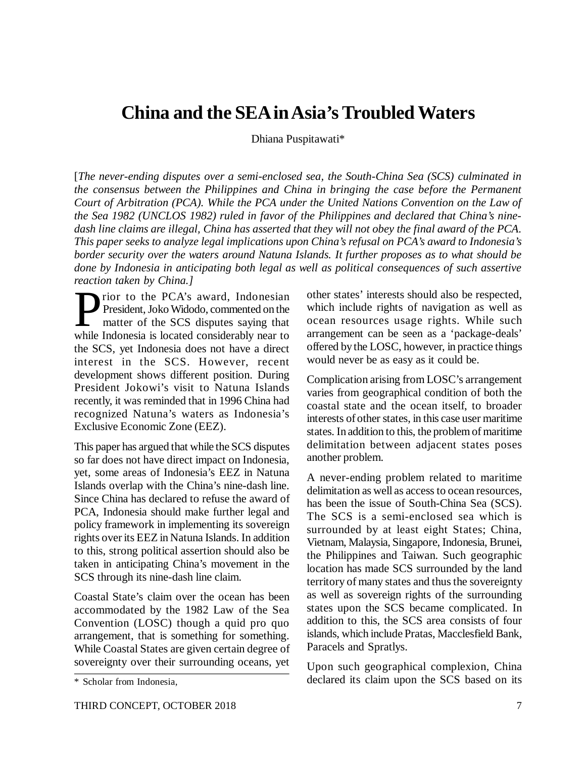# China and the SEA in Asia's Troubled Waters

Dhiana Puspitawati*

[*The never-ending disputes over a semi-enclosed sea, the South-China Sea (SCS) culminated in the consensus between the Philippines and China in bringing the case before the Permanent Court of Arbitration (PCA). While the PCA under the United Nations Convention on the Law of the Sea 1982 (UNCLOS 1982) ruled in favor of the Philippines and declared that China's nine-dash line claims are illegal, China has asserted that they will not obey the final award of the PCA. This paper seeks to analyze legal implications upon China's refusal on PCA's award to Indonesia's border security over the waters around Natuna Islands. It further proposes as to what should be done by Indonesia in anticipating both legal as well as political consequences of such assertive reaction taken by China.*]

Prior to the PCA's award, Indonesian President, Joko Widodo, commented on the matter of the SCS disputes saying that while Indonesia is located considerably near to the SCS, yet Indonesia does not have a direct interest in the SCS. However, recent development shows different position. During President Jokowi's visit to Natuna Islands recently, it was reminded that in 1996 China had recognized Natuna's waters as Indonesia's Exclusive Economic Zone (EEZ).

This paper has argued that while the SCS disputes so far does not have direct impact on Indonesia, yet, some areas of Indonesia's EEZ in Natuna Islands overlap with the China's nine-dash line. Since China has declared to refuse the award of PCA, Indonesia should make further legal and policy framework in implementing its sovereign rights over its EEZ in Natuna Islands. In addition to this, strong political assertion should also be taken in anticipating China's movement in the SCS through its nine-dash line claim.

Coastal State's claim over the ocean has been accommodated by the 1982 Law of the Sea Convention (LOSC) though a quid pro quo arrangement, that is something for something. While Coastal States are given certain degree of sovereignty over their surrounding oceans, yet other states' interests should also be respected, which include rights of navigation as well as ocean resources usage rights. While such arrangement can be seen as a 'package-deals' offered by the LOSC, however, in practice things would never be as easy as it could be.

Complication arising from LOSC's arrangement varies from geographical condition of both the coastal state and the ocean itself, to broader interests of other states, in this case user maritime states. In addition to this, the problem of maritime delimitation between adjacent states poses another problem.

A never-ending problem related to maritime delimitation as well as access to ocean resources, has been the issue of South-China Sea (SCS). The SCS is a semi-enclosed sea which is surrounded by at least eight States; China, Vietnam, Malaysia, Singapore, Indonesia, Brunei, the Philippines and Taiwan. Such geographic location has made SCS surrounded by the land territory of many states and thus the sovereignty as well as sovereign rights of the surrounding states upon the SCS became complicated. In addition to this, the SCS area consists of four islands, which include Pratas, Macclesfield Bank, Paracels and Spratlys.

Upon such geographical complexion, China declared its claim upon the SCS based on its

\* Scholar from Indonesia,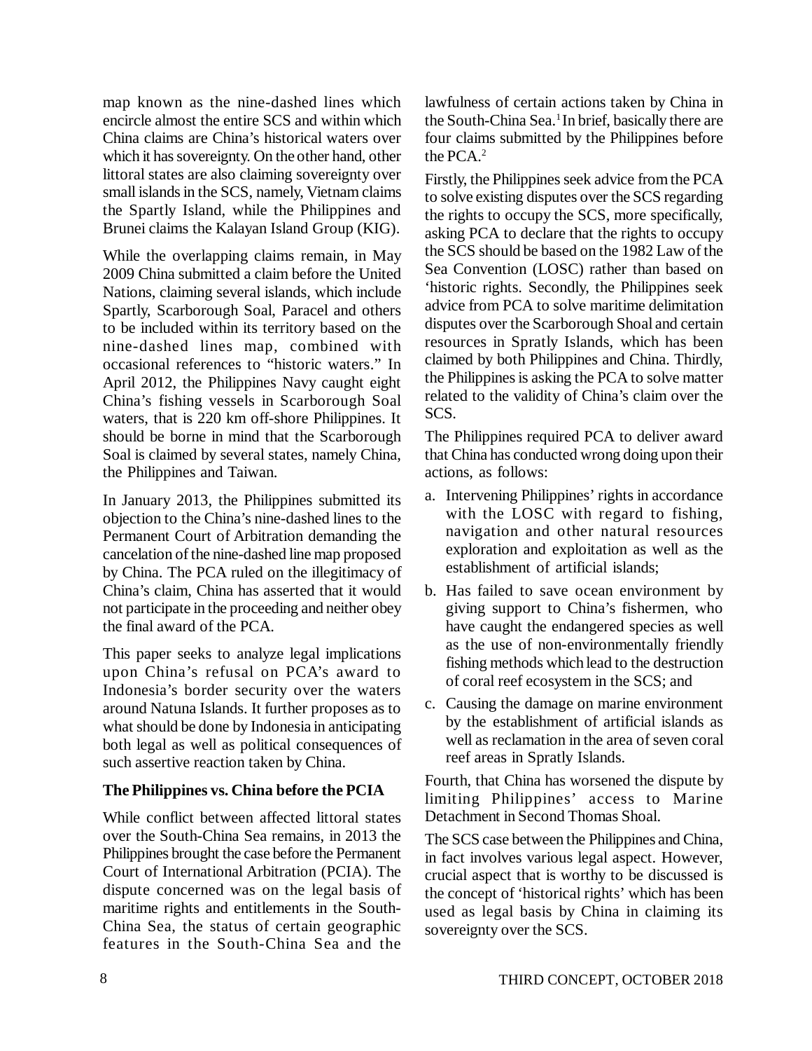map known as the nine-dashed lines which encircle almost the entire SCS and within which China claims are China's historical waters over which it has sovereignty. On the other hand, other littoral states are also claiming sovereignty over small islands in the SCS, namely, Vietnam claims the Spartly Island, while the Philippines and Brunei claims the Kalayan Island Group (KIG).

While the overlapping claims remain, in May 2009 China submitted a claim before the United Nations, claiming several islands, which include Spartly, Scarborough Soal, Paracel and others to be included within its territory based on the nine-dashed lines map, combined with occasional references to "historic waters." In April 2012, the Philippines Navy caught eight China's fishing vessels in Scarborough Soal waters, that is 220 km off-shore Philippines. It should be borne in mind that the Scarborough Soal is claimed by several states, namely China, the Philippines and Taiwan.

In January 2013, the Philippines submitted its objection to the China's nine-dashed lines to the Permanent Court of Arbitration demanding the cancelation of the nine-dashed line map proposed by China. The PCA ruled on the illegitimacy of China's claim, China has asserted that it would not participate in the proceeding and neither obey the final award of the PCA.

This paper seeks to analyze legal implications upon China's refusal on PCA's award to Indonesia's border security over the waters around Natuna Islands. It further proposes as to what should be done by Indonesia in anticipating both legal as well as political consequences of such assertive reaction taken by China.

## The Philippines vs. China before the PCIA

While conflict between affected littoral states over the South-China Sea remains, in 2013 the Philippines brought the case before the Permanent Court of International Arbitration (PCIA). The dispute concerned was on the legal basis of maritime rights and entitlements in the South-China Sea, the status of certain geographic features in the South-China Sea and the lawfulness of certain actions taken by China in the South-China Sea.[1] In brief, basically there are four claims submitted by the Philippines before the PCA.[2]

Firstly, the Philippines seek advice from the PCA to solve existing disputes over the SCS regarding the rights to occupy the SCS, more specifically, asking PCA to declare that the rights to occupy the SCS should be based on the 1982 Law of the Sea Convention (LOSC) rather than based on 'historic rights. Secondly, the Philippines seek advice from PCA to solve maritime delimitation disputes over the Scarborough Shoal and certain resources in Spratly Islands, which has been claimed by both Philippines and China. Thirdly, the Philippines is asking the PCA to solve matter related to the validity of China's claim over the SCS.

The Philippines required PCA to deliver award that China has conducted wrong doing upon their actions, as follows:

a. Intervening Philippines' rights in accordance with the LOSC with regard to fishing, navigation and other natural resources exploration and exploitation as well as the establishment of artificial islands;
b. Has failed to save ocean environment by giving support to China's fishermen, who have caught the endangered species as well as the use of non-environmentally friendly fishing methods which lead to the destruction of coral reef ecosystem in the SCS; and
c. Causing the damage on marine environment by the establishment of artificial islands as well as reclamation in the area of seven coral reef areas in Spratly Islands.

Fourth, that China has worsened the dispute by limiting Philippines' access to Marine Detachment in Second Thomas Shoal.

The SCS case between the Philippines and China, in fact involves various legal aspect. However, crucial aspect that is worthy to be discussed is the concept of 'historical rights' which has been used as legal basis by China in claiming its sovereignty over the SCS.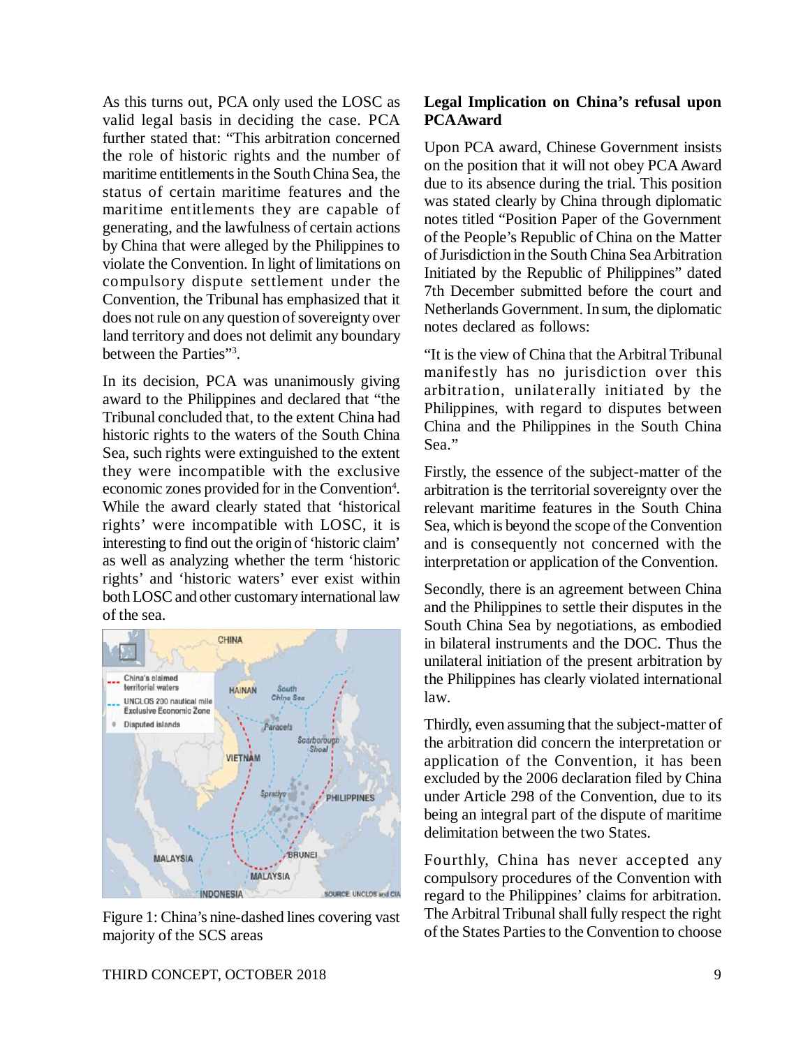As this turns out, PCA only used the LOSC as valid legal basis in deciding the case. PCA further stated that: "This arbitration concerned the role of historic rights and the number of maritime entitlements in the South China Sea, the status of certain maritime features and the maritime entitlements they are capable of generating, and the lawfulness of certain actions by China that were alleged by the Philippines to violate the Convention. In light of limitations on compulsory dispute settlement under the Convention, the Tribunal has emphasized that it does not rule on any question of sovereignty over land territory and does not delimit any boundary between the Parties"[3].

In its decision, PCA was unanimously giving award to the Philippines and declared that "the Tribunal concluded that, to the extent China had historic rights to the waters of the South China Sea, such rights were extinguished to the extent they were incompatible with the exclusive economic zones provided for in the Convention[4]. While the award clearly stated that 'historical rights' were incompatible with LOSC, it is interesting to find out the origin of 'historic claim' as well as analyzing whether the term 'historic rights' and 'historic waters' ever exist within both LOSC and other customary international law of the sea.

Figure 1: China's nine-dashed lines covering vast majority of the SCS areas

## Legal Implication on China's refusal upon PCA Award

Upon PCA award, Chinese Government insists on the position that it will not obey PCA Award due to its absence during the trial. This position was stated clearly by China through diplomatic notes titled "Position Paper of the Government of the People's Republic of China on the Matter of Jurisdiction in the South China Sea Arbitration Initiated by the Republic of Philippines" dated 7th December submitted before the court and Netherlands Government. In sum, the diplomatic notes declared as follows:

"It is the view of China that the Arbitral Tribunal manifestly has no jurisdiction over this arbitration, unilaterally initiated by the Philippines, with regard to disputes between China and the Philippines in the South China Sea."

Firstly, the essence of the subject-matter of the arbitration is the territorial sovereignty over the relevant maritime features in the South China Sea, which is beyond the scope of the Convention and is consequently not concerned with the interpretation or application of the Convention.

Secondly, there is an agreement between China and the Philippines to settle their disputes in the South China Sea by negotiations, as embodied in bilateral instruments and the DOC. Thus the unilateral initiation of the present arbitration by the Philippines has clearly violated international law.

Thirdly, even assuming that the subject-matter of the arbitration did concern the interpretation or application of the Convention, it has been excluded by the 2006 declaration filed by China under Article 298 of the Convention, due to its being an integral part of the dispute of maritime delimitation between the two States.

Fourthly, China has never accepted any compulsory procedures of the Convention with regard to the Philippines' claims for arbitration. The Arbitral Tribunal shall fully respect the right of the States Parties to the Convention to choose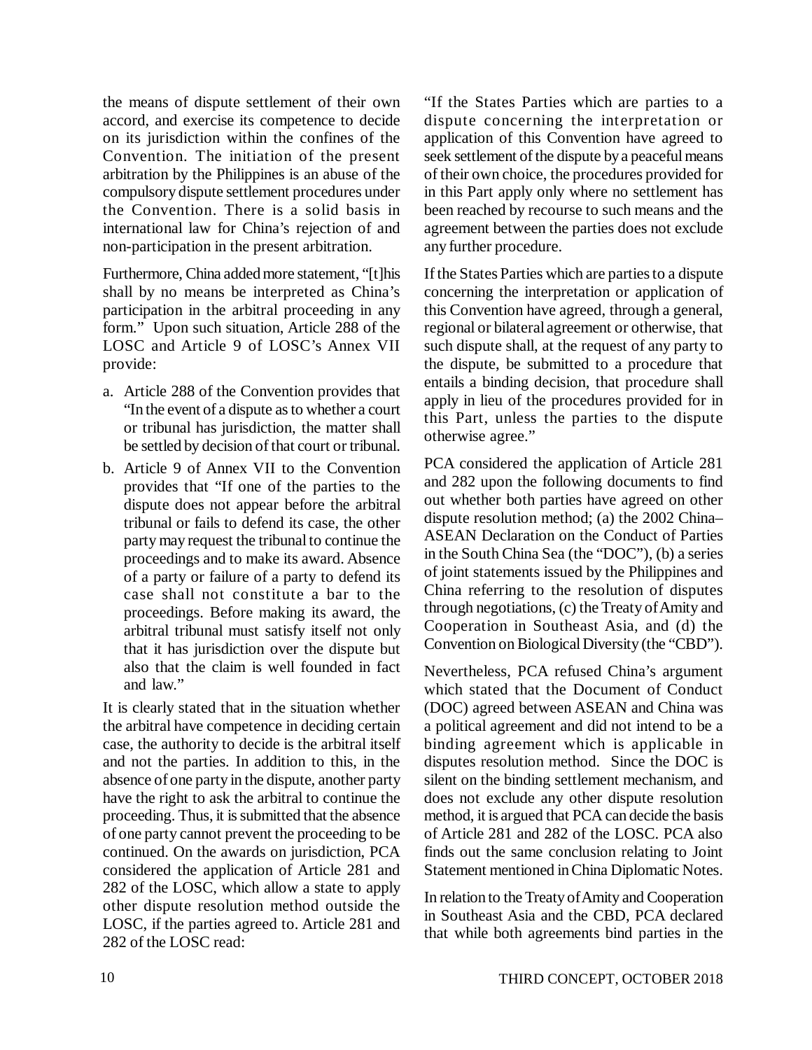the means of dispute settlement of their own accord, and exercise its competence to decide on its jurisdiction within the confines of the Convention. The initiation of the present arbitration by the Philippines is an abuse of the compulsory dispute settlement procedures under the Convention. There is a solid basis in international law for China's rejection of and non-participation in the present arbitration.

Furthermore, China added more statement, "[t]his shall by no means be interpreted as China's participation in the arbitral proceeding in any form." Upon such situation, Article 288 of the LOSC and Article 9 of LOSC's Annex VII provide:

a. Article 288 of the Convention provides that "In the event of a dispute as to whether a court or tribunal has jurisdiction, the matter shall be settled by decision of that court or tribunal.
b. Article 9 of Annex VII to the Convention provides that "If one of the parties to the dispute does not appear before the arbitral tribunal or fails to defend its case, the other party may request the tribunal to continue the proceedings and to make its award. Absence of a party or failure of a party to defend its case shall not constitute a bar to the proceedings. Before making its award, the arbitral tribunal must satisfy itself not only that it has jurisdiction over the dispute but also that the claim is well founded in fact and law."

It is clearly stated that in the situation whether the arbitral have competence in deciding certain case, the authority to decide is the arbitral itself and not the parties. In addition to this, in the absence of one party in the dispute, another party have the right to ask the arbitral to continue the proceeding. Thus, it is submitted that the absence of one party cannot prevent the proceeding to be continued. On the awards on jurisdiction, PCA considered the application of Article 281 and 282 of the LOSC, which allow a state to apply other dispute resolution method outside the LOSC, if the parties agreed to. Article 281 and 282 of the LOSC read:

"If the States Parties which are parties to a dispute concerning the interpretation or application of this Convention have agreed to seek settlement of the dispute by a peaceful means of their own choice, the procedures provided for in this Part apply only where no settlement has been reached by recourse to such means and the agreement between the parties does not exclude any further procedure.

If the States Parties which are parties to a dispute concerning the interpretation or application of this Convention have agreed, through a general, regional or bilateral agreement or otherwise, that such dispute shall, at the request of any party to the dispute, be submitted to a procedure that entails a binding decision, that procedure shall apply in lieu of the procedures provided for in this Part, unless the parties to the dispute otherwise agree."

PCA considered the application of Article 281 and 282 upon the following documents to find out whether both parties have agreed on other dispute resolution method; (a) the 2002 China–ASEAN Declaration on the Conduct of Parties in the South China Sea (the "DOC"), (b) a series of joint statements issued by the Philippines and China referring to the resolution of disputes through negotiations, (c) the Treaty of Amity and Cooperation in Southeast Asia, and (d) the Convention on Biological Diversity (the "CBD").

Nevertheless, PCA refused China's argument which stated that the Document of Conduct (DOC) agreed between ASEAN and China was a political agreement and did not intend to be a binding agreement which is applicable in disputes resolution method. Since the DOC is silent on the binding settlement mechanism, and does not exclude any other dispute resolution method, it is argued that PCA can decide the basis of Article 281 and 282 of the LOSC. PCA also finds out the same conclusion relating to Joint Statement mentioned in China Diplomatic Notes.

In relation to the Treaty of Amity and Cooperation in Southeast Asia and the CBD, PCA declared that while both agreements bind parties in the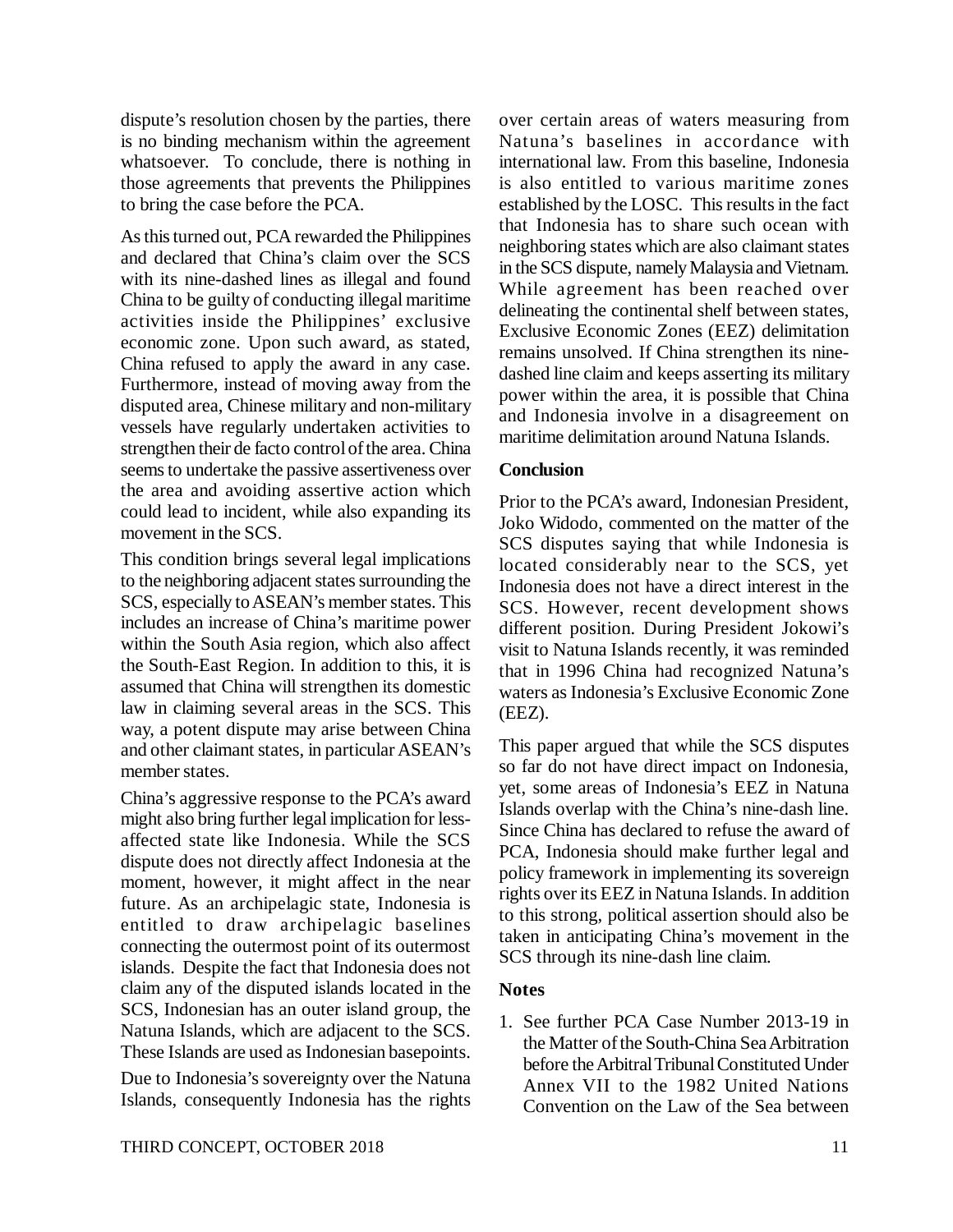dispute's resolution chosen by the parties, there is no binding mechanism within the agreement whatsoever. To conclude, there is nothing in those agreements that prevents the Philippines to bring the case before the PCA.

As this turned out, PCA rewarded the Philippines and declared that China's claim over the SCS with its nine-dashed lines as illegal and found China to be guilty of conducting illegal maritime activities inside the Philippines' exclusive economic zone. Upon such award, as stated, China refused to apply the award in any case. Furthermore, instead of moving away from the disputed area, Chinese military and non-military vessels have regularly undertaken activities to strengthen their de facto control of the area. China seems to undertake the passive assertiveness over the area and avoiding assertive action which could lead to incident, while also expanding its movement in the SCS.

This condition brings several legal implications to the neighboring adjacent states surrounding the SCS, especially to ASEAN's member states. This includes an increase of China's maritime power within the South Asia region, which also affect the South-East Region. In addition to this, it is assumed that China will strengthen its domestic law in claiming several areas in the SCS. This way, a potent dispute may arise between China and other claimant states, in particular ASEAN's member states.

China's aggressive response to the PCA's award might also bring further legal implication for less-affected state like Indonesia. While the SCS dispute does not directly affect Indonesia at the moment, however, it might affect in the near future. As an archipelagic state, Indonesia is entitled to draw archipelagic baselines connecting the outermost point of its outermost islands. Despite the fact that Indonesia does not claim any of the disputed islands located in the SCS, Indonesian has an outer island group, the Natuna Islands, which are adjacent to the SCS. These Islands are used as Indonesian basepoints.

Due to Indonesia's sovereignty over the Natuna Islands, consequently Indonesia has the rights over certain areas of waters measuring from Natuna's baselines in accordance with international law. From this baseline, Indonesia is also entitled to various maritime zones established by the LOSC. This results in the fact that Indonesia has to share such ocean with neighboring states which are also claimant states in the SCS dispute, namely Malaysia and Vietnam. While agreement has been reached over delineating the continental shelf between states, Exclusive Economic Zones (EEZ) delimitation remains unsolved. If China strengthen its nine-dashed line claim and keeps asserting its military power within the area, it is possible that China and Indonesia involve in a disagreement on maritime delimitation around Natuna Islands.

## Conclusion

Prior to the PCA's award, Indonesian President, Joko Widodo, commented on the matter of the SCS disputes saying that while Indonesia is located considerably near to the SCS, yet Indonesia does not have a direct interest in the SCS. However, recent development shows different position. During President Jokowi's visit to Natuna Islands recently, it was reminded that in 1996 China had recognized Natuna's waters as Indonesia's Exclusive Economic Zone (EEZ).

This paper argued that while the SCS disputes so far do not have direct impact on Indonesia, yet, some areas of Indonesia's EEZ in Natuna Islands overlap with the China's nine-dash line. Since China has declared to refuse the award of PCA, Indonesia should make further legal and policy framework in implementing its sovereign rights over its EEZ in Natuna Islands. In addition to this strong, political assertion should also be taken in anticipating China's movement in the SCS through its nine-dash line claim.

## Notes

1. See further PCA Case Number 2013-19 in the Matter of the South-China Sea Arbitration before the Arbitral Tribunal Constituted Under Annex VII to the 1982 United Nations Convention on the Law of the Sea between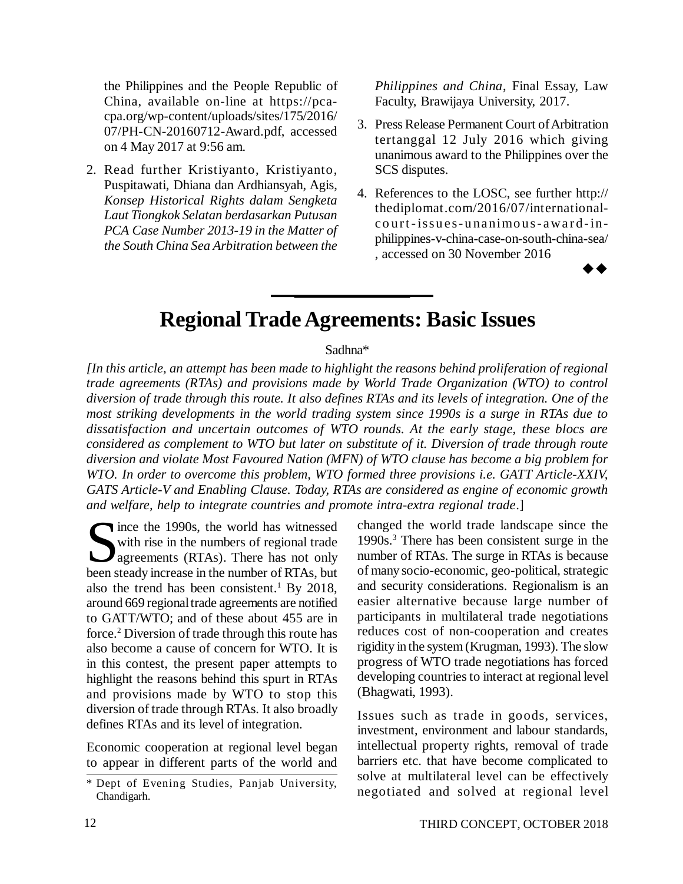the Philippines and the People Republic of China, available on-line at https://pca-cpa.org/wp-content/uploads/sites/175/2016/07/PH-CN-20160712-Award.pdf, accessed on 4 May 2017 at 9:56 am.

2. Read further Kristiyanto, Kristiyanto, Puspitawati, Dhiana dan Ardhiansyah, Agis, *Konsep Historical Rights dalam Sengketa Laut Tiongkok Selatan berdasarkan Putusan PCA Case Number 2013-19 in the Matter of the South China Sea Arbitration between the Philippines and China*, Final Essay, Law Faculty, Brawijaya University, 2017.

3. Press Release Permanent Court of Arbitration tertanggal 12 July 2016 which giving unanimous award to the Philippines over the SCS disputes.

4. References to the LOSC, see further http://thediplomat.com/2016/07/international-court-issues-unanimous-award-in-philippines-v-china-case-on-south-china-sea/, accessed on 30 November 2016

◆◆

# Regional Trade Agreements: Basic Issues

Sadhna*

*[In this article, an attempt has been made to highlight the reasons behind proliferation of regional trade agreements (RTAs) and provisions made by World Trade Organization (WTO) to control diversion of trade through this route. It also defines RTAs and its levels of integration. One of the most striking developments in the world trading system since 1990s is a surge in RTAs due to dissatisfaction and uncertain outcomes of WTO rounds. At the early stage, these blocs are considered as complement to WTO but later on substitute of it. Diversion of trade through route diversion and violate Most Favoured Nation (MFN) of WTO clause has become a big problem for WTO. In order to overcome this problem, WTO formed three provisions i.e. GATT Article-XXIV, GATS Article-V and Enabling Clause. Today, RTAs are considered as engine of economic growth and welfare, help to integrate countries and promote intra-extra regional trade*.]

Since the 1990s, the world has witnessed with rise in the numbers of regional trade agreements (RTAs). There has not only been steady increase in the number of RTAs, but also the trend has been consistent.[1] By 2018, around 669 regional trade agreements are notified to GATT/WTO; and of these about 455 are in force.[2] Diversion of trade through this route has also become a cause of concern for WTO. It is in this contest, the present paper attempts to highlight the reasons behind this spurt in RTAs and provisions made by WTO to stop this diversion of trade through RTAs. It also broadly defines RTAs and its level of integration.

Economic cooperation at regional level began to appear in different parts of the world and changed the world trade landscape since the 1990s.[3] There has been consistent surge in the number of RTAs. The surge in RTAs is because of many socio-economic, geo-political, strategic and security considerations. Regionalism is an easier alternative because large number of participants in multilateral trade negotiations reduces cost of non-cooperation and creates rigidity in the system (Krugman, 1993). The slow progress of WTO trade negotiations has forced developing countries to interact at regional level (Bhagwati, 1993).

Issues such as trade in goods, services, investment, environment and labour standards, intellectual property rights, removal of trade barriers etc. that have become complicated to solve at multilateral level can be effectively negotiated and solved at regional level

\* Dept of Evening Studies, Panjab University, Chandigarh.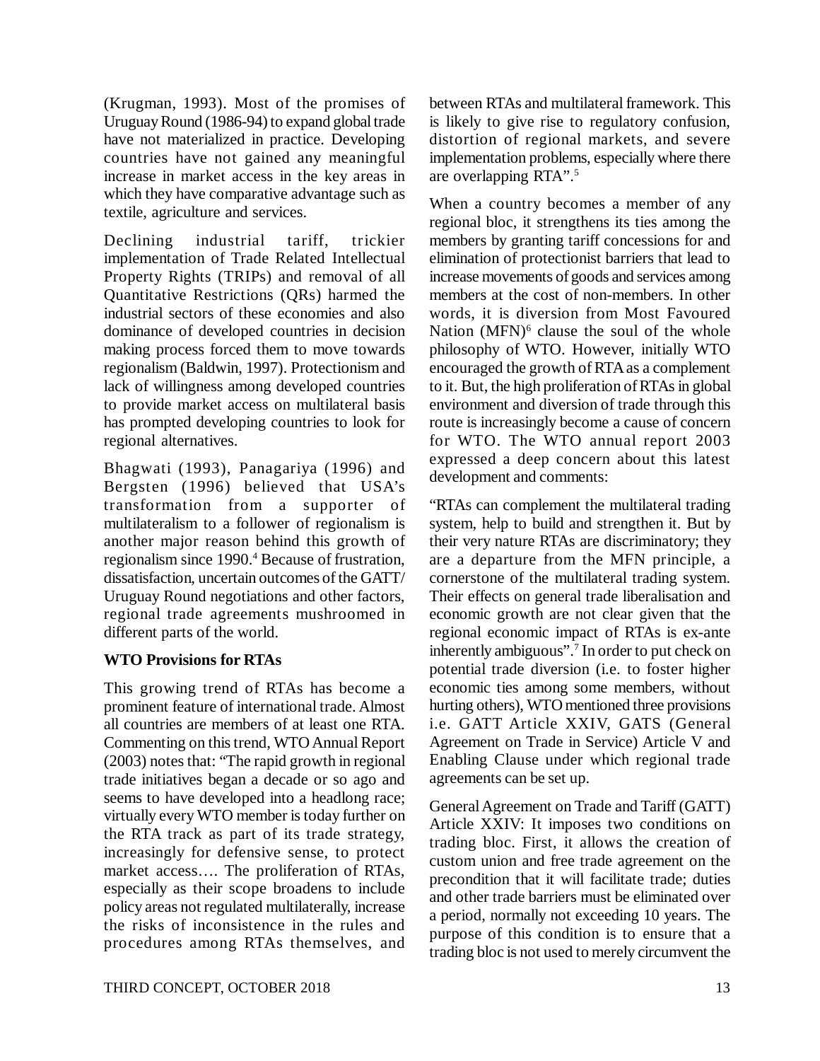(Krugman, 1993). Most of the promises of Uruguay Round (1986-94) to expand global trade have not materialized in practice. Developing countries have not gained any meaningful increase in market access in the key areas in which they have comparative advantage such as textile, agriculture and services.

Declining industrial tariff, trickier implementation of Trade Related Intellectual Property Rights (TRIPs) and removal of all Quantitative Restrictions (QRs) harmed the industrial sectors of these economies and also dominance of developed countries in decision making process forced them to move towards regionalism (Baldwin, 1997). Protectionism and lack of willingness among developed countries to provide market access on multilateral basis has prompted developing countries to look for regional alternatives.

Bhagwati (1993), Panagariya (1996) and Bergsten (1996) believed that USA's transformation from a supporter of multilateralism to a follower of regionalism is another major reason behind this growth of regionalism since 1990.[4] Because of frustration, dissatisfaction, uncertain outcomes of the GATT/ Uruguay Round negotiations and other factors, regional trade agreements mushroomed in different parts of the world.

**WTO Provisions for RTAs**

This growing trend of RTAs has become a prominent feature of international trade. Almost all countries are members of at least one RTA. Commenting on this trend, WTO Annual Report (2003) notes that: "The rapid growth in regional trade initiatives began a decade or so ago and seems to have developed into a headlong race; virtually every WTO member is today further on the RTA track as part of its trade strategy, increasingly for defensive sense, to protect market access…. The proliferation of RTAs, especially as their scope broadens to include policy areas not regulated multilaterally, increase the risks of inconsistence in the rules and procedures among RTAs themselves, and between RTAs and multilateral framework. This is likely to give rise to regulatory confusion, distortion of regional markets, and severe implementation problems, especially where there are overlapping RTA".[5]

When a country becomes a member of any regional bloc, it strengthens its ties among the members by granting tariff concessions for and elimination of protectionist barriers that lead to increase movements of goods and services among members at the cost of non-members. In other words, it is diversion from Most Favoured Nation (MFN)[6] clause the soul of the whole philosophy of WTO. However, initially WTO encouraged the growth of RTA as a complement to it. But, the high proliferation of RTAs in global environment and diversion of trade through this route is increasingly become a cause of concern for WTO. The WTO annual report 2003 expressed a deep concern about this latest development and comments:

"RTAs can complement the multilateral trading system, help to build and strengthen it. But by their very nature RTAs are discriminatory; they are a departure from the MFN principle, a cornerstone of the multilateral trading system. Their effects on general trade liberalisation and economic growth are not clear given that the regional economic impact of RTAs is ex-ante inherently ambiguous".[7] In order to put check on potential trade diversion (i.e. to foster higher economic ties among some members, without hurting others), WTO mentioned three provisions i.e. GATT Article XXIV, GATS (General Agreement on Trade in Service) Article V and Enabling Clause under which regional trade agreements can be set up.

General Agreement on Trade and Tariff (GATT) Article XXIV: It imposes two conditions on trading bloc. First, it allows the creation of custom union and free trade agreement on the precondition that it will facilitate trade; duties and other trade barriers must be eliminated over a period, normally not exceeding 10 years. The purpose of this condition is to ensure that a trading bloc is not used to merely circumvent the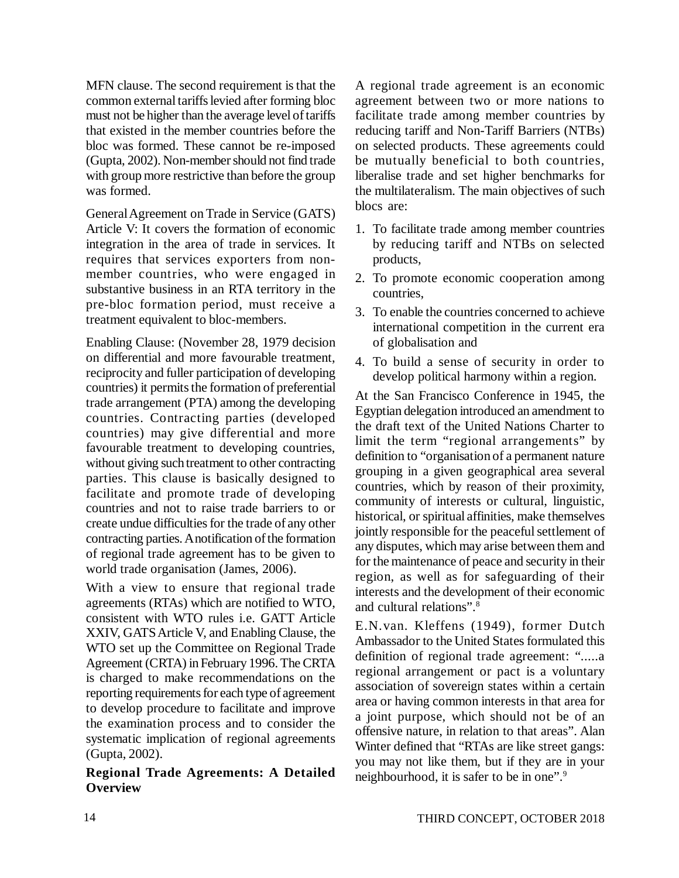MFN clause. The second requirement is that the common external tariffs levied after forming bloc must not be higher than the average level of tariffs that existed in the member countries before the bloc was formed. These cannot be re-imposed (Gupta, 2002). Non-member should not find trade with group more restrictive than before the group was formed.

General Agreement on Trade in Service (GATS) Article V: It covers the formation of economic integration in the area of trade in services. It requires that services exporters from non-member countries, who were engaged in substantive business in an RTA territory in the pre-bloc formation period, must receive a treatment equivalent to bloc-members.

Enabling Clause: (November 28, 1979 decision on differential and more favourable treatment, reciprocity and fuller participation of developing countries) it permits the formation of preferential trade arrangement (PTA) among the developing countries. Contracting parties (developed countries) may give differential and more favourable treatment to developing countries, without giving such treatment to other contracting parties. This clause is basically designed to facilitate and promote trade of developing countries and not to raise trade barriers to or create undue difficulties for the trade of any other contracting parties. A notification of the formation of regional trade agreement has to be given to world trade organisation (James, 2006).

With a view to ensure that regional trade agreements (RTAs) which are notified to WTO, consistent with WTO rules i.e. GATT Article XXIV, GATS Article V, and Enabling Clause, the WTO set up the Committee on Regional Trade Agreement (CRTA) in February 1996. The CRTA is charged to make recommendations on the reporting requirements for each type of agreement to develop procedure to facilitate and improve the examination process and to consider the systematic implication of regional agreements (Gupta, 2002).

**Regional Trade Agreements: A Detailed Overview**

A regional trade agreement is an economic agreement between two or more nations to facilitate trade among member countries by reducing tariff and Non-Tariff Barriers (NTBs) on selected products. These agreements could be mutually beneficial to both countries, liberalise trade and set higher benchmarks for the multilateralism. The main objectives of such blocs are:

1. To facilitate trade among member countries by reducing tariff and NTBs on selected products,
2. To promote economic cooperation among countries,
3. To enable the countries concerned to achieve international competition in the current era of globalisation and
4. To build a sense of security in order to develop political harmony within a region.

At the San Francisco Conference in 1945, the Egyptian delegation introduced an amendment to the draft text of the United Nations Charter to limit the term "regional arrangements" by definition to "organisation of a permanent nature grouping in a given geographical area several countries, which by reason of their proximity, community of interests or cultural, linguistic, historical, or spiritual affinities, make themselves jointly responsible for the peaceful settlement of any disputes, which may arise between them and for the maintenance of peace and security in their region, as well as for safeguarding of their interests and the development of their economic and cultural relations".[8]

E.N.van. Kleffens (1949), former Dutch Ambassador to the United States formulated this definition of regional trade agreement: ".....a regional arrangement or pact is a voluntary association of sovereign states within a certain area or having common interests in that area for a joint purpose, which should not be of an offensive nature, in relation to that areas". Alan Winter defined that "RTAs are like street gangs: you may not like them, but if they are in your neighbourhood, it is safer to be in one".[9]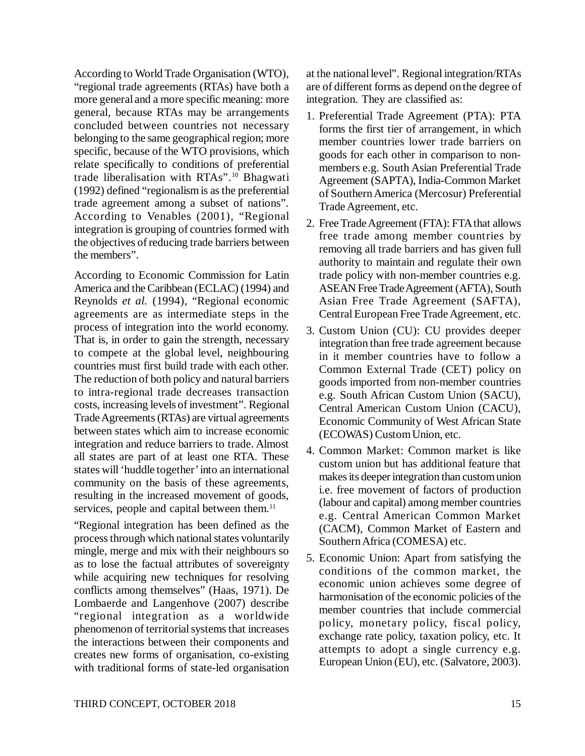According to World Trade Organisation (WTO), "regional trade agreements (RTAs) have both a more general and a more specific meaning: more general, because RTAs may be arrangements concluded between countries not necessary belonging to the same geographical region; more specific, because of the WTO provisions, which relate specifically to conditions of preferential trade liberalisation with RTAs".[10] Bhagwati (1992) defined "regionalism is as the preferential trade agreement among a subset of nations". According to Venables (2001), "Regional integration is grouping of countries formed with the objectives of reducing trade barriers between the members".

According to Economic Commission for Latin America and the Caribbean (ECLAC) (1994) and Reynolds *et al.* (1994), "Regional economic agreements are as intermediate steps in the process of integration into the world economy. That is, in order to gain the strength, necessary to compete at the global level, neighbouring countries must first build trade with each other. The reduction of both policy and natural barriers to intra-regional trade decreases transaction costs, increasing levels of investment". Regional Trade Agreements (RTAs) are virtual agreements between states which aim to increase economic integration and reduce barriers to trade. Almost all states are part of at least one RTA. These states will 'huddle together' into an international community on the basis of these agreements, resulting in the increased movement of goods, services, people and capital between them.[11]

"Regional integration has been defined as the process through which national states voluntarily mingle, merge and mix with their neighbours so as to lose the factual attributes of sovereignty while acquiring new techniques for resolving conflicts among themselves" (Haas, 1971). De Lombaerde and Langenhove (2007) describe "regional integration as a worldwide phenomenon of territorial systems that increases the interactions between their components and creates new forms of organisation, co-existing with traditional forms of state-led organisation at the national level". Regional integration/RTAs are of different forms as depend on the degree of integration. They are classified as:

1. Preferential Trade Agreement (PTA): PTA forms the first tier of arrangement, in which member countries lower trade barriers on goods for each other in comparison to non-members e.g. South Asian Preferential Trade Agreement (SAPTA), India-Common Market of Southern America (Mercosur) Preferential Trade Agreement, etc.
2. Free Trade Agreement (FTA): FTA that allows free trade among member countries by removing all trade barriers and has given full authority to maintain and regulate their own trade policy with non-member countries e.g. ASEAN Free Trade Agreement (AFTA), South Asian Free Trade Agreement (SAFTA), Central European Free Trade Agreement, etc.
3. Custom Union (CU): CU provides deeper integration than free trade agreement because in it member countries have to follow a Common External Trade (CET) policy on goods imported from non-member countries e.g. South African Custom Union (SACU), Central American Custom Union (CACU), Economic Community of West African State (ECOWAS) Custom Union, etc.
4. Common Market: Common market is like custom union but has additional feature that makes its deeper integration than custom union i.e. free movement of factors of production (labour and capital) among member countries e.g. Central American Common Market (CACM), Common Market of Eastern and Southern Africa (COMESA) etc.
5. Economic Union: Apart from satisfying the conditions of the common market, the economic union achieves some degree of harmonisation of the economic policies of the member countries that include commercial policy, monetary policy, fiscal policy, exchange rate policy, taxation policy, etc. It attempts to adopt a single currency e.g. European Union (EU), etc. (Salvatore, 2003).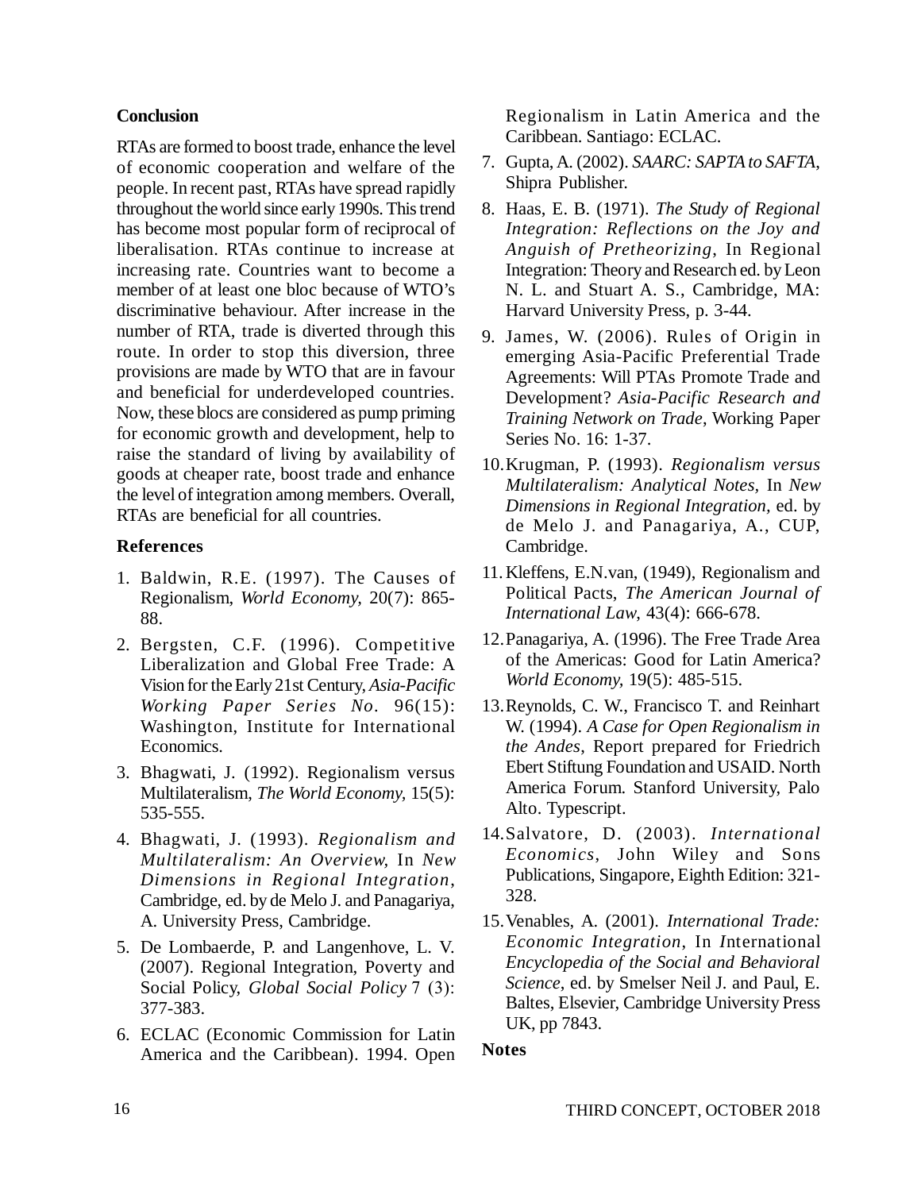## Conclusion

RTAs are formed to boost trade, enhance the level of economic cooperation and welfare of the people. In recent past, RTAs have spread rapidly throughout the world since early 1990s. This trend has become most popular form of reciprocal of liberalisation. RTAs continue to increase at increasing rate. Countries want to become a member of at least one bloc because of WTO's discriminative behaviour. After increase in the number of RTA, trade is diverted through this route. In order to stop this diversion, three provisions are made by WTO that are in favour and beneficial for underdeveloped countries. Now, these blocs are considered as pump priming for economic growth and development, help to raise the standard of living by availability of goods at cheaper rate, boost trade and enhance the level of integration among members. Overall, RTAs are beneficial for all countries.

## References

1. Baldwin, R.E. (1997). The Causes of Regionalism, *World Economy,* 20(7): 865-88.
2. Bergsten, C.F. (1996). Competitive Liberalization and Global Free Trade: A Vision for the Early 21st Century, *Asia-Pacific Working Paper Series No.* 96(15): Washington, Institute for International Economics.
3. Bhagwati, J. (1992). Regionalism versus Multilateralism, *The World Economy,* 15(5): 535-555.
4. Bhagwati, J. (1993). *Regionalism and Multilateralism: An Overview,* In *New Dimensions in Regional Integration*, Cambridge, ed. by de Melo J. and Panagariya, A. University Press, Cambridge.
5. De Lombaerde, P. and Langenhove, L. V. (2007). Regional Integration, Poverty and Social Policy, *Global Social Policy* 7 (3): 377-383.
6. ECLAC (Economic Commission for Latin America and the Caribbean). 1994. Open Regionalism in Latin America and the Caribbean. Santiago: ECLAC.
7. Gupta, A. (2002). *SAARC: SAPTA to SAFTA,* Shipra Publisher.
8. Haas, E. B. (1971). *The Study of Regional Integration: Reflections on the Joy and Anguish of Pretheorizing*, In Regional Integration: Theory and Research ed. by Leon N. L. and Stuart A. S., Cambridge, MA: Harvard University Press, p. 3-44.
9. James, W. (2006). Rules of Origin in emerging Asia-Pacific Preferential Trade Agreements: Will PTAs Promote Trade and Development? *Asia-Pacific Research and Training Network on Trade*, Working Paper Series No. 16: 1-37.
10. Krugman, P. (1993). *Regionalism versus Multilateralism: Analytical Notes*, In *New Dimensions in Regional Integration,* ed. by de Melo J. and Panagariya, A., CUP, Cambridge.
11. Kleffens, E.N.van, (1949), Regionalism and Political Pacts, *The American Journal of International Law*, 43(4): 666-678.
12. Panagariya, A. (1996). The Free Trade Area of the Americas: Good for Latin America? *World Economy,* 19(5): 485-515.
13. Reynolds, C. W., Francisco T. and Reinhart W. (1994). *A Case for Open Regionalism in the Andes*, Report prepared for Friedrich Ebert Stiftung Foundation and USAID. North America Forum. Stanford University, Palo Alto. Typescript.
14. Salvatore, D. (2003). *International Economics*, John Wiley and Sons Publications, Singapore, Eighth Edition: 321-328.
15. Venables, A. (2001). *International Trade: Economic Integration*, In *I*nternational *Encyclopedia of the Social and Behavioral Science*, ed. by Smelser Neil J. and Paul, E. Baltes, Elsevier, Cambridge University Press UK, pp 7843.

**Notes**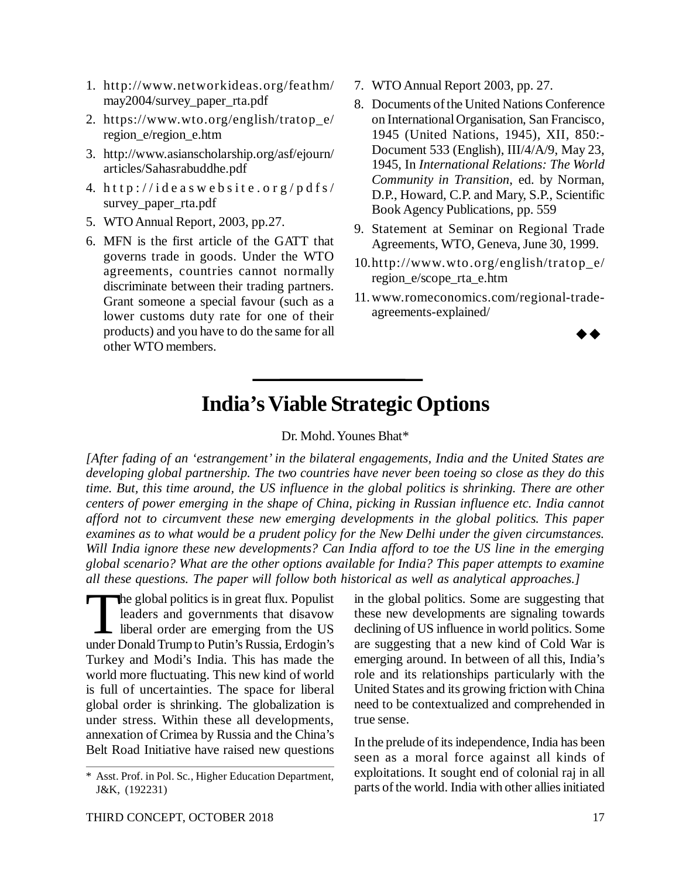1. http://www.networkideas.org/feathm/may2004/survey_paper_rta.pdf
2. https://www.wto.org/english/tratop_e/region_e/region_e.htm
3. http://www.asianscholarship.org/asf/ejourn/articles/Sahasrabuddhe.pdf
4. http://ideaswebsite.org/pdfs/survey_paper_rta.pdf
5. WTO Annual Report, 2003, pp.27.
6. MFN is the first article of the GATT that governs trade in goods. Under the WTO agreements, countries cannot normally discriminate between their trading partners. Grant someone a special favour (such as a lower customs duty rate for one of their products) and you have to do the same for all other WTO members.
7. WTO Annual Report 2003, pp. 27.
8. Documents of the United Nations Conference on International Organisation, San Francisco, 1945 (United Nations, 1945), XII, 850:- Document 533 (English), III/4/A/9, May 23, 1945, In *International Relations: The World Community in Transition*, ed. by Norman, D.P., Howard, C.P. and Mary, S.P., Scientific Book Agency Publications, pp. 559
9. Statement at Seminar on Regional Trade Agreements, WTO, Geneva, June 30, 1999.
10. http://www.wto.org/english/tratop_e/region_e/scope_rta_e.htm
11. www.romeconomics.com/regional-trade-agreements-explained/

◆◆

# India's Viable Strategic Options

Dr. Mohd. Younes Bhat*

*[After fading of an 'estrangement' in the bilateral engagements, India and the United States are developing global partnership. The two countries have never been toeing so close as they do this time. But, this time around, the US influence in the global politics is shrinking. There are other centers of power emerging in the shape of China, picking in Russian influence etc. India cannot afford not to circumvent these new emerging developments in the global politics. This paper examines as to what would be a prudent policy for the New Delhi under the given circumstances. Will India ignore these new developments? Can India afford to toe the US line in the emerging global scenario? What are the other options available for India? This paper attempts to examine all these questions. The paper will follow both historical as well as analytical approaches.]*

The global politics is in great flux. Populist leaders and governments that disavow liberal order are emerging from the US under Donald Trump to Putin's Russia, Erdogin's Turkey and Modi's India. This has made the world more fluctuating. This new kind of world is full of uncertainties. The space for liberal global order is shrinking. The globalization is under stress. Within these all developments, annexation of Crimea by Russia and the China's Belt Road Initiative have raised new questions in the global politics. Some are suggesting that these new developments are signaling towards declining of US influence in world politics. Some are suggesting that a new kind of Cold War is emerging around. In between of all this, India's role and its relationships particularly with the United States and its growing friction with China need to be contextualized and comprehended in true sense.

In the prelude of its independence, India has been seen as a moral force against all kinds of exploitations. It sought end of colonial raj in all parts of the world. India with other allies initiated

\* Asst. Prof. in Pol. Sc., Higher Education Department, J&K, (192231)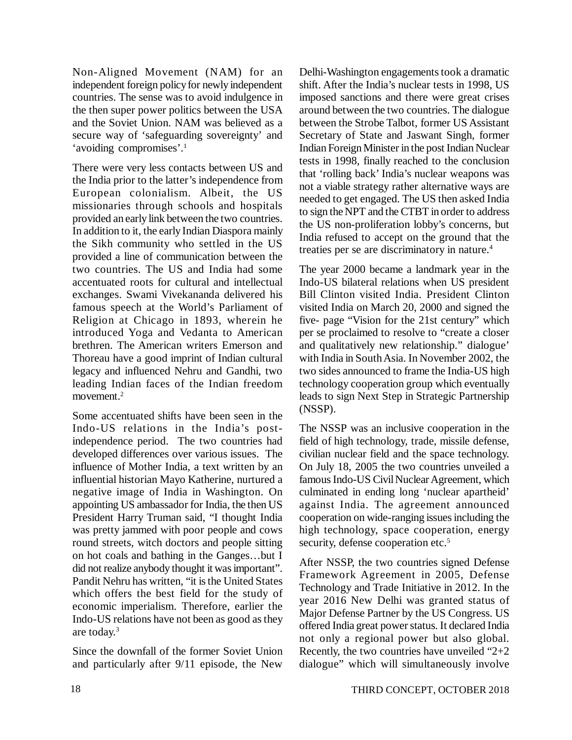Non-Aligned Movement (NAM) for an independent foreign policy for newly independent countries. The sense was to avoid indulgence in the then super power politics between the USA and the Soviet Union. NAM was believed as a secure way of 'safeguarding sovereignty' and 'avoiding compromises'.[1]

There were very less contacts between US and the India prior to the latter's independence from European colonialism. Albeit, the US missionaries through schools and hospitals provided an early link between the two countries. In addition to it, the early Indian Diaspora mainly the Sikh community who settled in the US provided a line of communication between the two countries. The US and India had some accentuated roots for cultural and intellectual exchanges. Swami Vivekananda delivered his famous speech at the World's Parliament of Religion at Chicago in 1893, wherein he introduced Yoga and Vedanta to American brethren. The American writers Emerson and Thoreau have a good imprint of Indian cultural legacy and influenced Nehru and Gandhi, two leading Indian faces of the Indian freedom movement.[2]

Some accentuated shifts have been seen in the Indo-US relations in the India's post-independence period. The two countries had developed differences over various issues. The influence of Mother India, a text written by an influential historian Mayo Katherine, nurtured a negative image of India in Washington. On appointing US ambassador for India, the then US President Harry Truman said, "I thought India was pretty jammed with poor people and cows round streets, witch doctors and people sitting on hot coals and bathing in the Ganges…but I did not realize anybody thought it was important". Pandit Nehru has written, "it is the United States which offers the best field for the study of economic imperialism. Therefore, earlier the Indo-US relations have not been as good as they are today.[3]

Since the downfall of the former Soviet Union and particularly after 9/11 episode, the New Delhi-Washington engagements took a dramatic shift. After the India's nuclear tests in 1998, US imposed sanctions and there were great crises around between the two countries. The dialogue between the Strobe Talbot, former US Assistant Secretary of State and Jaswant Singh, former Indian Foreign Minister in the post Indian Nuclear tests in 1998, finally reached to the conclusion that 'rolling back' India's nuclear weapons was not a viable strategy rather alternative ways are needed to get engaged. The US then asked India to sign the NPT and the CTBT in order to address the US non-proliferation lobby's concerns, but India refused to accept on the ground that the treaties per se are discriminatory in nature.[4]

The year 2000 became a landmark year in the Indo-US bilateral relations when US president Bill Clinton visited India. President Clinton visited India on March 20, 2000 and signed the five- page "Vision for the 21st century" which per se proclaimed to resolve to "create a closer and qualitatively new relationship." dialogue' with India in South Asia. In November 2002, the two sides announced to frame the India-US high technology cooperation group which eventually leads to sign Next Step in Strategic Partnership (NSSP).

The NSSP was an inclusive cooperation in the field of high technology, trade, missile defense, civilian nuclear field and the space technology. On July 18, 2005 the two countries unveiled a famous Indo-US Civil Nuclear Agreement, which culminated in ending long 'nuclear apartheid' against India. The agreement announced cooperation on wide-ranging issues including the high technology, space cooperation, energy security, defense cooperation etc.[5]

After NSSP, the two countries signed Defense Framework Agreement in 2005, Defense Technology and Trade Initiative in 2012. In the year 2016 New Delhi was granted status of Major Defense Partner by the US Congress. US offered India great power status. It declared India not only a regional power but also global. Recently, the two countries have unveiled "2+2 dialogue" which will simultaneously involve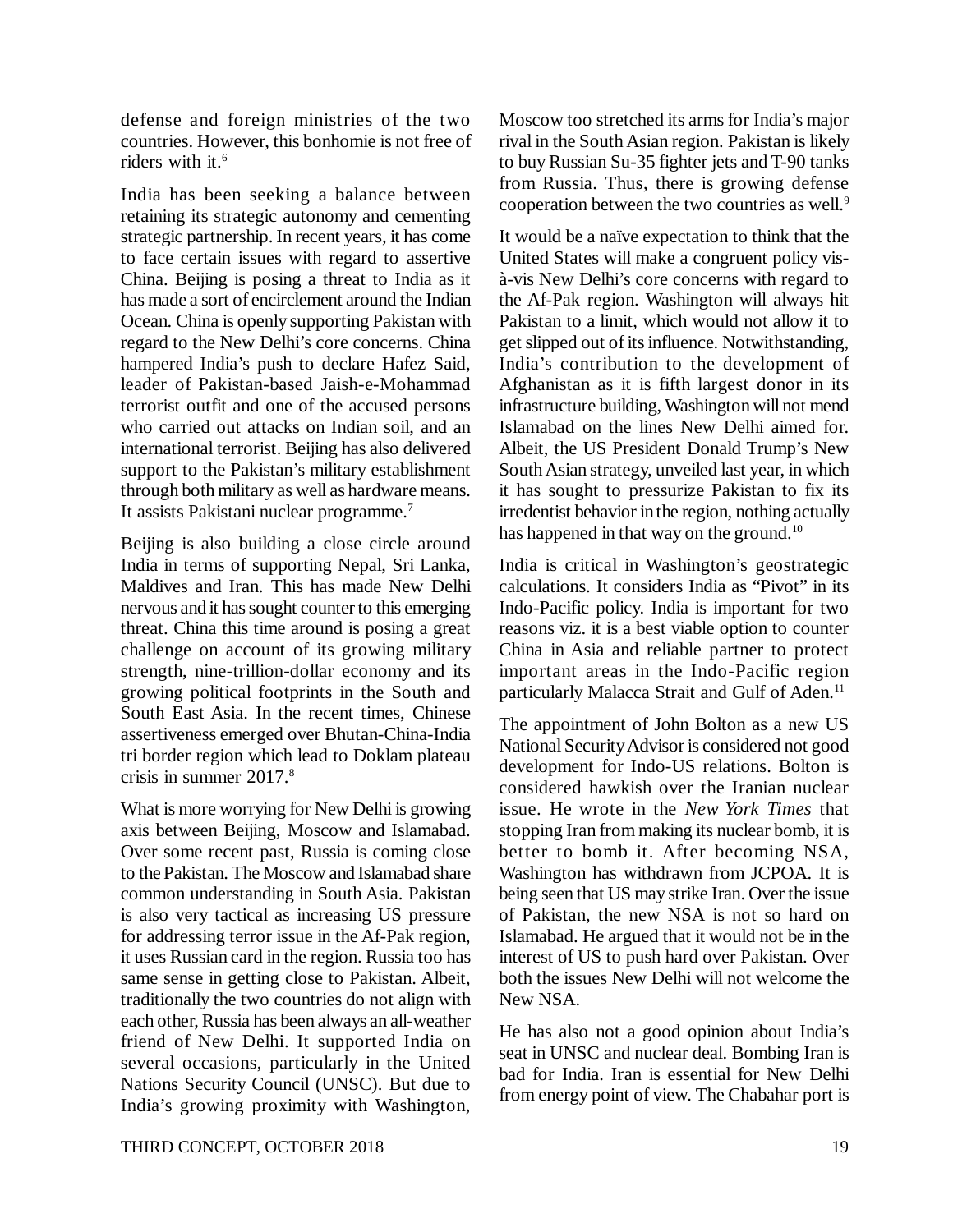defense and foreign ministries of the two countries. However, this bonhomie is not free of riders with it.[6]

India has been seeking a balance between retaining its strategic autonomy and cementing strategic partnership. In recent years, it has come to face certain issues with regard to assertive China. Beijing is posing a threat to India as it has made a sort of encirclement around the Indian Ocean. China is openly supporting Pakistan with regard to the New Delhi's core concerns. China hampered India's push to declare Hafez Said, leader of Pakistan-based Jaish-e-Mohammad terrorist outfit and one of the accused persons who carried out attacks on Indian soil, and an international terrorist. Beijing has also delivered support to the Pakistan's military establishment through both military as well as hardware means. It assists Pakistani nuclear programme.[7]

Beijing is also building a close circle around India in terms of supporting Nepal, Sri Lanka, Maldives and Iran. This has made New Delhi nervous and it has sought counter to this emerging threat. China this time around is posing a great challenge on account of its growing military strength, nine-trillion-dollar economy and its growing political footprints in the South and South East Asia. In the recent times, Chinese assertiveness emerged over Bhutan-China-India tri border region which lead to Doklam plateau crisis in summer 2017.[8]

What is more worrying for New Delhi is growing axis between Beijing, Moscow and Islamabad. Over some recent past, Russia is coming close to the Pakistan. The Moscow and Islamabad share common understanding in South Asia. Pakistan is also very tactical as increasing US pressure for addressing terror issue in the Af-Pak region, it uses Russian card in the region. Russia too has same sense in getting close to Pakistan. Albeit, traditionally the two countries do not align with each other, Russia has been always an all-weather friend of New Delhi. It supported India on several occasions, particularly in the United Nations Security Council (UNSC). But due to India's growing proximity with Washington, Moscow too stretched its arms for India's major rival in the South Asian region. Pakistan is likely to buy Russian Su-35 fighter jets and T-90 tanks from Russia. Thus, there is growing defense cooperation between the two countries as well.[9]

It would be a naïve expectation to think that the United States will make a congruent policy vis-à-vis New Delhi's core concerns with regard to the Af-Pak region. Washington will always hit Pakistan to a limit, which would not allow it to get slipped out of its influence. Notwithstanding, India's contribution to the development of Afghanistan as it is fifth largest donor in its infrastructure building, Washington will not mend Islamabad on the lines New Delhi aimed for. Albeit, the US President Donald Trump's New South Asian strategy, unveiled last year, in which it has sought to pressurize Pakistan to fix its irredentist behavior in the region, nothing actually has happened in that way on the ground.[10]

India is critical in Washington's geostrategic calculations. It considers India as "Pivot" in its Indo-Pacific policy. India is important for two reasons viz. it is a best viable option to counter China in Asia and reliable partner to protect important areas in the Indo-Pacific region particularly Malacca Strait and Gulf of Aden.[11]

The appointment of John Bolton as a new US National Security Advisor is considered not good development for Indo-US relations. Bolton is considered hawkish over the Iranian nuclear issue. He wrote in the *New York Times* that stopping Iran from making its nuclear bomb, it is better to bomb it. After becoming NSA, Washington has withdrawn from JCPOA. It is being seen that US may strike Iran. Over the issue of Pakistan, the new NSA is not so hard on Islamabad. He argued that it would not be in the interest of US to push hard over Pakistan. Over both the issues New Delhi will not welcome the New NSA.

He has also not a good opinion about India's seat in UNSC and nuclear deal. Bombing Iran is bad for India. Iran is essential for New Delhi from energy point of view. The Chabahar port is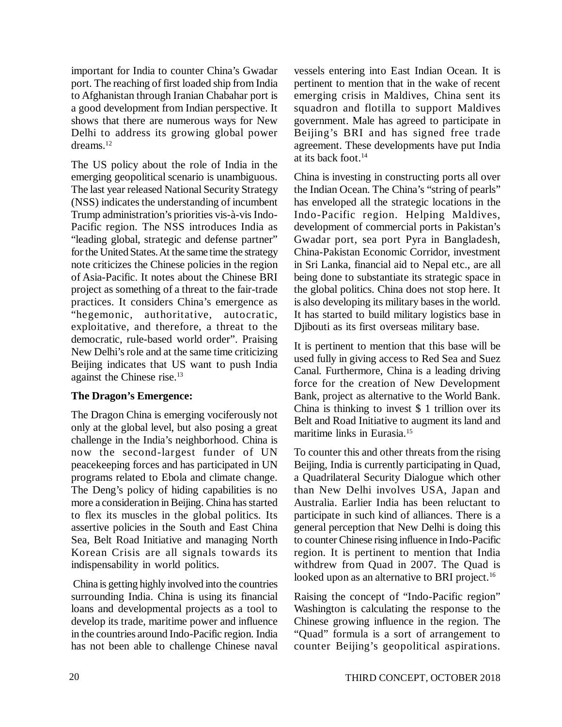important for India to counter China's Gwadar port. The reaching of first loaded ship from India to Afghanistan through Iranian Chabahar port is a good development from Indian perspective. It shows that there are numerous ways for New Delhi to address its growing global power dreams.[12]

The US policy about the role of India in the emerging geopolitical scenario is unambiguous. The last year released National Security Strategy (NSS) indicates the understanding of incumbent Trump administration's priorities vis-à-vis Indo-Pacific region. The NSS introduces India as "leading global, strategic and defense partner" for the United States. At the same time the strategy note criticizes the Chinese policies in the region of Asia-Pacific. It notes about the Chinese BRI project as something of a threat to the fair-trade practices. It considers China's emergence as "hegemonic, authoritative, autocratic, exploitative, and therefore, a threat to the democratic, rule-based world order". Praising New Delhi's role and at the same time criticizing Beijing indicates that US want to push India against the Chinese rise.[13]

**The Dragon's Emergence:**

The Dragon China is emerging vociferously not only at the global level, but also posing a great challenge in the India's neighborhood. China is now the second-largest funder of UN peacekeeping forces and has participated in UN programs related to Ebola and climate change. The Deng's policy of hiding capabilities is no more a consideration in Beijing. China has started to flex its muscles in the global politics. Its assertive policies in the South and East China Sea, Belt Road Initiative and managing North Korean Crisis are all signals towards its indispensability in world politics.

China is getting highly involved into the countries surrounding India. China is using its financial loans and developmental projects as a tool to develop its trade, maritime power and influence in the countries around Indo-Pacific region. India has not been able to challenge Chinese naval vessels entering into East Indian Ocean. It is pertinent to mention that in the wake of recent emerging crisis in Maldives, China sent its squadron and flotilla to support Maldives government. Male has agreed to participate in Beijing's BRI and has signed free trade agreement. These developments have put India at its back foot.[14]

China is investing in constructing ports all over the Indian Ocean. The China's "string of pearls" has enveloped all the strategic locations in the Indo-Pacific region. Helping Maldives, development of commercial ports in Pakistan's Gwadar port, sea port Pyra in Bangladesh, China-Pakistan Economic Corridor, investment in Sri Lanka, financial aid to Nepal etc., are all being done to substantiate its strategic space in the global politics. China does not stop here. It is also developing its military bases in the world. It has started to build military logistics base in Djibouti as its first overseas military base.

It is pertinent to mention that this base will be used fully in giving access to Red Sea and Suez Canal. Furthermore, China is a leading driving force for the creation of New Development Bank, project as alternative to the World Bank. China is thinking to invest $ 1 trillion over its Belt and Road Initiative to augment its land and maritime links in Eurasia.[15]

To counter this and other threats from the rising Beijing, India is currently participating in Quad, a Quadrilateral Security Dialogue which other than New Delhi involves USA, Japan and Australia. Earlier India has been reluctant to participate in such kind of alliances. There is a general perception that New Delhi is doing this to counter Chinese rising influence in Indo-Pacific region. It is pertinent to mention that India withdrew from Quad in 2007. The Quad is looked upon as an alternative to BRI project.[16]

Raising the concept of "Indo-Pacific region" Washington is calculating the response to the Chinese growing influence in the region. The "Quad" formula is a sort of arrangement to counter Beijing's geopolitical aspirations.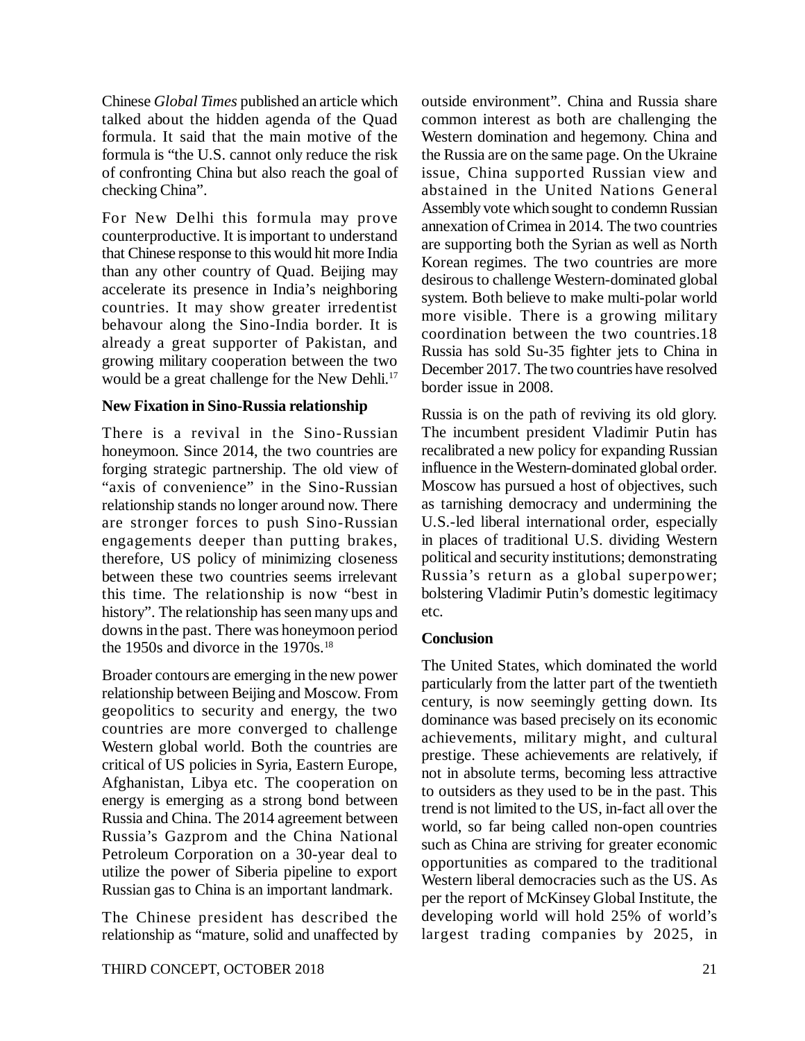Chinese *Global Times* published an article which talked about the hidden agenda of the Quad formula. It said that the main motive of the formula is "the U.S. cannot only reduce the risk of confronting China but also reach the goal of checking China".

For New Delhi this formula may prove counterproductive. It is important to understand that Chinese response to this would hit more India than any other country of Quad. Beijing may accelerate its presence in India's neighboring countries. It may show greater irredentist behavour along the Sino-India border. It is already a great supporter of Pakistan, and growing military cooperation between the two would be a great challenge for the New Dehli.[17]

**New Fixation in Sino-Russia relationship**

There is a revival in the Sino-Russian honeymoon. Since 2014, the two countries are forging strategic partnership. The old view of "axis of convenience" in the Sino-Russian relationship stands no longer around now. There are stronger forces to push Sino-Russian engagements deeper than putting brakes, therefore, US policy of minimizing closeness between these two countries seems irrelevant this time. The relationship is now "best in history". The relationship has seen many ups and downs in the past. There was honeymoon period the 1950s and divorce in the 1970s.[18]

Broader contours are emerging in the new power relationship between Beijing and Moscow. From geopolitics to security and energy, the two countries are more converged to challenge Western global world. Both the countries are critical of US policies in Syria, Eastern Europe, Afghanistan, Libya etc. The cooperation on energy is emerging as a strong bond between Russia and China. The 2014 agreement between Russia's Gazprom and the China National Petroleum Corporation on a 30-year deal to utilize the power of Siberia pipeline to export Russian gas to China is an important landmark.

The Chinese president has described the relationship as "mature, solid and unaffected by outside environment". China and Russia share common interest as both are challenging the Western domination and hegemony. China and the Russia are on the same page. On the Ukraine issue, China supported Russian view and abstained in the United Nations General Assembly vote which sought to condemn Russian annexation of Crimea in 2014. The two countries are supporting both the Syrian as well as North Korean regimes. The two countries are more desirous to challenge Western-dominated global system. Both believe to make multi-polar world more visible. There is a growing military coordination between the two countries.18 Russia has sold Su-35 fighter jets to China in December 2017. The two countries have resolved border issue in 2008.

Russia is on the path of reviving its old glory. The incumbent president Vladimir Putin has recalibrated a new policy for expanding Russian influence in the Western-dominated global order. Moscow has pursued a host of objectives, such as tarnishing democracy and undermining the U.S.-led liberal international order, especially in places of traditional U.S. dividing Western political and security institutions; demonstrating Russia's return as a global superpower; bolstering Vladimir Putin's domestic legitimacy etc.

**Conclusion**

The United States, which dominated the world particularly from the latter part of the twentieth century, is now seemingly getting down. Its dominance was based precisely on its economic achievements, military might, and cultural prestige. These achievements are relatively, if not in absolute terms, becoming less attractive to outsiders as they used to be in the past. This trend is not limited to the US, in-fact all over the world, so far being called non-open countries such as China are striving for greater economic opportunities as compared to the traditional Western liberal democracies such as the US. As per the report of McKinsey Global Institute, the developing world will hold 25% of world's largest trading companies by 2025, in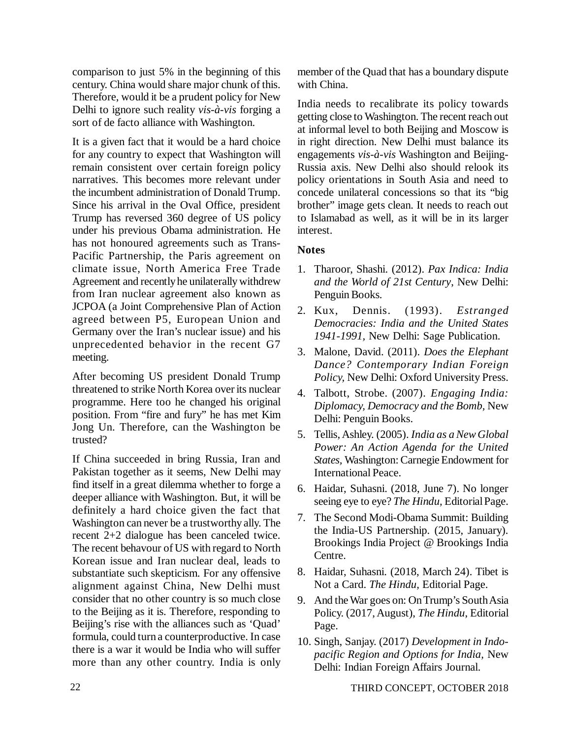comparison to just 5% in the beginning of this century. China would share major chunk of this. Therefore, would it be a prudent policy for New Delhi to ignore such reality *vis-à-vis* forging a sort of de facto alliance with Washington.

It is a given fact that it would be a hard choice for any country to expect that Washington will remain consistent over certain foreign policy narratives. This becomes more relevant under the incumbent administration of Donald Trump. Since his arrival in the Oval Office, president Trump has reversed 360 degree of US policy under his previous Obama administration. He has not honoured agreements such as Trans-Pacific Partnership, the Paris agreement on climate issue, North America Free Trade Agreement and recently he unilaterally withdrew from Iran nuclear agreement also known as JCPOA (a Joint Comprehensive Plan of Action agreed between P5, European Union and Germany over the Iran's nuclear issue) and his unprecedented behavior in the recent G7 meeting.

After becoming US president Donald Trump threatened to strike North Korea over its nuclear programme. Here too he changed his original position. From "fire and fury" he has met Kim Jong Un. Therefore, can the Washington be trusted?

If China succeeded in bring Russia, Iran and Pakistan together as it seems, New Delhi may find itself in a great dilemma whether to forge a deeper alliance with Washington. But, it will be definitely a hard choice given the fact that Washington can never be a trustworthy ally. The recent 2+2 dialogue has been canceled twice. The recent behavour of US with regard to North Korean issue and Iran nuclear deal, leads to substantiate such skepticism. For any offensive alignment against China, New Delhi must consider that no other country is so much close to the Beijing as it is. Therefore, responding to Beijing's rise with the alliances such as 'Quad' formula, could turn a counterproductive. In case there is a war it would be India who will suffer more than any other country. India is only member of the Quad that has a boundary dispute with China.

India needs to recalibrate its policy towards getting close to Washington. The recent reach out at informal level to both Beijing and Moscow is in right direction. New Delhi must balance its engagements *vis-à-vis* Washington and Beijing-Russia axis. New Delhi also should relook its policy orientations in South Asia and need to concede unilateral concessions so that its "big brother" image gets clean. It needs to reach out to Islamabad as well, as it will be in its larger interest.

**Notes**

1. Tharoor, Shashi. (2012). *Pax Indica: India and the World of 21st Century*, New Delhi: Penguin Books.
2. Kux, Dennis. (1993). *Estranged Democracies: India and the United States 1941-1991,* New Delhi: Sage Publication.
3. Malone, David. (2011). *Does the Elephant Dance? Contemporary Indian Foreign Policy,* New Delhi: Oxford University Press.
4. Talbott, Strobe. (2007). *Engaging India: Diplomacy, Democracy and the Bomb,* New Delhi: Penguin Books.
5. Tellis, Ashley. (2005). *India as a New Global Power: An Action Agenda for the United States*, Washington: Carnegie Endowment for International Peace.
6. Haidar, Suhasni. (2018, June 7). No longer seeing eye to eye? *The Hindu*, Editorial Page.
7. The Second Modi-Obama Summit: Building the India-US Partnership. (2015, January). Brookings India Project @ Brookings India Centre.
8. Haidar, Suhasni. (2018, March 24). Tibet is Not a Card. *The Hindu,* Editorial Page.
9. And the War goes on: On Trump's South Asia Policy. (2017, August), *The Hindu*, Editorial Page.
10. Singh, Sanjay. (2017) *Development in Indo-pacific Region and Options for India,* New Delhi: Indian Foreign Affairs Journal.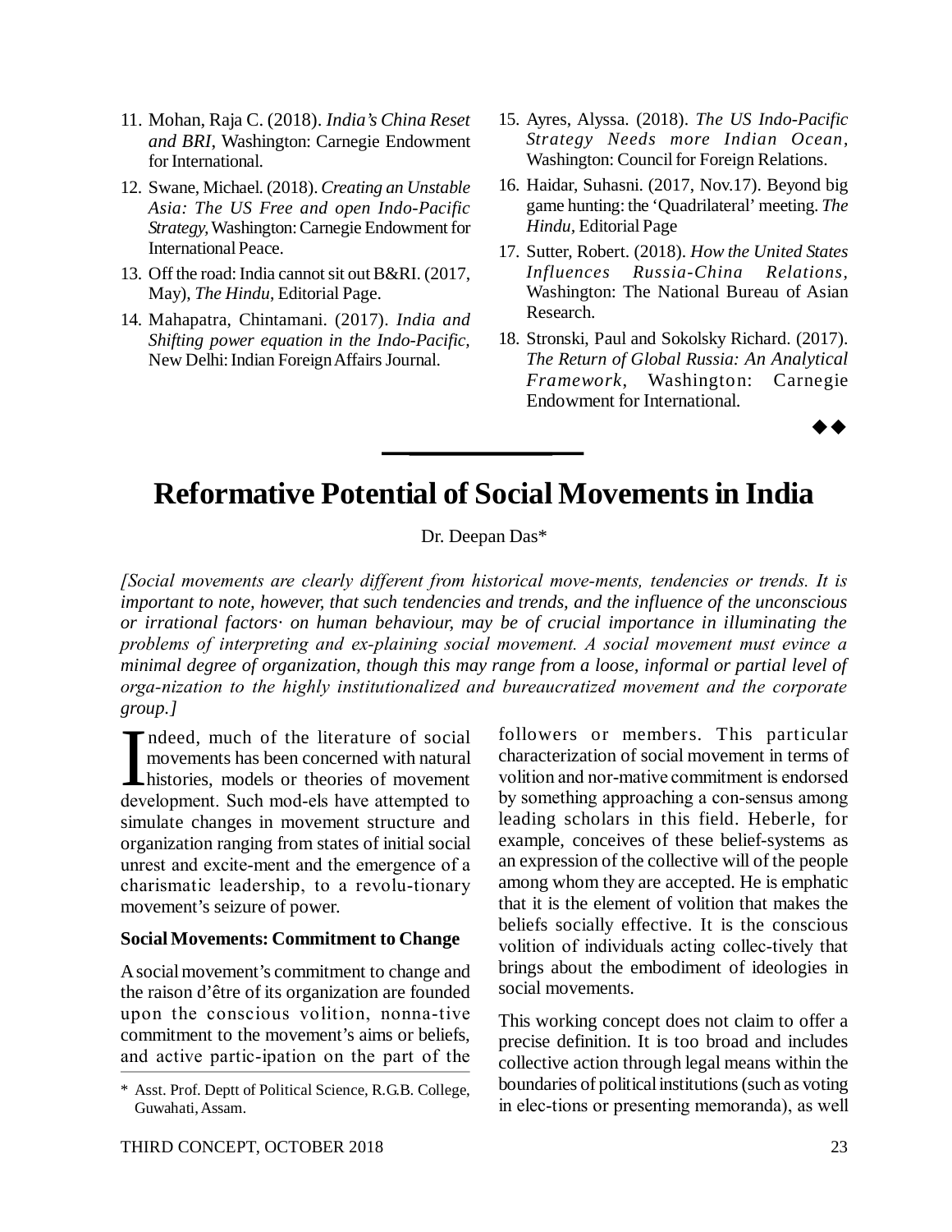11. Mohan, Raja C. (2018). *India's China Reset and BRI*, Washington: Carnegie Endowment for International.
12. Swane, Michael. (2018). *Creating an Unstable Asia: The US Free and open Indo-Pacific Strategy*, Washington: Carnegie Endowment for International Peace.
13. Off the road: India cannot sit out B&RI. (2017, May), *The Hindu*, Editorial Page.
14. Mahapatra, Chintamani. (2017). *India and Shifting power equation in the Indo-Pacific*, New Delhi: Indian Foreign Affairs Journal.
15. Ayres, Alyssa. (2018). *The US Indo-Pacific Strategy Needs more Indian Ocean*, Washington: Council for Foreign Relations.
16. Haidar, Suhasni. (2017, Nov.17). Beyond big game hunting: the 'Quadrilateral' meeting. *The Hindu*, Editorial Page
17. Sutter, Robert. (2018). *How the United States Influences Russia-China Relations*, Washington: The National Bureau of Asian Research.
18. Stronski, Paul and Sokolsky Richard. (2017). *The Return of Global Russia: An Analytical Framework*, Washington: Carnegie Endowment for International.

◆◆

# Reformative Potential of Social Movements in India

Dr. Deepan Das*

*[Social movements are clearly different from historical move-ments, tendencies or trends. It is important to note, however, that such tendencies and trends, and the influence of the unconscious or irrational factors· on human behaviour, may be of crucial importance in illuminating the problems of interpreting and ex-plaining social movement. A social movement must evince a minimal degree of organization, though this may range from a loose, informal or partial level of orga-nization to the highly institutionalized and bureaucratized movement and the corporate group.]*

Indeed, much of the literature of social movements has been concerned with natural histories, models or theories of movement development. Such mod-els have attempted to simulate changes in movement structure and organization ranging from states of initial social unrest and excite-ment and the emergence of a charismatic leadership, to a revolu-tionary movement's seizure of power.

### Social Movements: Commitment to Change

A social movement's commitment to change and the raison d'être of its organization are founded upon the conscious volition, nonna-tive commitment to the movement's aims or beliefs, and active partic-ipation on the part of the followers or members. This particular characterization of social movement in terms of volition and nor-mative commitment is endorsed by something approaching a con-sensus among leading scholars in this field. Heberle, for example, conceives of these belief-systems as an expression of the collective will of the people among whom they are accepted. He is emphatic that it is the element of volition that makes the beliefs socially effective. It is the conscious volition of individuals acting collec-tively that brings about the embodiment of ideologies in social movements.

This working concept does not claim to offer a precise definition. It is too broad and includes collective action through legal means within the boundaries of political institutions (such as voting in elec-tions or presenting memoranda), as well

\* Asst. Prof. Deptt of Political Science, R.G.B. College, Guwahati, Assam.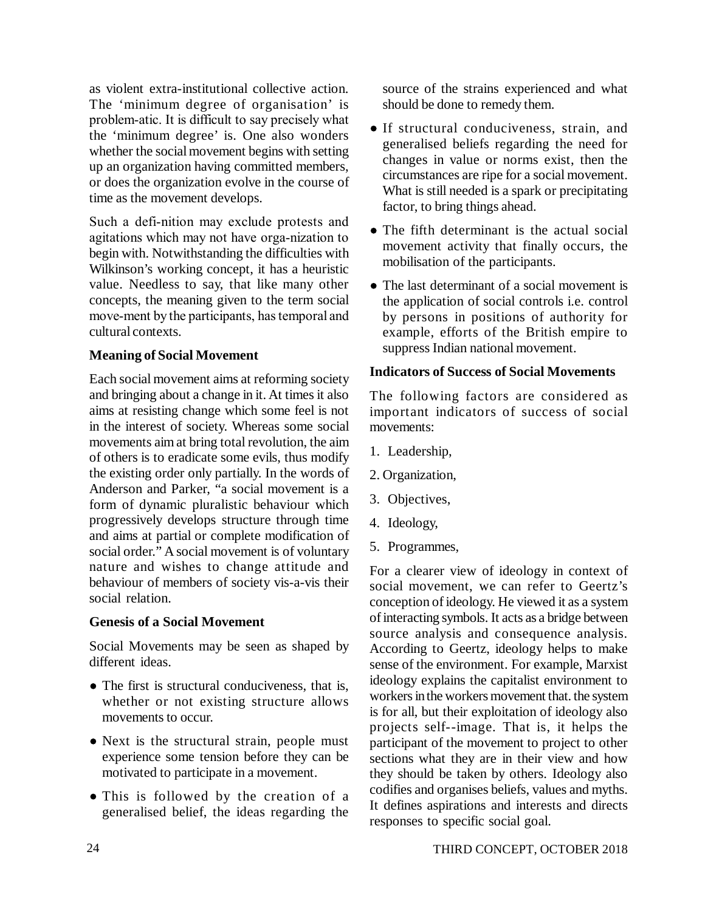as violent extra-institutional collective action. The 'minimum degree of organisation' is problem-atic. It is difficult to say precisely what the 'minimum degree' is. One also wonders whether the social movement begins with setting up an organization having committed members, or does the organization evolve in the course of time as the movement develops.

Such a defi-nition may exclude protests and agitations which may not have orga-nization to begin with. Notwithstanding the difficulties with Wilkinson's working concept, it has a heuristic value. Needless to say, that like many other concepts, the meaning given to the term social move-ment by the participants, has temporal and cultural contexts.

**Meaning of Social Movement**

Each social movement aims at reforming society and bringing about a change in it. At times it also aims at resisting change which some feel is not in the interest of society. Whereas some social movements aim at bring total revolution, the aim of others is to eradicate some evils, thus modify the existing order only partially. In the words of Anderson and Parker, "a social movement is a form of dynamic pluralistic behaviour which progressively develops structure through time and aims at partial or complete modification of social order." A social movement is of voluntary nature and wishes to change attitude and behaviour of members of society vis-a-vis their social relation.

**Genesis of a Social Movement**

Social Movements may be seen as shaped by different ideas.

- The first is structural conduciveness, that is, whether or not existing structure allows movements to occur.
- Next is the structural strain, people must experience some tension before they can be motivated to participate in a movement.
- This is followed by the creation of a generalised belief, the ideas regarding the source of the strains experienced and what should be done to remedy them.
- If structural conduciveness, strain, and generalised beliefs regarding the need for changes in value or norms exist, then the circumstances are ripe for a social movement. What is still needed is a spark or precipitating factor, to bring things ahead.
- The fifth determinant is the actual social movement activity that finally occurs, the mobilisation of the participants.
- The last determinant of a social movement is the application of social controls i.e. control by persons in positions of authority for example, efforts of the British empire to suppress Indian national movement.

**Indicators of Success of Social Movements**

The following factors are considered as important indicators of success of social movements:

1. Leadership,
2. Organization,
3. Objectives,
4. Ideology,
5. Programmes,

For a clearer view of ideology in context of social movement, we can refer to Geertz's conception of ideology. He viewed it as a system of interacting symbols. It acts as a bridge between source analysis and consequence analysis. According to Geertz, ideology helps to make sense of the environment. For example, Marxist ideology explains the capitalist environment to workers in the workers movement that. the system is for all, but their exploitation of ideology also projects self--image. That is, it helps the participant of the movement to project to other sections what they are in their view and how they should be taken by others. Ideology also codifies and organises beliefs, values and myths. It defines aspirations and interests and directs responses to specific social goal.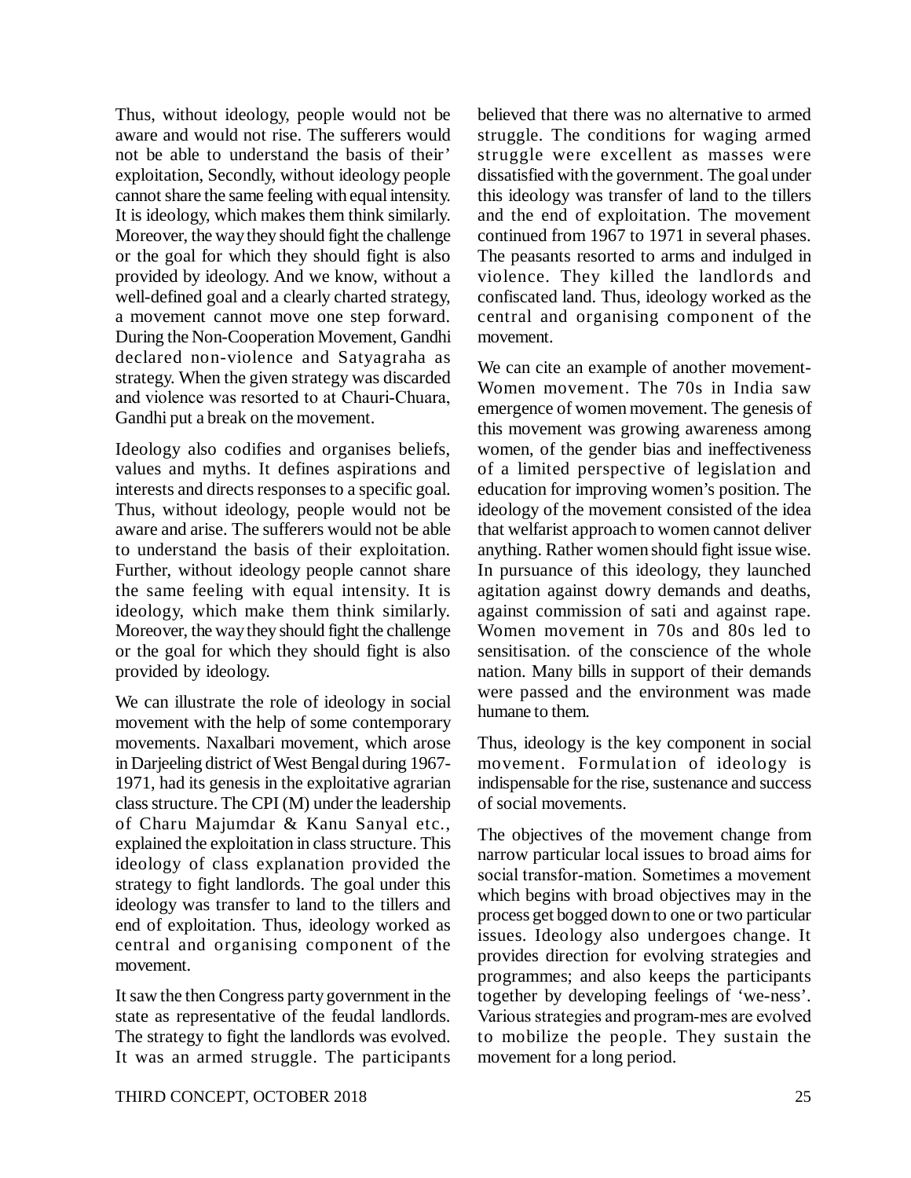Thus, without ideology, people would not be aware and would not rise. The sufferers would not be able to understand the basis of their' exploitation, Secondly, without ideology people cannot share the same feeling with equal intensity. It is ideology, which makes them think similarly. Moreover, the way they should fight the challenge or the goal for which they should fight is also provided by ideology. And we know, without a well-defined goal and a clearly charted strategy, a movement cannot move one step forward. During the Non-Cooperation Movement, Gandhi declared non-violence and Satyagraha as strategy. When the given strategy was discarded and violence was resorted to at Chauri-Chuara, Gandhi put a break on the movement.

Ideology also codifies and organises beliefs, values and myths. It defines aspirations and interests and directs responses to a specific goal. Thus, without ideology, people would not be aware and arise. The sufferers would not be able to understand the basis of their exploitation. Further, without ideology people cannot share the same feeling with equal intensity. It is ideology, which make them think similarly. Moreover, the way they should fight the challenge or the goal for which they should fight is also provided by ideology.

We can illustrate the role of ideology in social movement with the help of some contemporary movements. Naxalbari movement, which arose in Darjeeling district of West Bengal during 1967-1971, had its genesis in the exploitative agrarian class structure. The CPI (M) under the leadership of Charu Majumdar & Kanu Sanyal etc., explained the exploitation in class structure. This ideology of class explanation provided the strategy to fight landlords. The goal under this ideology was transfer to land to the tillers and end of exploitation. Thus, ideology worked as central and organising component of the movement.

It saw the then Congress party government in the state as representative of the feudal landlords. The strategy to fight the landlords was evolved. It was an armed struggle. The participants believed that there was no alternative to armed struggle. The conditions for waging armed struggle were excellent as masses were dissatisfied with the government. The goal under this ideology was transfer of land to the tillers and the end of exploitation. The movement continued from 1967 to 1971 in several phases. The peasants resorted to arms and indulged in violence. They killed the landlords and confiscated land. Thus, ideology worked as the central and organising component of the movement.

We can cite an example of another movement- Women movement. The 70s in India saw emergence of women movement. The genesis of this movement was growing awareness among women, of the gender bias and ineffectiveness of a limited perspective of legislation and education for improving women's position. The ideology of the movement consisted of the idea that welfarist approach to women cannot deliver anything. Rather women should fight issue wise. In pursuance of this ideology, they launched agitation against dowry demands and deaths, against commission of sati and against rape. Women movement in 70s and 80s led to sensitisation. of the conscience of the whole nation. Many bills in support of their demands were passed and the environment was made humane to them.

Thus, ideology is the key component in social movement. Formulation of ideology is indispensable for the rise, sustenance and success of social movements.

The objectives of the movement change from narrow particular local issues to broad aims for social transfor-mation. Sometimes a movement which begins with broad objectives may in the process get bogged down to one or two particular issues. Ideology also undergoes change. It provides direction for evolving strategies and programmes; and also keeps the participants together by developing feelings of 'we-ness'. Various strategies and program-mes are evolved to mobilize the people. They sustain the movement for a long period.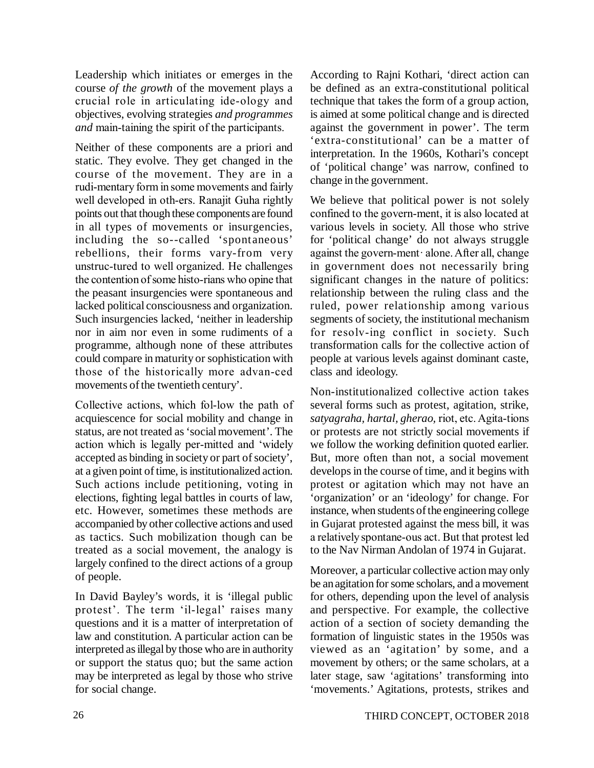Leadership which initiates or emerges in the course *of the growth* of the movement plays a crucial role in articulating ide-ology and objectives, evolving strategies *and programmes and* main-taining the spirit of the participants.

Neither of these components are a priori and static. They evolve. They get changed in the course of the movement. They are in a rudi-mentary form in some movements and fairly well developed in oth-ers. Ranajit Guha rightly points out that though these components are found in all types of movements or insurgencies, including the so--called 'spontaneous' rebellions, their forms vary-from very unstruc-tured to well organized. He challenges the contention of some histo-rians who opine that the peasant insurgencies were spontaneous and lacked political consciousness and organization. Such insurgencies lacked, 'neither in leadership nor in aim nor even in some rudiments of a programme, although none of these attributes could compare in maturity or sophistication with those of the historically more advan-ced movements of the twentieth century'.

Collective actions, which fol-low the path of acquiescence for social mobility and change in status, are not treated as 'social movement'. The action which is legally per-mitted and 'widely accepted as binding in society or part of society', at a given point of time, is institutionalized action. Such actions include petitioning, voting in elections, fighting legal battles in courts of law, etc. However, sometimes these methods are accompanied by other collective actions and used as tactics. Such mobilization though can be treated as a social movement, the analogy is largely confined to the direct actions of a group of people.

In David Bayley's words, it is 'illegal public protest'. The term 'il-legal' raises many questions and it is a matter of interpretation of law and constitution. A particular action can be interpreted as illegal by those who are in authority or support the status quo; but the same action may be interpreted as legal by those who strive for social change.

According to Rajni Kothari, 'direct action can be defined as an extra-constitutional political technique that takes the form of a group action, is aimed at some political change and is directed against the government in power'. The term 'extra-constitutional' can be a matter of interpretation. In the 1960s, Kothari's concept of 'political change' was narrow, confined to change in the government.

We believe that political power is not solely confined to the govern-ment, it is also located at various levels in society. All those who strive for 'political change' do not always struggle against the govern-ment· alone. After all, change in government does not necessarily bring significant changes in the nature of politics: relationship between the ruling class and the ruled, power relationship among various segments of society, the institutional mechanism for resolv-ing conflict in society. Such transformation calls for the collective action of people at various levels against dominant caste, class and ideology.

Non-institutionalized collective action takes several forms such as protest, agitation, strike, *satyagraha, hartal, gherao,* riot, etc. Agita-tions or protests are not strictly social movements if we follow the working definition quoted earlier. But, more often than not, a social movement develops in the course of time, and it begins with protest or agitation which may not have an 'organization' or an 'ideology' for change. For instance, when students of the engineering college in Gujarat protested against the mess bill, it was a relatively spontane-ous act. But that protest led to the Nav Nirman Andolan of 1974 in Gujarat.

Moreover, a particular collective action may only be an agitation for some scholars, and a movement for others, depending upon the level of analysis and perspective. For example, the collective action of a section of society demanding the formation of linguistic states in the 1950s was viewed as an 'agitation' by some, and a movement by others; or the same scholars, at a later stage, saw 'agitations' transforming into 'movements.' Agitations, protests, strikes and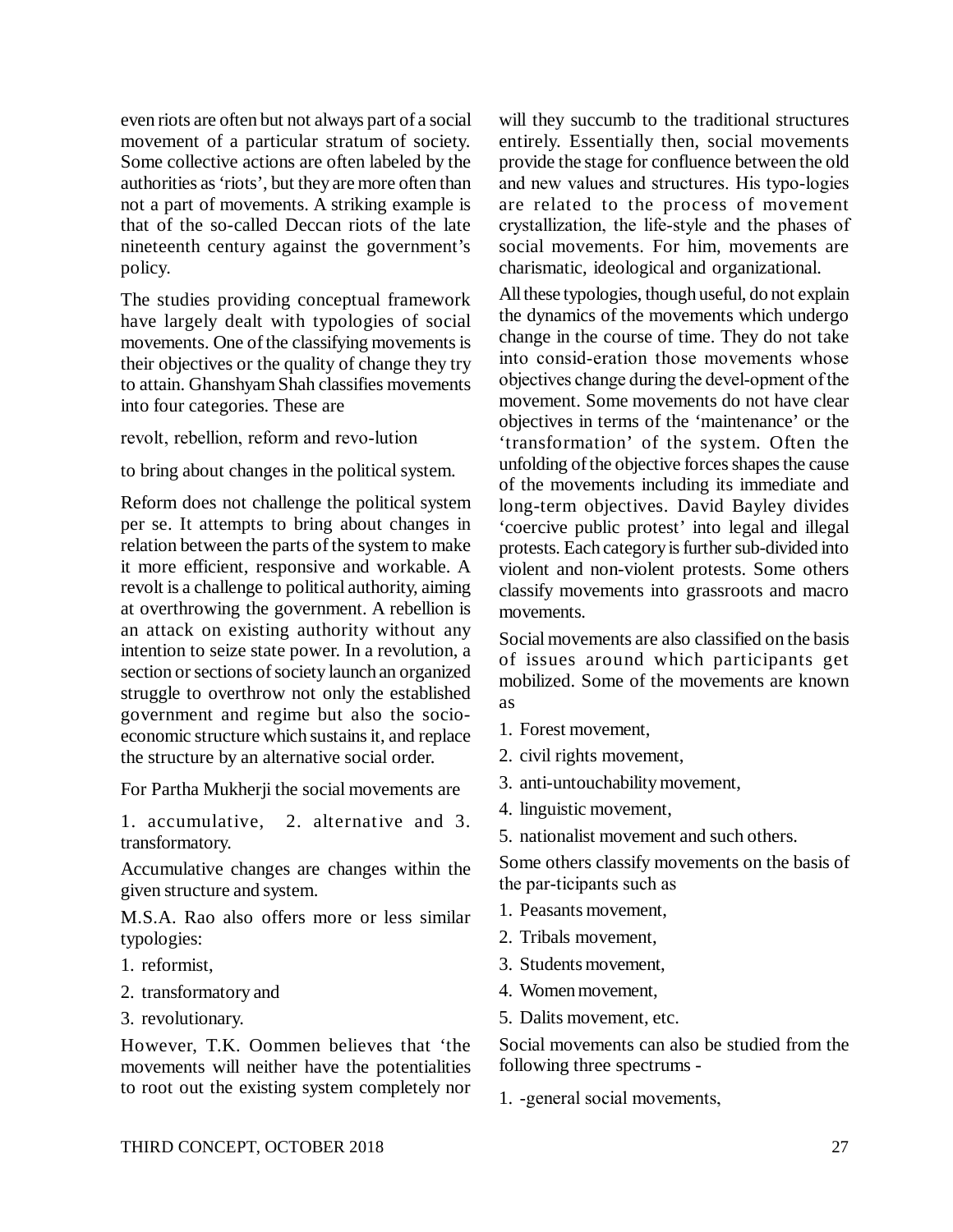even riots are often but not always part of a social movement of a particular stratum of society. Some collective actions are often labeled by the authorities as 'riots', but they are more often than not a part of movements. A striking example is that of the so-called Deccan riots of the late nineteenth century against the government's policy.

The studies providing conceptual framework have largely dealt with typologies of social movements. One of the classifying movements is their objectives or the quality of change they try to attain. Ghanshyam Shah classifies movements into four categories. These are

revolt, rebellion, reform and revo-lution

to bring about changes in the political system.

Reform does not challenge the political system per se. It attempts to bring about changes in relation between the parts of the system to make it more efficient, responsive and workable. A revolt is a challenge to political authority, aiming at overthrowing the government. A rebellion is an attack on existing authority without any intention to seize state power. In a revolution, a section or sections of society launch an organized struggle to overthrow not only the established government and regime but also the socio-economic structure which sustains it, and replace the structure by an alternative social order.

For Partha Mukherji the social movements are

1. accumulative, 2. alternative and 3. transformatory.

Accumulative changes are changes within the given structure and system.

M.S.A. Rao also offers more or less similar typologies:

1. reformist,
2. transformatory and
3. revolutionary.

However, T.K. Oommen believes that 'the movements will neither have the potentialities to root out the existing system completely nor will they succumb to the traditional structures entirely. Essentially then, social movements provide the stage for confluence between the old and new values and structures. His typo-logies are related to the process of movement crystallization, the life-style and the phases of social movements. For him, movements are charismatic, ideological and organizational.

All these typologies, though useful, do not explain the dynamics of the movements which undergo change in the course of time. They do not take into consid-eration those movements whose objectives change during the devel-opment of the movement. Some movements do not have clear objectives in terms of the 'maintenance' or the 'transformation' of the system. Often the unfolding of the objective forces shapes the cause of the movements including its immediate and long-term objectives. David Bayley divides 'coercive public protest' into legal and illegal protests. Each category is further sub-divided into violent and non-violent protests. Some others classify movements into grassroots and macro movements.

Social movements are also classified on the basis of issues around which participants get mobilized. Some of the movements are known as

1. Forest movement,
2. civil rights movement,
3. anti-untouchability movement,
4. linguistic movement,
5. nationalist movement and such others.

Some others classify movements on the basis of the par-ticipants such as

1. Peasants movement,
2. Tribals movement,
3. Students movement,
4. Women movement,
5. Dalits movement, etc.

Social movements can also be studied from the following three spectrums -

1. -general social movements,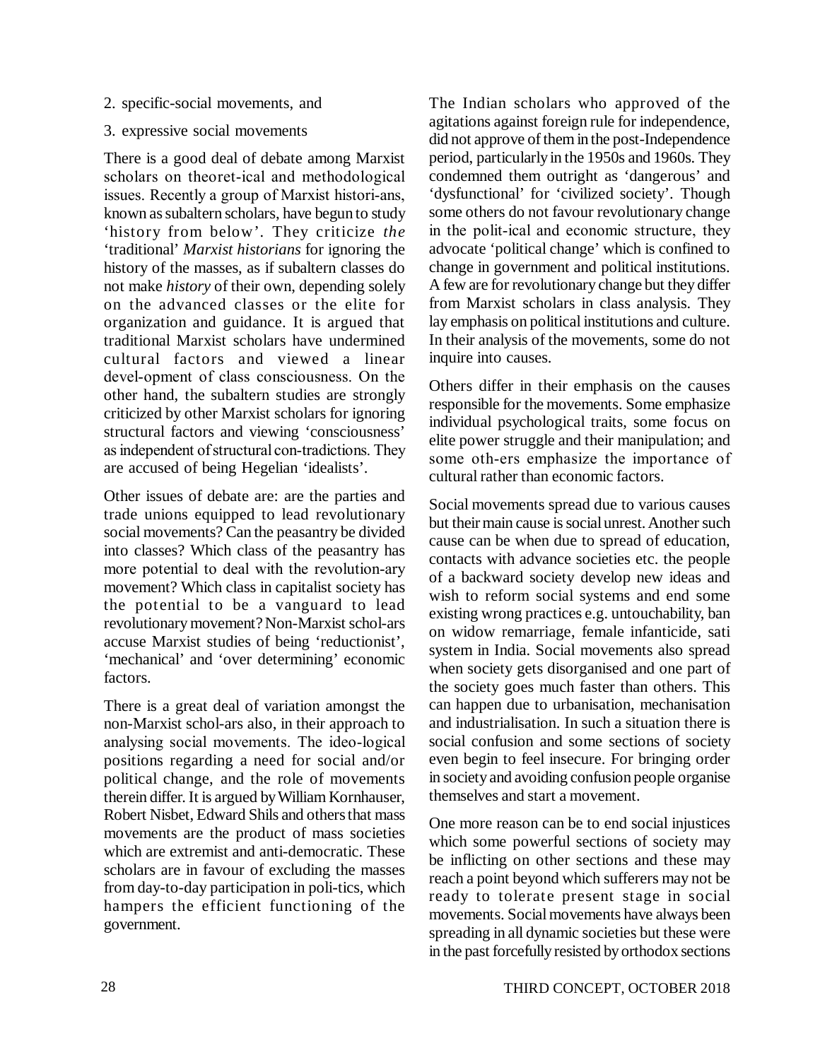2. specific-social movements, and

3. expressive social movements

There is a good deal of debate among Marxist scholars on theoret-ical and methodological issues. Recently a group of Marxist histori-ans, known as subaltern scholars, have begun to study 'history from below'. They criticize *the* 'traditional' *Marxist historians* for ignoring the history of the masses, as if subaltern classes do not make *history* of their own, depending solely on the advanced classes or the elite for organization and guidance. It is argued that traditional Marxist scholars have undermined cultural factors and viewed a linear devel-opment of class consciousness. On the other hand, the subaltern studies are strongly criticized by other Marxist scholars for ignoring structural factors and viewing 'consciousness' as independent of structural con-tradictions. They are accused of being Hegelian 'idealists'.

Other issues of debate are: are the parties and trade unions equipped to lead revolutionary social movements? Can the peasantry be divided into classes? Which class of the peasantry has more potential to deal with the revolution-ary movement? Which class in capitalist society has the potential to be a vanguard to lead revolutionary movement? Non-Marxist schol-ars accuse Marxist studies of being 'reductionist', 'mechanical' and 'over determining' economic factors.

There is a great deal of variation amongst the non-Marxist schol-ars also, in their approach to analysing social movements. The ideo-logical positions regarding a need for social and/or political change, and the role of movements therein differ. It is argued by William Kornhauser, Robert Nisbet, Edward Shils and others that mass movements are the product of mass societies which are extremist and anti-democratic. These scholars are in favour of excluding the masses from day-to-day participation in poli-tics, which hampers the efficient functioning of the government.

The Indian scholars who approved of the agitations against foreign rule for independence, did not approve of them in the post-Independence period, particularly in the 1950s and 1960s. They condemned them outright as 'dangerous' and 'dysfunctional' for 'civilized society'. Though some others do not favour revolutionary change in the polit-ical and economic structure, they advocate 'political change' which is confined to change in government and political institutions. A few are for revolutionary change but they differ from Marxist scholars in class analysis. They lay emphasis on political institutions and culture. In their analysis of the movements, some do not inquire into causes.

Others differ in their emphasis on the causes responsible for the movements. Some emphasize individual psychological traits, some focus on elite power struggle and their manipulation; and some oth-ers emphasize the importance of cultural rather than economic factors.

Social movements spread due to various causes but their main cause is social unrest. Another such cause can be when due to spread of education, contacts with advance societies etc. the people of a backward society develop new ideas and wish to reform social systems and end some existing wrong practices e.g. untouchability, ban on widow remarriage, female infanticide, sati system in India. Social movements also spread when society gets disorganised and one part of the society goes much faster than others. This can happen due to urbanisation, mechanisation and industrialisation. In such a situation there is social confusion and some sections of society even begin to feel insecure. For bringing order in society and avoiding confusion people organise themselves and start a movement.

One more reason can be to end social injustices which some powerful sections of society may be inflicting on other sections and these may reach a point beyond which sufferers may not be ready to tolerate present stage in social movements. Social movements have always been spreading in all dynamic societies but these were in the past forcefully resisted by orthodox sections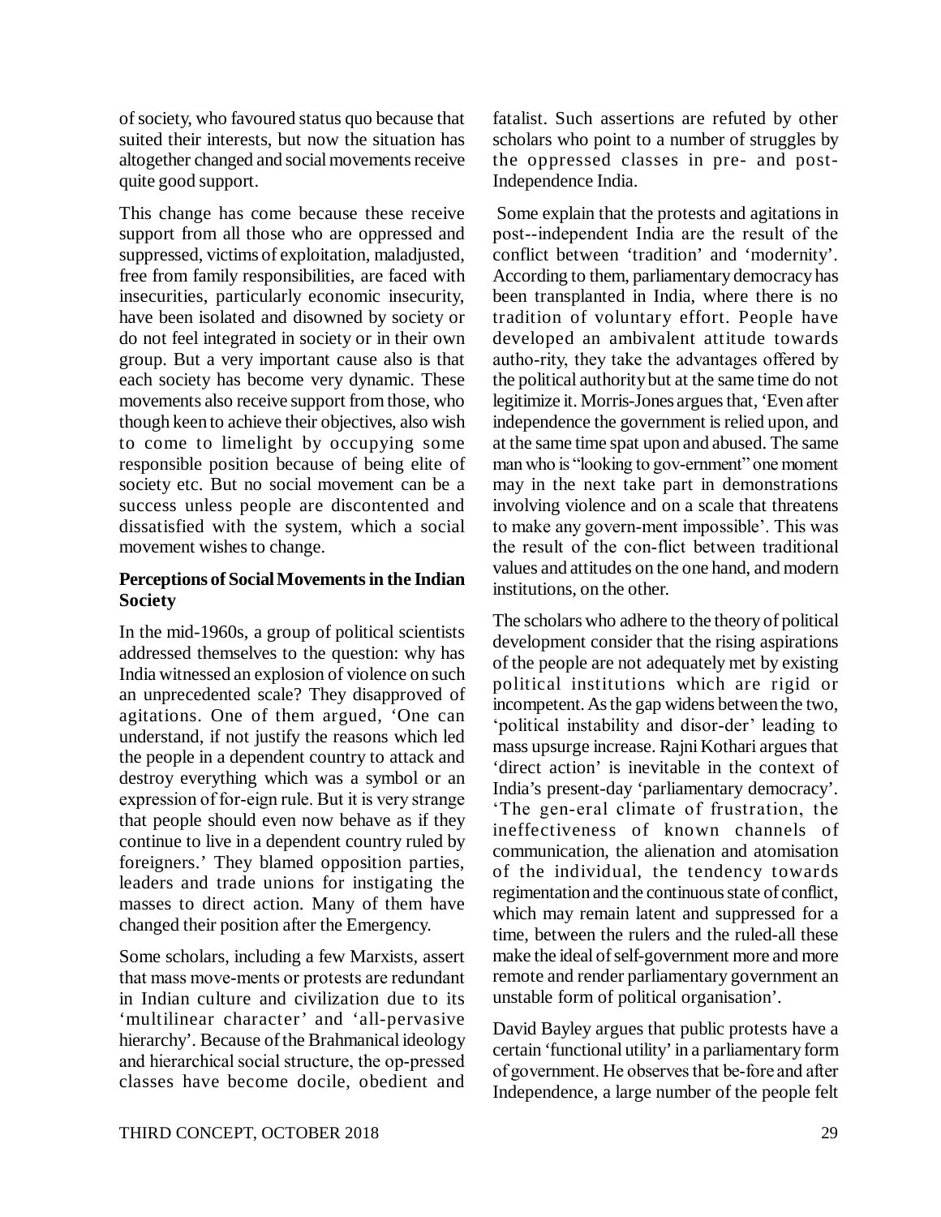of society, who favoured status quo because that suited their interests, but now the situation has altogether changed and social movements receive quite good support.

This change has come because these receive support from all those who are oppressed and suppressed, victims of exploitation, maladjusted, free from family responsibilities, are faced with insecurities, particularly economic insecurity, have been isolated and disowned by society or do not feel integrated in society or in their own group. But a very important cause also is that each society has become very dynamic. These movements also receive support from those, who though keen to achieve their objectives, also wish to come to limelight by occupying some responsible position because of being elite of society etc. But no social movement can be a success unless people are discontented and dissatisfied with the system, which a social movement wishes to change.

**Perceptions of Social Movements in the Indian Society**

In the mid-1960s, a group of political scientists addressed themselves to the question: why has India witnessed an explosion of violence on such an unprecedented scale? They disapproved of agitations. One of them argued, 'One can understand, if not justify the reasons which led the people in a dependent country to attack and destroy everything which was a symbol or an expression of for-eign rule. But it is very strange that people should even now behave as if they continue to live in a dependent country ruled by foreigners.' They blamed opposition parties, leaders and trade unions for instigating the masses to direct action. Many of them have changed their position after the Emergency.

Some scholars, including a few Marxists, assert that mass move-ments or protests are redundant in Indian culture and civilization due to its 'multilinear character' and 'all-pervasive hierarchy'. Because of the Brahmanical ideology and hierarchical social structure, the op-pressed classes have become docile, obedient and fatalist. Such assertions are refuted by other scholars who point to a number of struggles by the oppressed classes in pre- and post-Independence India.

Some explain that the protests and agitations in post--independent India are the result of the conflict between 'tradition' and 'modernity'. According to them, parliamentary democracy has been transplanted in India, where there is no tradition of voluntary effort. People have developed an ambivalent attitude towards autho-rity, they take the advantages offered by the political authority but at the same time do not legitimize it. Morris-Jones argues that, 'Even after independence the government is relied upon, and at the same time spat upon and abused. The same man who is "looking to gov-ernment" one moment may in the next take part in demonstrations involving violence and on a scale that threatens to make any govern-ment impossible'. This was the result of the con-flict between traditional values and attitudes on the one hand, and modern institutions, on the other.

The scholars who adhere to the theory of political development consider that the rising aspirations of the people are not adequately met by existing political institutions which are rigid or incompetent. As the gap widens between the two, 'political instability and disor-der' leading to mass upsurge increase. Rajni Kothari argues that 'direct action' is inevitable in the context of India's present-day 'parliamentary democracy'. 'The gen-eral climate of frustration, the ineffectiveness of known channels of communication, the alienation and atomisation of the individual, the tendency towards regimentation and the continuous state of conflict, which may remain latent and suppressed for a time, between the rulers and the ruled-all these make the ideal of self-government more and more remote and render parliamentary government an unstable form of political organisation'.

David Bayley argues that public protests have a certain 'functional utility' in a parliamentary form of government. He observes that be-fore and after Independence, a large number of the people felt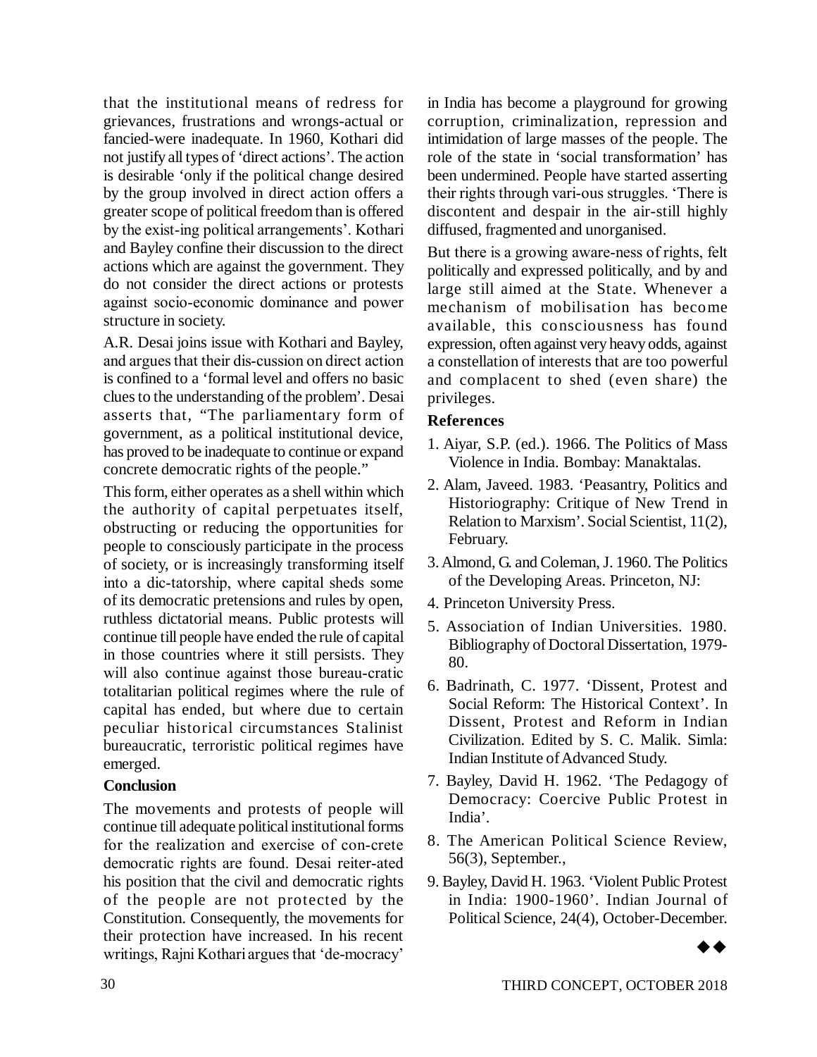that the institutional means of redress for grievances, frustrations and wrongs-actual or fancied-were inadequate. In 1960, Kothari did not justify all types of 'direct actions'. The action is desirable 'only if the political change desired by the group involved in direct action offers a greater scope of political freedom than is offered by the exist-ing political arrangements'. Kothari and Bayley confine their discussion to the direct actions which are against the government. They do not consider the direct actions or protests against socio-economic dominance and power structure in society.

A.R. Desai joins issue with Kothari and Bayley, and argues that their dis-cussion on direct action is confined to a 'formal level and offers no basic clues to the understanding of the problem'. Desai asserts that, "The parliamentary form of government, as a political institutional device, has proved to be inadequate to continue or expand concrete democratic rights of the people."

This form, either operates as a shell within which the authority of capital perpetuates itself, obstructing or reducing the opportunities for people to consciously participate in the process of society, or is increasingly transforming itself into a dic-tatorship, where capital sheds some of its democratic pretensions and rules by open, ruthless dictatorial means. Public protests will continue till people have ended the rule of capital in those countries where it still persists. They will also continue against those bureau-cratic totalitarian political regimes where the rule of capital has ended, but where due to certain peculiar historical circumstances Stalinist bureaucratic, terroristic political regimes have emerged.

**Conclusion**

The movements and protests of people will continue till adequate political institutional forms for the realization and exercise of con-crete democratic rights are found. Desai reiter-ated his position that the civil and democratic rights of the people are not protected by the Constitution. Consequently, the movements for their protection have increased. In his recent writings, Rajni Kothari argues that 'de-mocracy' in India has become a playground for growing corruption, criminalization, repression and intimidation of large masses of the people. The role of the state in 'social transformation' has been undermined. People have started asserting their rights through vari-ous struggles. 'There is discontent and despair in the air-still highly diffused, fragmented and unorganised.

But there is a growing aware-ness of rights, felt politically and expressed politically, and by and large still aimed at the State. Whenever a mechanism of mobilisation has become available, this consciousness has found expression, often against very heavy odds, against a constellation of interests that are too powerful and complacent to shed (even share) the privileges.

**References**

1. Aiyar, S.P. (ed.). 1966. The Politics of Mass Violence in India. Bombay: Manaktalas.
2. Alam, Javeed. 1983. 'Peasantry, Politics and Historiography: Critique of New Trend in Relation to Marxism'. Social Scientist, 11(2), February.
3. Almond, G. and Coleman, J. 1960. The Politics of the Developing Areas. Princeton, NJ:
4. Princeton University Press.
5. Association of Indian Universities. 1980. Bibliography of Doctoral Dissertation, 1979-80.
6. Badrinath, C. 1977. 'Dissent, Protest and Social Reform: The Historical Context'. In Dissent, Protest and Reform in Indian Civilization. Edited by S. C. Malik. Simla: Indian Institute of Advanced Study.
7. Bayley, David H. 1962. 'The Pedagogy of Democracy: Coercive Public Protest in India'.
8. The American Political Science Review, 56(3), September.,
9. Bayley, David H. 1963. 'Violent Public Protest in India: 1900-1960'. Indian Journal of Political Science, 24(4), October-December.

◆◆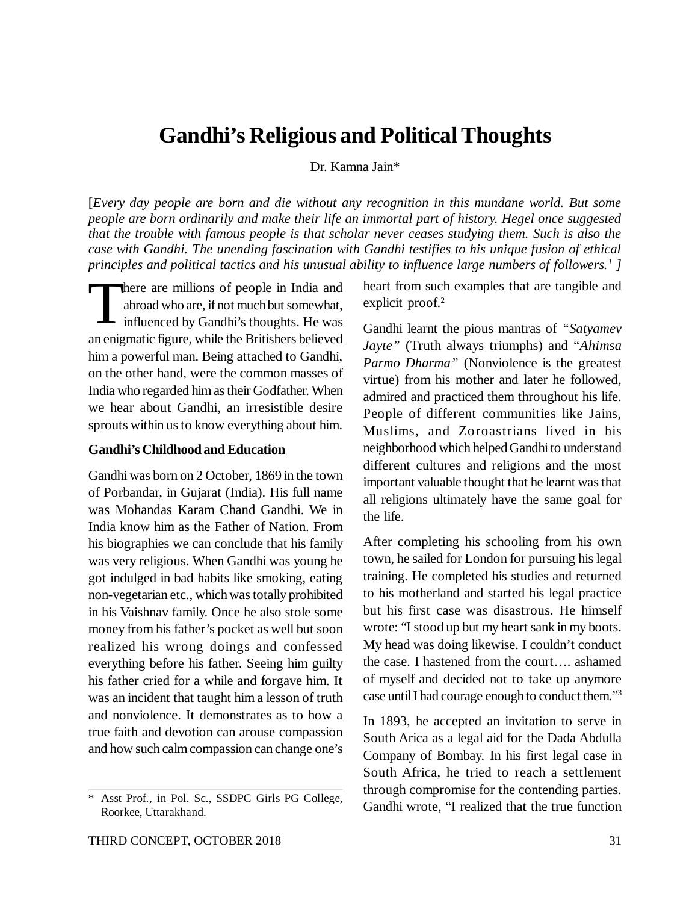# Gandhi's Religious and Political Thoughts

Dr. Kamna Jain*

[*Every day people are born and die without any recognition in this mundane world. But some people are born ordinarily and make their life an immortal part of history. Hegel once suggested that the trouble with famous people is that scholar never ceases studying them. Such is also the case with Gandhi. The unending fascination with Gandhi testifies to his unique fusion of ethical principles and political tactics and his unusual ability to influence large numbers of followers.*[1] ]

There are millions of people in India and abroad who are, if not much but somewhat, influenced by Gandhi's thoughts. He was an enigmatic figure, while the Britishers believed him a powerful man. Being attached to Gandhi, on the other hand, were the common masses of India who regarded him as their Godfather. When we hear about Gandhi, an irresistible desire sprouts within us to know everything about him.

### Gandhi's Childhood and Education

Gandhi was born on 2 October, 1869 in the town of Porbandar, in Gujarat (India). His full name was Mohandas Karam Chand Gandhi. We in India know him as the Father of Nation. From his biographies we can conclude that his family was very religious. When Gandhi was young he got indulged in bad habits like smoking, eating non-vegetarian etc., which was totally prohibited in his Vaishnav family. Once he also stole some money from his father's pocket as well but soon realized his wrong doings and confessed everything before his father. Seeing him guilty his father cried for a while and forgave him. It was an incident that taught him a lesson of truth and nonviolence. It demonstrates as to how a true faith and devotion can arouse compassion and how such calm compassion can change one's heart from such examples that are tangible and explicit proof.[2]

Gandhi learnt the pious mantras of *"Satyamev Jayte"* (Truth always triumphs) and "*Ahimsa Parmo Dharma"* (Nonviolence is the greatest virtue) from his mother and later he followed, admired and practiced them throughout his life. People of different communities like Jains, Muslims, and Zoroastrians lived in his neighborhood which helped Gandhi to understand different cultures and religions and the most important valuable thought that he learnt was that all religions ultimately have the same goal for the life.

After completing his schooling from his own town, he sailed for London for pursuing his legal training. He completed his studies and returned to his motherland and started his legal practice but his first case was disastrous. He himself wrote: "I stood up but my heart sank in my boots. My head was doing likewise. I couldn't conduct the case. I hastened from the court…. ashamed of myself and decided not to take up anymore case until I had courage enough to conduct them."[3]

In 1893, he accepted an invitation to serve in South Arica as a legal aid for the Dada Abdulla Company of Bombay. In his first legal case in South Africa, he tried to reach a settlement through compromise for the contending parties. Gandhi wrote, "I realized that the true function

---

\* Asst Prof., in Pol. Sc., SSDPC Girls PG College, Roorkee, Uttarakhand.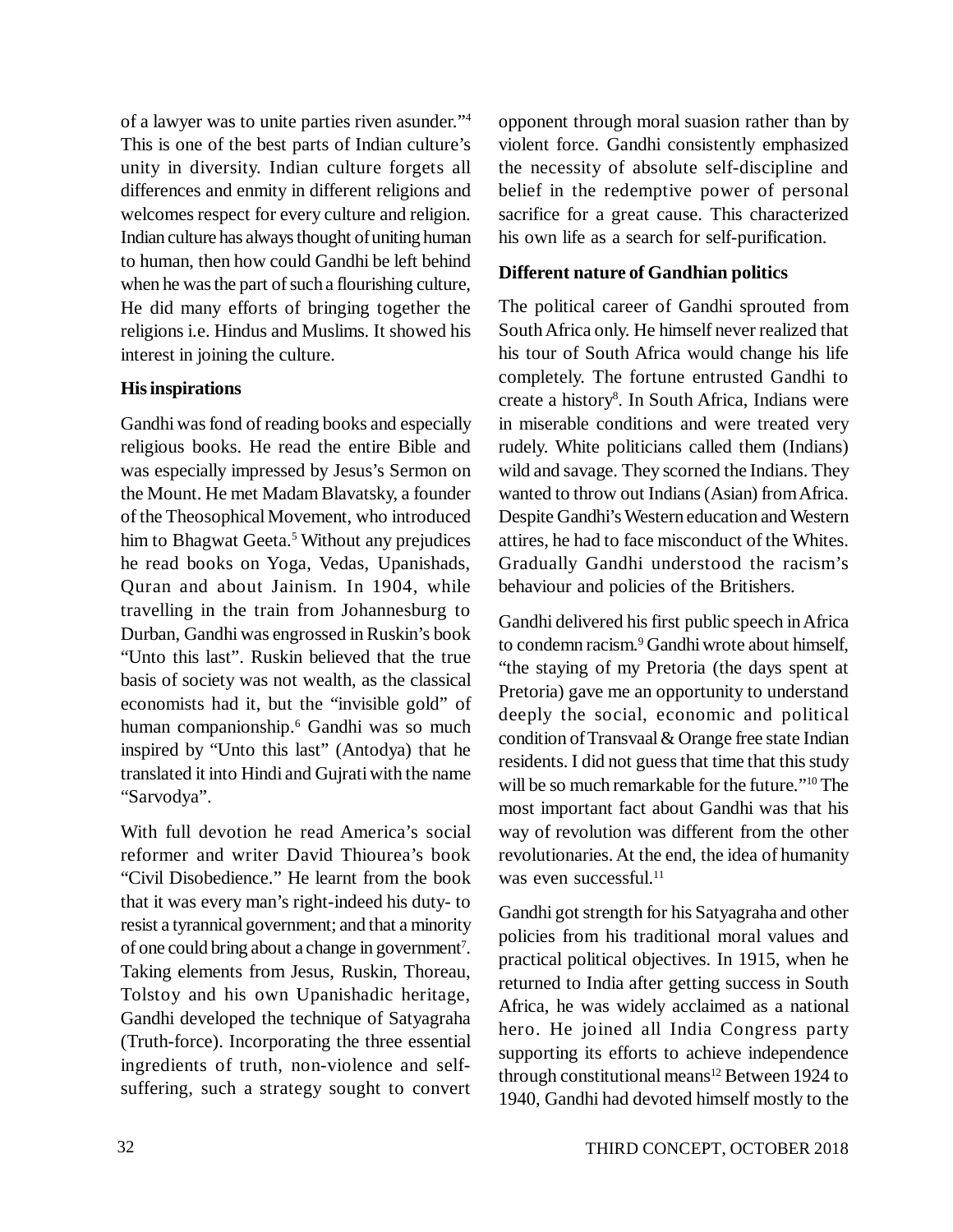of a lawyer was to unite parties riven asunder."[4] This is one of the best parts of Indian culture's unity in diversity. Indian culture forgets all differences and enmity in different religions and welcomes respect for every culture and religion. Indian culture has always thought of uniting human to human, then how could Gandhi be left behind when he was the part of such a flourishing culture, He did many efforts of bringing together the religions i.e. Hindus and Muslims. It showed his interest in joining the culture.

### His inspirations

Gandhi was fond of reading books and especially religious books. He read the entire Bible and was especially impressed by Jesus's Sermon on the Mount. He met Madam Blavatsky, a founder of the Theosophical Movement, who introduced him to Bhagwat Geeta.[5] Without any prejudices he read books on Yoga, Vedas, Upanishads, Quran and about Jainism. In 1904, while travelling in the train from Johannesburg to Durban, Gandhi was engrossed in Ruskin's book "Unto this last". Ruskin believed that the true basis of society was not wealth, as the classical economists had it, but the "invisible gold" of human companionship.[6] Gandhi was so much inspired by "Unto this last" (Antodya) that he translated it into Hindi and Gujrati with the name "Sarvodya".

With full devotion he read America's social reformer and writer David Thiourea's book "Civil Disobedience." He learnt from the book that it was every man's right-indeed his duty- to resist a tyrannical government; and that a minority of one could bring about a change in government[7]. Taking elements from Jesus, Ruskin, Thoreau, Tolstoy and his own Upanishadic heritage, Gandhi developed the technique of Satyagraha (Truth-force). Incorporating the three essential ingredients of truth, non-violence and self-suffering, such a strategy sought to convert opponent through moral suasion rather than by violent force. Gandhi consistently emphasized the necessity of absolute self-discipline and belief in the redemptive power of personal sacrifice for a great cause. This characterized his own life as a search for self-purification.

### Different nature of Gandhian politics

The political career of Gandhi sprouted from South Africa only. He himself never realized that his tour of South Africa would change his life completely. The fortune entrusted Gandhi to create a history[8]. In South Africa, Indians were in miserable conditions and were treated very rudely. White politicians called them (Indians) wild and savage. They scorned the Indians. They wanted to throw out Indians (Asian) from Africa. Despite Gandhi's Western education and Western attires, he had to face misconduct of the Whites. Gradually Gandhi understood the racism's behaviour and policies of the Britishers.

Gandhi delivered his first public speech in Africa to condemn racism.[9] Gandhi wrote about himself, "the staying of my Pretoria (the days spent at Pretoria) gave me an opportunity to understand deeply the social, economic and political condition of Transvaal & Orange free state Indian residents. I did not guess that time that this study will be so much remarkable for the future."[10] The most important fact about Gandhi was that his way of revolution was different from the other revolutionaries. At the end, the idea of humanity was even successful.[11]

Gandhi got strength for his Satyagraha and other policies from his traditional moral values and practical political objectives. In 1915, when he returned to India after getting success in South Africa, he was widely acclaimed as a national hero. He joined all India Congress party supporting its efforts to achieve independence through constitutional means[12] Between 1924 to 1940, Gandhi had devoted himself mostly to the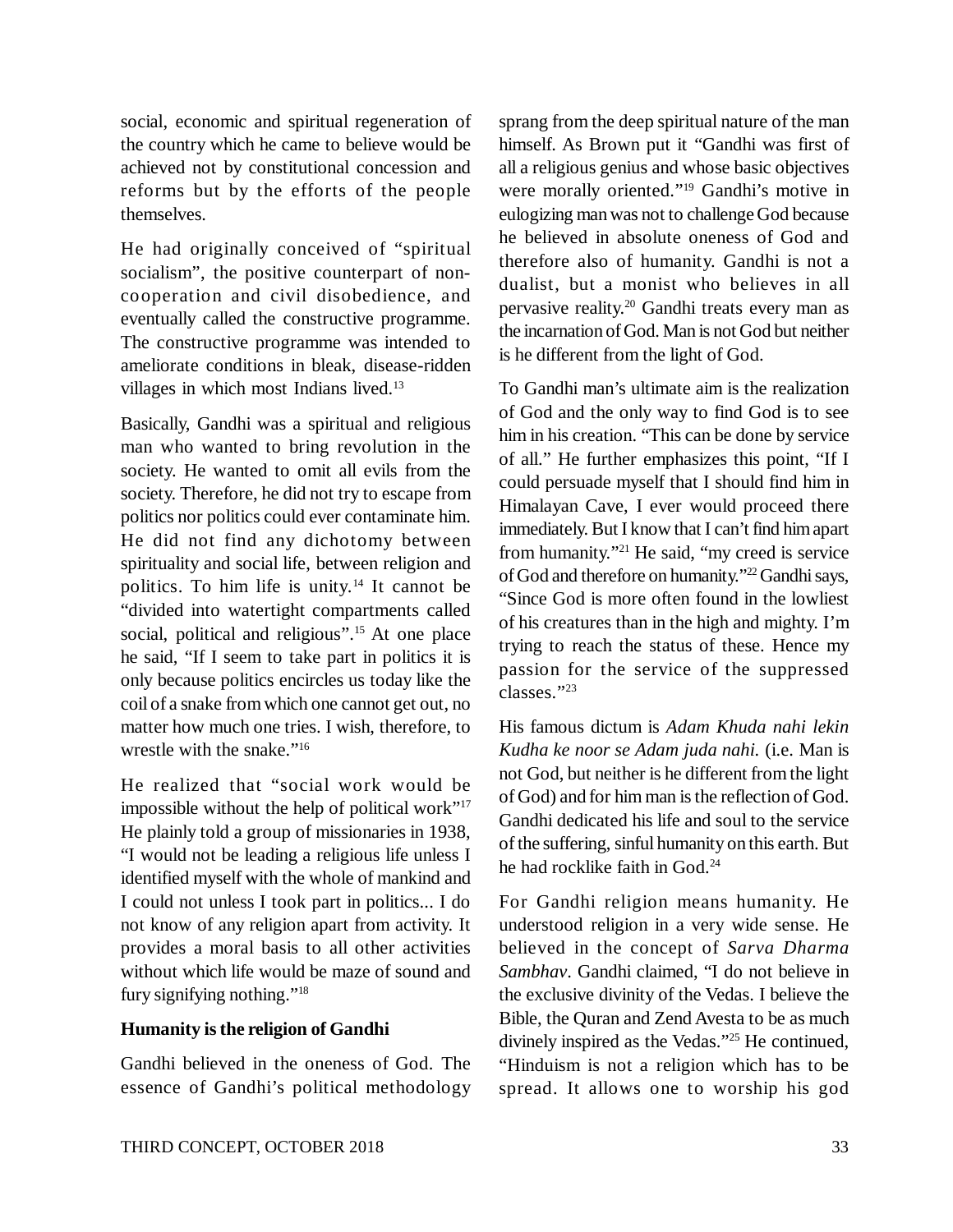social, economic and spiritual regeneration of the country which he came to believe would be achieved not by constitutional concession and reforms but by the efforts of the people themselves.

He had originally conceived of "spiritual socialism", the positive counterpart of non-cooperation and civil disobedience, and eventually called the constructive programme. The constructive programme was intended to ameliorate conditions in bleak, disease-ridden villages in which most Indians lived.[13]

Basically, Gandhi was a spiritual and religious man who wanted to bring revolution in the society. He wanted to omit all evils from the society. Therefore, he did not try to escape from politics nor politics could ever contaminate him. He did not find any dichotomy between spirituality and social life, between religion and politics. To him life is unity.[14] It cannot be "divided into watertight compartments called social, political and religious".[15] At one place he said, "If I seem to take part in politics it is only because politics encircles us today like the coil of a snake from which one cannot get out, no matter how much one tries. I wish, therefore, to wrestle with the snake."[16]

He realized that "social work would be impossible without the help of political work"[17] He plainly told a group of missionaries in 1938, "I would not be leading a religious life unless I identified myself with the whole of mankind and I could not unless I took part in politics... I do not know of any religion apart from activity. It provides a moral basis to all other activities without which life would be maze of sound and fury signifying nothing."[18]

**Humanity is the religion of Gandhi**

Gandhi believed in the oneness of God. The essence of Gandhi's political methodology sprang from the deep spiritual nature of the man himself. As Brown put it "Gandhi was first of all a religious genius and whose basic objectives were morally oriented."[19] Gandhi's motive in eulogizing man was not to challenge God because he believed in absolute oneness of God and therefore also of humanity. Gandhi is not a dualist, but a monist who believes in all pervasive reality.[20] Gandhi treats every man as the incarnation of God. Man is not God but neither is he different from the light of God.

To Gandhi man's ultimate aim is the realization of God and the only way to find God is to see him in his creation. "This can be done by service of all." He further emphasizes this point, "If I could persuade myself that I should find him in Himalayan Cave, I ever would proceed there immediately. But I know that I can't find him apart from humanity."[21] He said, "my creed is service of God and therefore on humanity."[22] Gandhi says, "Since God is more often found in the lowliest of his creatures than in the high and mighty. I'm trying to reach the status of these. Hence my passion for the service of the suppressed classes."[23]

His famous dictum is *Adam Khuda nahi lekin Kudha ke noor se Adam juda nahi.* (i.e. Man is not God, but neither is he different from the light of God) and for him man is the reflection of God. Gandhi dedicated his life and soul to the service of the suffering, sinful humanity on this earth. But he had rocklike faith in God.[24]

For Gandhi religion means humanity. He understood religion in a very wide sense. He believed in the concept of *Sarva Dharma Sambhav*. Gandhi claimed, "I do not believe in the exclusive divinity of the Vedas. I believe the Bible, the Quran and Zend Avesta to be as much divinely inspired as the Vedas."[25] He continued, "Hinduism is not a religion which has to be spread. It allows one to worship his god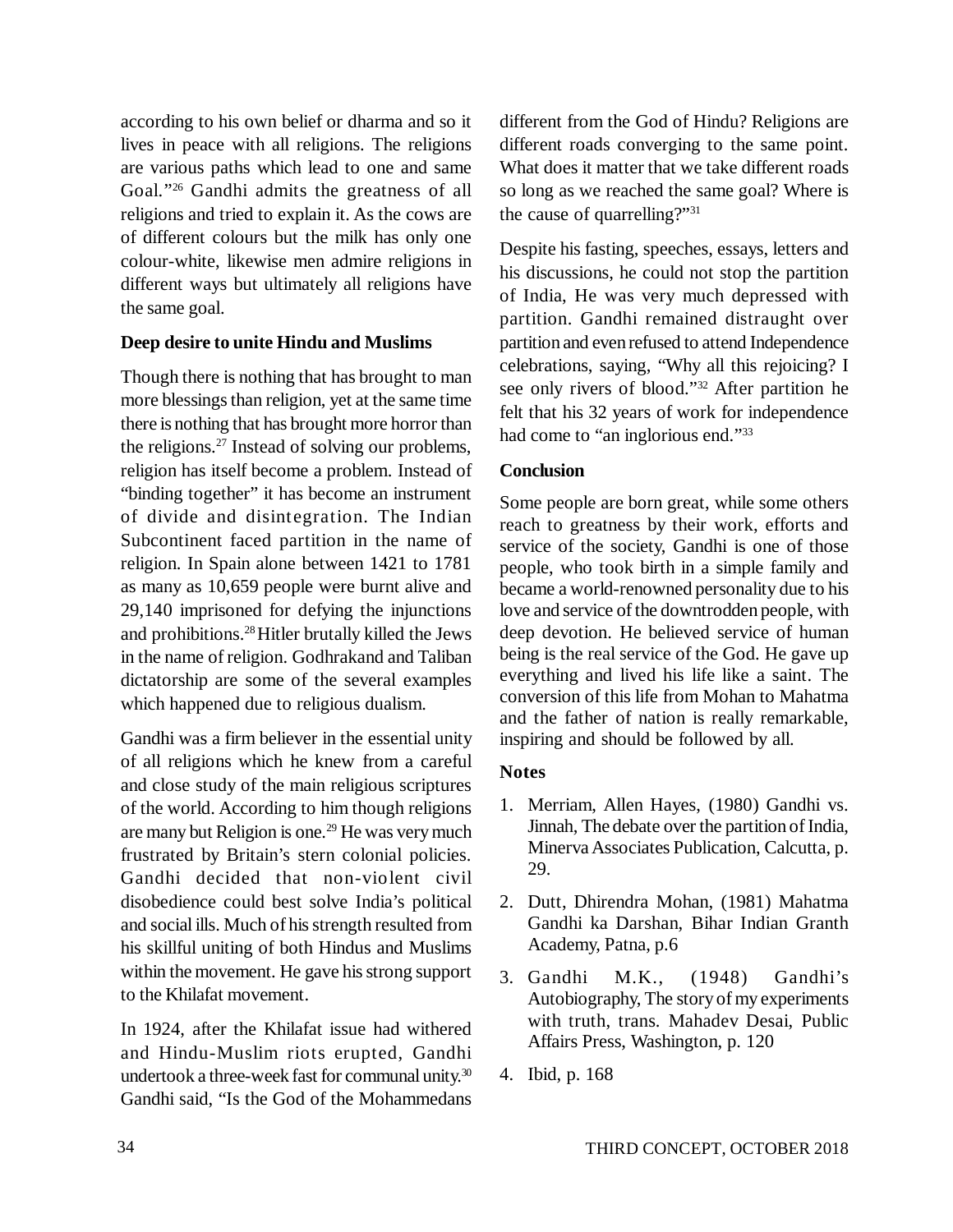according to his own belief or dharma and so it lives in peace with all religions. The religions are various paths which lead to one and same Goal."[26] Gandhi admits the greatness of all religions and tried to explain it. As the cows are of different colours but the milk has only one colour-white, likewise men admire religions in different ways but ultimately all religions have the same goal.

**Deep desire to unite Hindu and Muslims**

Though there is nothing that has brought to man more blessings than religion, yet at the same time there is nothing that has brought more horror than the religions.[27] Instead of solving our problems, religion has itself become a problem. Instead of "binding together" it has become an instrument of divide and disintegration. The Indian Subcontinent faced partition in the name of religion. In Spain alone between 1421 to 1781 as many as 10,659 people were burnt alive and 29,140 imprisoned for defying the injunctions and prohibitions.[28] Hitler brutally killed the Jews in the name of religion. Godhrakand and Taliban dictatorship are some of the several examples which happened due to religious dualism.

Gandhi was a firm believer in the essential unity of all religions which he knew from a careful and close study of the main religious scriptures of the world. According to him though religions are many but Religion is one.[29] He was very much frustrated by Britain's stern colonial policies. Gandhi decided that non-violent civil disobedience could best solve India's political and social ills. Much of his strength resulted from his skillful uniting of both Hindus and Muslims within the movement. He gave his strong support to the Khilafat movement.

In 1924, after the Khilafat issue had withered and Hindu-Muslim riots erupted, Gandhi undertook a three-week fast for communal unity.[30] Gandhi said, "Is the God of the Mohammedans different from the God of Hindu? Religions are different roads converging to the same point. What does it matter that we take different roads so long as we reached the same goal? Where is the cause of quarrelling?"[31]

Despite his fasting, speeches, essays, letters and his discussions, he could not stop the partition of India, He was very much depressed with partition. Gandhi remained distraught over partition and even refused to attend Independence celebrations, saying, "Why all this rejoicing? I see only rivers of blood."[32] After partition he felt that his 32 years of work for independence had come to "an inglorious end."[33]

**Conclusion**

Some people are born great, while some others reach to greatness by their work, efforts and service of the society, Gandhi is one of those people, who took birth in a simple family and became a world-renowned personality due to his love and service of the downtrodden people, with deep devotion. He believed service of human being is the real service of the God. He gave up everything and lived his life like a saint. The conversion of this life from Mohan to Mahatma and the father of nation is really remarkable, inspiring and should be followed by all.

**Notes**

1. Merriam, Allen Hayes, (1980) Gandhi vs. Jinnah, The debate over the partition of India, Minerva Associates Publication, Calcutta, p. 29.
2. Dutt, Dhirendra Mohan, (1981) Mahatma Gandhi ka Darshan, Bihar Indian Granth Academy, Patna, p.6
3. Gandhi M.K., (1948) Gandhi's Autobiography, The story of my experiments with truth, trans. Mahadev Desai, Public Affairs Press, Washington, p. 120
4. Ibid, p. 168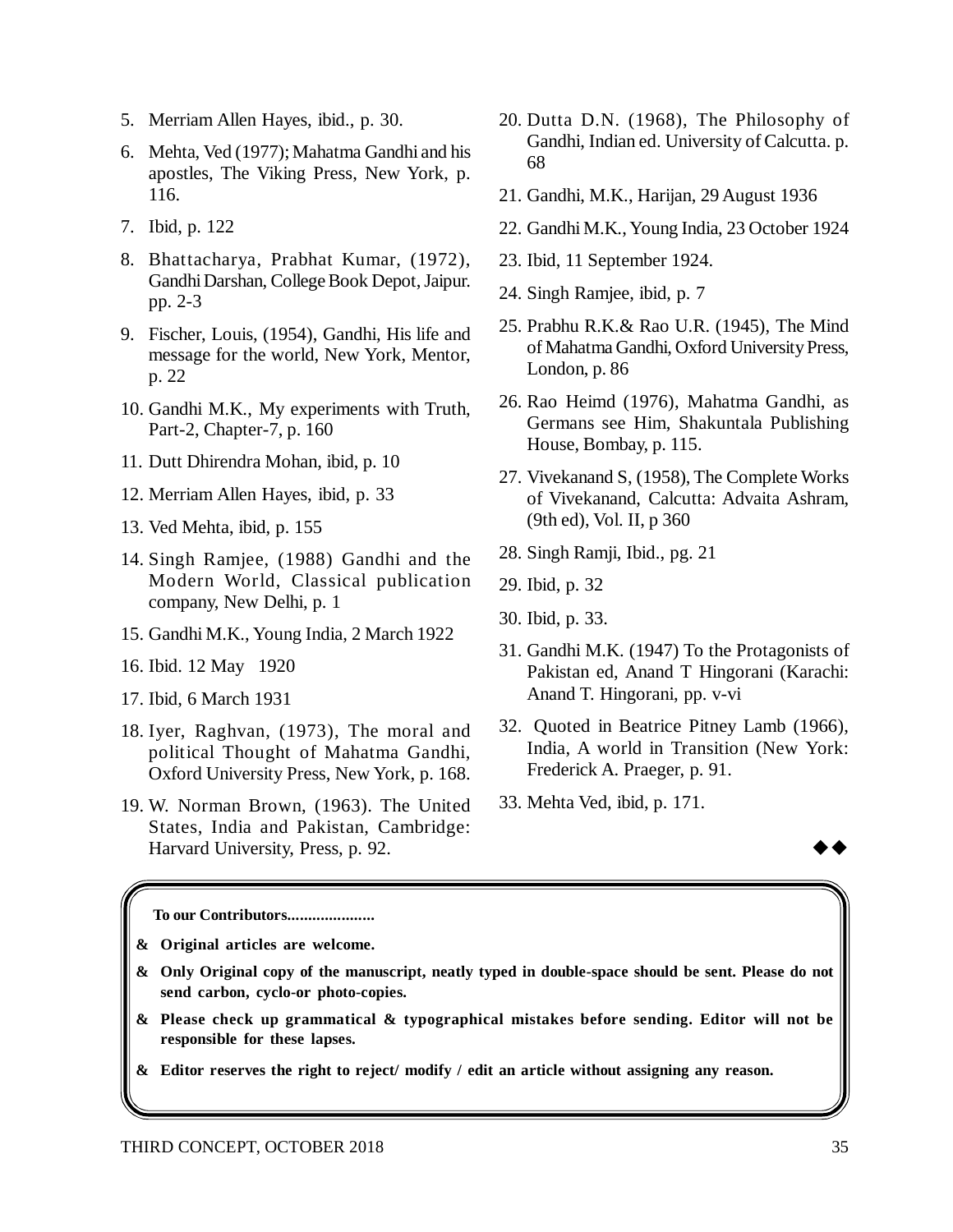5. Merriam Allen Hayes, ibid., p. 30.
6. Mehta, Ved (1977); Mahatma Gandhi and his apostles, The Viking Press, New York, p. 116.
7. Ibid, p. 122
8. Bhattacharya, Prabhat Kumar, (1972), Gandhi Darshan, College Book Depot, Jaipur. pp. 2-3
9. Fischer, Louis, (1954), Gandhi, His life and message for the world, New York, Mentor, p. 22
10. Gandhi M.K., My experiments with Truth, Part-2, Chapter-7, p. 160
11. Dutt Dhirendra Mohan, ibid, p. 10
12. Merriam Allen Hayes, ibid, p. 33
13. Ved Mehta, ibid, p. 155
14. Singh Ramjee, (1988) Gandhi and the Modern World, Classical publication company, New Delhi, p. 1
15. Gandhi M.K., Young India, 2 March 1922
16. Ibid. 12 May 1920
17. Ibid, 6 March 1931
18. Iyer, Raghvan, (1973), The moral and political Thought of Mahatma Gandhi, Oxford University Press, New York, p. 168.
19. W. Norman Brown, (1963). The United States, India and Pakistan, Cambridge: Harvard University, Press, p. 92.
20. Dutta D.N. (1968), The Philosophy of Gandhi, Indian ed. University of Calcutta. p. 68
21. Gandhi, M.K., Harijan, 29 August 1936
22. Gandhi M.K., Young India, 23 October 1924
23. Ibid, 11 September 1924.
24. Singh Ramjee, ibid, p. 7
25. Prabhu R.K.& Rao U.R. (1945), The Mind of Mahatma Gandhi, Oxford University Press, London, p. 86
26. Rao Heimd (1976), Mahatma Gandhi, as Germans see Him, Shakuntala Publishing House, Bombay, p. 115.
27. Vivekanand S, (1958), The Complete Works of Vivekanand, Calcutta: Advaita Ashram, (9th ed), Vol. II, p 360
28. Singh Ramji, Ibid., pg. 21
29. Ibid, p. 32
30. Ibid, p. 33.
31. Gandhi M.K. (1947) To the Protagonists of Pakistan ed, Anand T Hingorani (Karachi: Anand T. Hingorani, pp. v-vi
32. Quoted in Beatrice Pitney Lamb (1966), India, A world in Transition (New York: Frederick A. Praeger, p. 91.
33. Mehta Ved, ibid, p. 171.

◆◆

**To our Contributors.....................**

- **Original articles are welcome.**
- **Only Original copy of the manuscript, neatly typed in double-space should be sent. Please do not send carbon, cyclo-or photo-copies.**
- **Please check up grammatical & typographical mistakes before sending. Editor will not be responsible for these lapses.**
- **Editor reserves the right to reject/ modify / edit an article without assigning any reason.**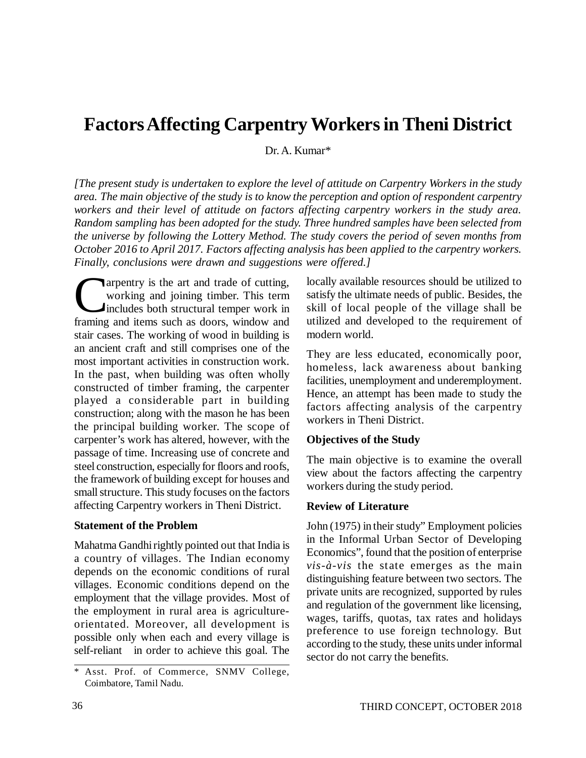# Factors Affecting Carpentry Workers in Theni District

Dr. A. Kumar*

*[The present study is undertaken to explore the level of attitude on Carpentry Workers in the study area. The main objective of the study is to know the perception and option of respondent carpentry workers and their level of attitude on factors affecting carpentry workers in the study area. Random sampling has been adopted for the study. Three hundred samples have been selected from the universe by following the Lottery Method. The study covers the period of seven months from October 2016 to April 2017. Factors affecting analysis has been applied to the carpentry workers. Finally, conclusions were drawn and suggestions were offered.]*

Carpentry is the art and trade of cutting, working and joining timber. This term includes both structural temper work in framing and items such as doors, window and stair cases. The working of wood in building is an ancient craft and still comprises one of the most important activities in construction work. In the past, when building was often wholly constructed of timber framing, the carpenter played a considerable part in building construction; along with the mason he has been the principal building worker. The scope of carpenter's work has altered, however, with the passage of time. Increasing use of concrete and steel construction, especially for floors and roofs, the framework of building except for houses and small structure. This study focuses on the factors affecting Carpentry workers in Theni District.

**Statement of the Problem**

Mahatma Gandhi rightly pointed out that India is a country of villages. The Indian economy depends on the economic conditions of rural villages. Economic conditions depend on the employment that the village provides. Most of the employment in rural area is agriculture-orientated. Moreover, all development is possible only when each and every village is self-reliant in order to achieve this goal. The locally available resources should be utilized to satisfy the ultimate needs of public. Besides, the skill of local people of the village shall be utilized and developed to the requirement of modern world.

They are less educated, economically poor, homeless, lack awareness about banking facilities, unemployment and underemployment. Hence, an attempt has been made to study the factors affecting analysis of the carpentry workers in Theni District.

**Objectives of the Study**

The main objective is to examine the overall view about the factors affecting the carpentry workers during the study period.

**Review of Literature**

John (1975) in their study" Employment policies in the Informal Urban Sector of Developing Economics", found that the position of enterprise *vis-à-vis* the state emerges as the main distinguishing feature between two sectors. The private units are recognized, supported by rules and regulation of the government like licensing, wages, tariffs, quotas, tax rates and holidays preference to use foreign technology. But according to the study, these units under informal sector do not carry the benefits.

\* Asst. Prof. of Commerce, SNMV College, Coimbatore, Tamil Nadu.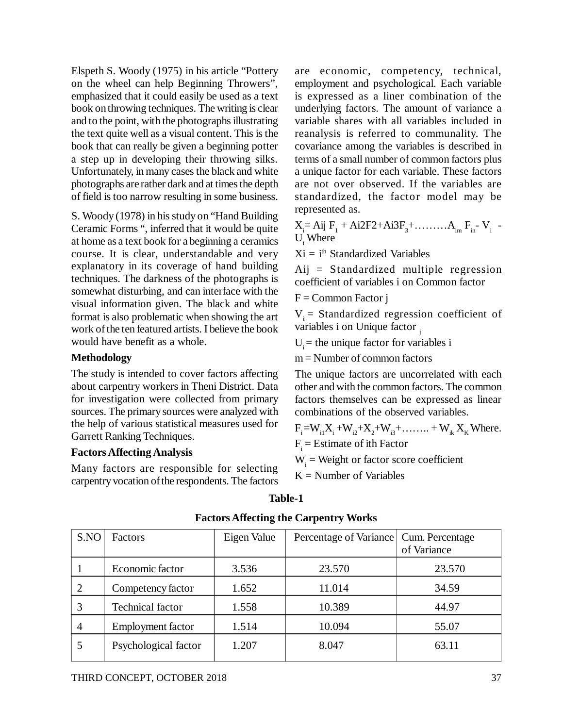Elspeth S. Woody (1975) in his article "Pottery on the wheel can help Beginning Throwers", emphasized that it could easily be used as a text book on throwing techniques. The writing is clear and to the point, with the photographs illustrating the text quite well as a visual content. This is the book that can really be given a beginning potter a step up in developing their throwing silks. Unfortunately, in many cases the black and white photographs are rather dark and at times the depth of field is too narrow resulting in some business.

S. Woody (1978) in his study on "Hand Building Ceramic Forms ", inferred that it would be quite at home as a text book for a beginning a ceramics course. It is clear, understandable and very explanatory in its coverage of hand building techniques. The darkness of the photographs is somewhat disturbing, and can interface with the visual information given. The black and white format is also problematic when showing the art work of the ten featured artists. I believe the book would have benefit as a whole.

**Methodology**

The study is intended to cover factors affecting about carpentry workers in Theni District. Data for investigation were collected from primary sources. The primary sources were analyzed with the help of various statistical measures used for Garrett Ranking Techniques.

**Factors Affecting Analysis**

Many factors are responsible for selecting carpentry vocation of the respondents. The factors are economic, competency, technical, employment and psychological. Each variable is expressed as a liner combination of the underlying factors. The amount of variance a variable shares with all variables included in reanalysis is referred to communality. The covariance among the variables is described in terms of a small number of common factors plus a unique factor for each variable. These factors are not over observed. If the variables are standardized, the factor model may be represented as.

$X_i$= Aij $F_1$ + Ai2F2+Ai3$F_3$+………$A_{im}$ $F_{in}$- $V_i$ - $U_i$ Where

Xi = $i^{th}$ Standardized Variables

Aij = Standardized multiple regression coefficient of variables i on Common factor

F = Common Factor j

$V_i$ = Standardized regression coefficient of variables i on Unique factor $_j$

$U_i$ = the unique factor for variables i

m = Number of common factors

The unique factors are uncorrelated with each other and with the common factors. The common factors themselves can be expressed as linear combinations of the observed variables.

$F_i$ =$W_{i1}X_i$ +$W_{i2}$+$X_2$+$W_{i3}$+…….. + $W_{ik}$ $X_K$ Where.

$F_i$ = Estimate of ith Factor

$W_i$ = Weight or factor score coefficient

K = Number of Variables

**Table-1**

**Factors Affecting the Carpentry Works**

| S.NO | Factors | Eigen Value | Percentage of Variance | Cum. Percentage of Variance |
|---|---|---|---|---|
| 1 | Economic factor | 3.536 | 23.570 | 23.570 |
| 2 | Competency factor | 1.652 | 11.014 | 34.59 |
| 3 | Technical factor | 1.558 | 10.389 | 44.97 |
| 4 | Employment factor | 1.514 | 10.094 | 55.07 |
| 5 | Psychological factor | 1.207 | 8.047 | 63.11 |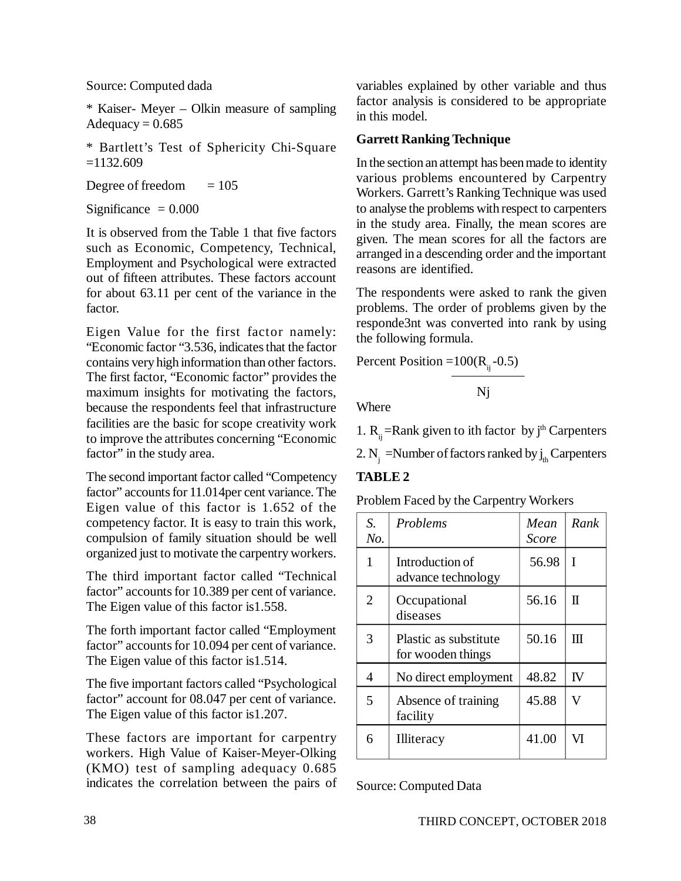Source: Computed dada

* Kaiser- Meyer – Olkin measure of sampling Adequacy = 0.685

* Bartlett's Test of Sphericity Chi-Square =1132.609

Degree of freedom = 105

Significance = 0.000

It is observed from the Table 1 that five factors such as Economic, Competency, Technical, Employment and Psychological were extracted out of fifteen attributes. These factors account for about 63.11 per cent of the variance in the factor.

Eigen Value for the first factor namely: "Economic factor "3.536, indicates that the factor contains very high information than other factors. The first factor, "Economic factor" provides the maximum insights for motivating the factors, because the respondents feel that infrastructure facilities are the basic for scope creativity work to improve the attributes concerning "Economic factor" in the study area.

The second important factor called "Competency factor" accounts for 11.014per cent variance. The Eigen value of this factor is 1.652 of the competency factor. It is easy to train this work, compulsion of family situation should be well organized just to motivate the carpentry workers.

The third important factor called "Technical factor" accounts for 10.389 per cent of variance. The Eigen value of this factor is1.558.

The forth important factor called "Employment factor" accounts for 10.094 per cent of variance. The Eigen value of this factor is1.514.

The five important factors called "Psychological factor" account for 08.047 per cent of variance. The Eigen value of this factor is1.207.

These factors are important for carpentry workers. High Value of Kaiser-Meyer-Olking (KMO) test of sampling adequacy 0.685 indicates the correlation between the pairs of variables explained by other variable and thus factor analysis is considered to be appropriate in this model.

**Garrett Ranking Technique**

In the section an attempt has been made to identity various problems encountered by Carpentry Workers. Garrett's Ranking Technique was used to analyse the problems with respect to carpenters in the study area. Finally, the mean scores are given. The mean scores for all the factors are arranged in a descending order and the important reasons are identified.

The respondents were asked to rank the given problems. The order of problems given by the responde3nt was converted into rank by using the following formula.

$$\text{Percent Position} = \frac{100(R_{ij}-0.5)}{Nj}$$

Where

1. $R_{ij}$ =Rank given to ith factor by $j^{th}$ Carpenters
2. $N_j$ =Number of factors ranked by $j_{th}$ Carpenters

**TABLE 2**

Problem Faced by the Carpentry Workers

| *S. No.* | *Problems* | *Mean Score* | *Rank* |
|---|---|---|---|
| 1 | Introduction of advance technology | 56.98 | I |
| 2 | Occupational diseases | 56.16 | II |
| 3 | Plastic as substitute for wooden things | 50.16 | III |
| 4 | No direct employment | 48.82 | IV |
| 5 | Absence of training facility | 45.88 | V |
| 6 | Illiteracy | 41.00 | VI |

Source: Computed Data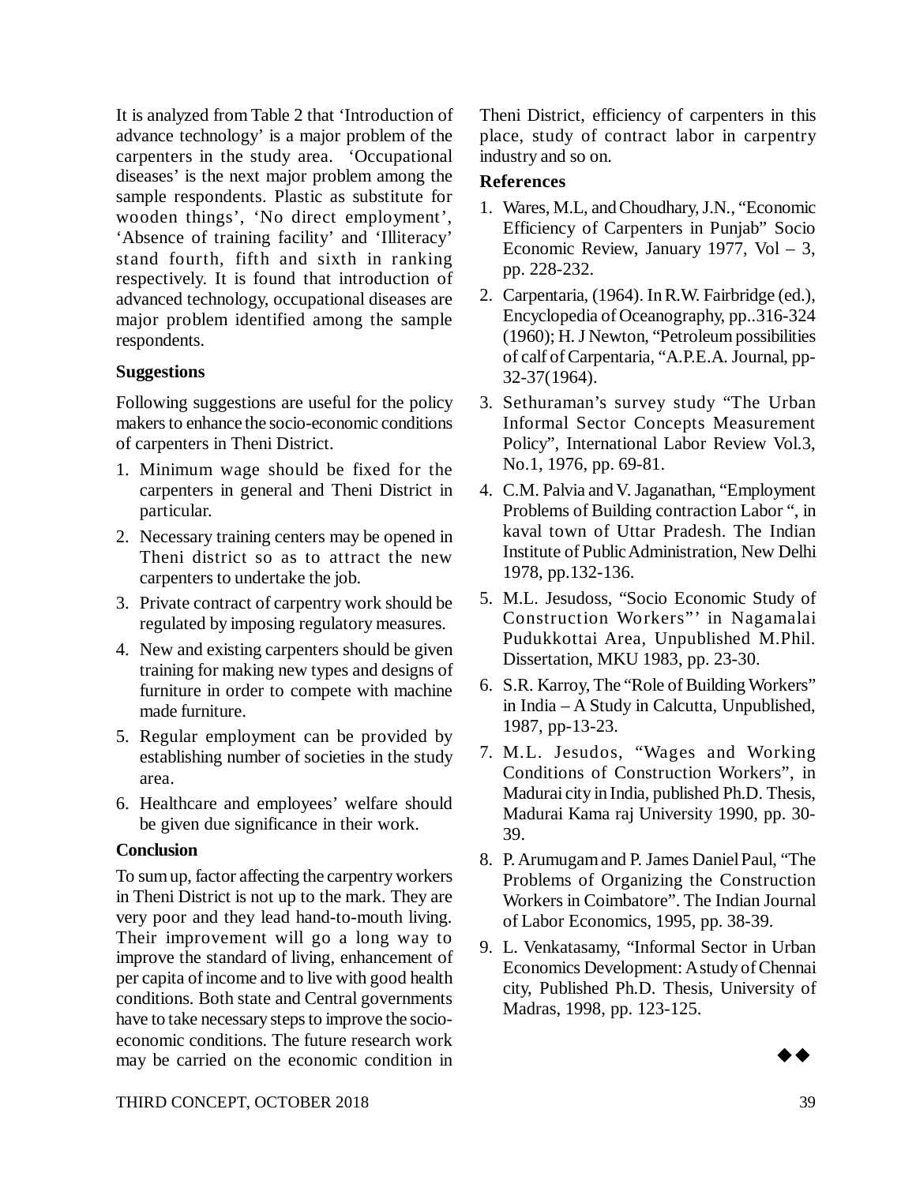It is analyzed from Table 2 that 'Introduction of advance technology' is a major problem of the carpenters in the study area. 'Occupational diseases' is the next major problem among the sample respondents. Plastic as substitute for wooden things', 'No direct employment', 'Absence of training facility' and 'Illiteracy' stand fourth, fifth and sixth in ranking respectively. It is found that introduction of advanced technology, occupational diseases are major problem identified among the sample respondents.

### Suggestions

Following suggestions are useful for the policy makers to enhance the socio-economic conditions of carpenters in Theni District.

1. Minimum wage should be fixed for the carpenters in general and Theni District in particular.
2. Necessary training centers may be opened in Theni district so as to attract the new carpenters to undertake the job.
3. Private contract of carpentry work should be regulated by imposing regulatory measures.
4. New and existing carpenters should be given training for making new types and designs of furniture in order to compete with machine made furniture.
5. Regular employment can be provided by establishing number of societies in the study area.
6. Healthcare and employees' welfare should be given due significance in their work.

### Conclusion

To sum up, factor affecting the carpentry workers in Theni District is not up to the mark. They are very poor and they lead hand-to-mouth living. Their improvement will go a long way to improve the standard of living, enhancement of per capita of income and to live with good health conditions. Both state and Central governments have to take necessary steps to improve the socio-economic conditions. The future research work may be carried on the economic condition in Theni District, efficiency of carpenters in this place, study of contract labor in carpentry industry and so on.

### References

1. Wares, M.L, and Choudhary, J.N., "Economic Efficiency of Carpenters in Punjab" Socio Economic Review, January 1977, Vol – 3, pp. 228-232.
2. Carpentaria, (1964). In R.W. Fairbridge (ed.), Encyclopedia of Oceanography, pp..316-324 (1960); H. J Newton, "Petroleum possibilities of calf of Carpentaria, "A.P.E.A. Journal, pp-32-37(1964).
3. Sethuraman's survey study "The Urban Informal Sector Concepts Measurement Policy", International Labor Review Vol.3, No.1, 1976, pp. 69-81.
4. C.M. Palvia and V. Jaganathan, "Employment Problems of Building contraction Labor ", in kaval town of Uttar Pradesh. The Indian Institute of Public Administration, New Delhi 1978, pp.132-136.
5. M.L. Jesudoss, "Socio Economic Study of Construction Workers"' in Nagamalai Pudukkottai Area, Unpublished M.Phil. Dissertation, MKU 1983, pp. 23-30.
6. S.R. Karroy, The "Role of Building Workers" in India – A Study in Calcutta, Unpublished, 1987, pp-13-23.
7. M.L. Jesudos, "Wages and Working Conditions of Construction Workers", in Madurai city in India, published Ph.D. Thesis, Madurai Kama raj University 1990, pp. 30-39.
8. P. Arumugam and P. James Daniel Paul, "The Problems of Organizing the Construction Workers in Coimbatore". The Indian Journal of Labor Economics, 1995, pp. 38-39.
9. L. Venkatasamy, "Informal Sector in Urban Economics Development: A study of Chennai city, Published Ph.D. Thesis, University of Madras, 1998, pp. 123-125.

◆◆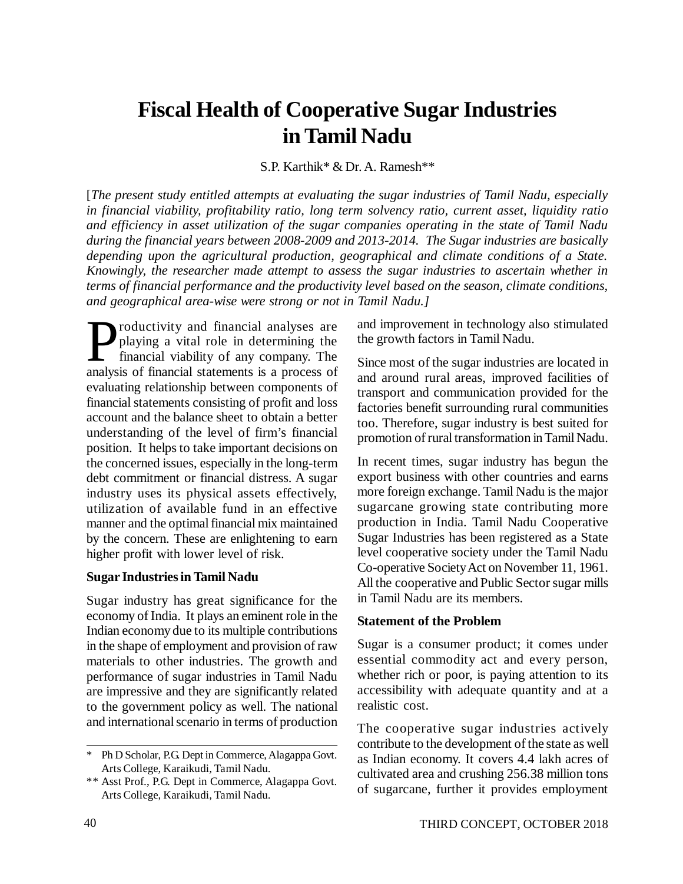# Fiscal Health of Cooperative Sugar Industries in Tamil Nadu

S.P. Karthik* & Dr. A. Ramesh**

[*The present study entitled attempts at evaluating the sugar industries of Tamil Nadu, especially in financial viability, profitability ratio, long term solvency ratio, current asset, liquidity ratio and efficiency in asset utilization of the sugar companies operating in the state of Tamil Nadu during the financial years between 2008-2009 and 2013-2014. The Sugar industries are basically depending upon the agricultural production, geographical and climate conditions of a State. Knowingly, the researcher made attempt to assess the sugar industries to ascertain whether in terms of financial performance and the productivity level based on the season, climate conditions, and geographical area-wise were strong or not in Tamil Nadu.*]

Productivity and financial analyses are playing a vital role in determining the financial viability of any company. The analysis of financial statements is a process of evaluating relationship between components of financial statements consisting of profit and loss account and the balance sheet to obtain a better understanding of the level of firm's financial position. It helps to take important decisions on the concerned issues, especially in the long-term debt commitment or financial distress. A sugar industry uses its physical assets effectively, utilization of available fund in an effective manner and the optimal financial mix maintained by the concern. These are enlightening to earn higher profit with lower level of risk.

**Sugar Industries in Tamil Nadu**

Sugar industry has great significance for the economy of India. It plays an eminent role in the Indian economy due to its multiple contributions in the shape of employment and provision of raw materials to other industries. The growth and performance of sugar industries in Tamil Nadu are impressive and they are significantly related to the government policy as well. The national and international scenario in terms of production and improvement in technology also stimulated the growth factors in Tamil Nadu.

Since most of the sugar industries are located in and around rural areas, improved facilities of transport and communication provided for the factories benefit surrounding rural communities too. Therefore, sugar industry is best suited for promotion of rural transformation in Tamil Nadu.

In recent times, sugar industry has begun the export business with other countries and earns more foreign exchange. Tamil Nadu is the major sugarcane growing state contributing more production in India. Tamil Nadu Cooperative Sugar Industries has been registered as a State level cooperative society under the Tamil Nadu Co-operative Society Act on November 11, 1961. All the cooperative and Public Sector sugar mills in Tamil Nadu are its members.

**Statement of the Problem**

Sugar is a consumer product; it comes under essential commodity act and every person, whether rich or poor, is paying attention to its accessibility with adequate quantity and at a realistic cost.

The cooperative sugar industries actively contribute to the development of the state as well as Indian economy. It covers 4.4 lakh acres of cultivated area and crushing 256.38 million tons of sugarcane, further it provides employment

---

\* Ph D Scholar, P.G. Dept in Commerce, Alagappa Govt. Arts College, Karaikudi, Tamil Nadu.

\*\* Asst Prof., P.G. Dept in Commerce, Alagappa Govt. Arts College, Karaikudi, Tamil Nadu.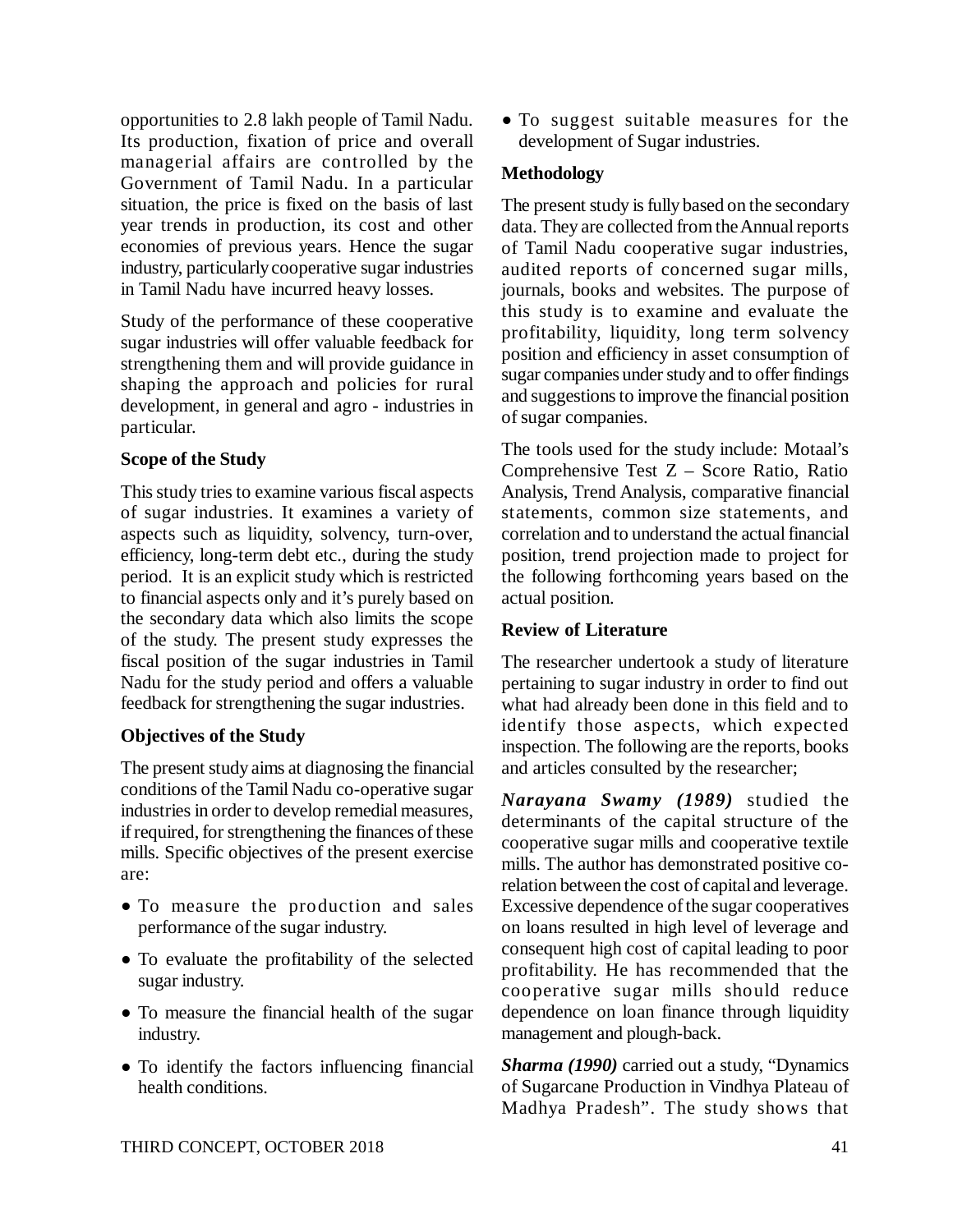opportunities to 2.8 lakh people of Tamil Nadu. Its production, fixation of price and overall managerial affairs are controlled by the Government of Tamil Nadu. In a particular situation, the price is fixed on the basis of last year trends in production, its cost and other economies of previous years. Hence the sugar industry, particularly cooperative sugar industries in Tamil Nadu have incurred heavy losses.

Study of the performance of these cooperative sugar industries will offer valuable feedback for strengthening them and will provide guidance in shaping the approach and policies for rural development, in general and agro - industries in particular.

**Scope of the Study**

This study tries to examine various fiscal aspects of sugar industries. It examines a variety of aspects such as liquidity, solvency, turn-over, efficiency, long-term debt etc., during the study period. It is an explicit study which is restricted to financial aspects only and it's purely based on the secondary data which also limits the scope of the study. The present study expresses the fiscal position of the sugar industries in Tamil Nadu for the study period and offers a valuable feedback for strengthening the sugar industries.

**Objectives of the Study**

The present study aims at diagnosing the financial conditions of the Tamil Nadu co-operative sugar industries in order to develop remedial measures, if required, for strengthening the finances of these mills. Specific objectives of the present exercise are:

- To measure the production and sales performance of the sugar industry.
- To evaluate the profitability of the selected sugar industry.
- To measure the financial health of the sugar industry.
- To identify the factors influencing financial health conditions.
- To suggest suitable measures for the development of Sugar industries.

**Methodology**

The present study is fully based on the secondary data. They are collected from the Annual reports of Tamil Nadu cooperative sugar industries, audited reports of concerned sugar mills, journals, books and websites. The purpose of this study is to examine and evaluate the profitability, liquidity, long term solvency position and efficiency in asset consumption of sugar companies under study and to offer findings and suggestions to improve the financial position of sugar companies.

The tools used for the study include: Motaal's Comprehensive Test Z – Score Ratio, Ratio Analysis, Trend Analysis, comparative financial statements, common size statements, and correlation and to understand the actual financial position, trend projection made to project for the following forthcoming years based on the actual position.

**Review of Literature**

The researcher undertook a study of literature pertaining to sugar industry in order to find out what had already been done in this field and to identify those aspects, which expected inspection. The following are the reports, books and articles consulted by the researcher;

***Narayana Swamy (1989)*** studied the determinants of the capital structure of the cooperative sugar mills and cooperative textile mills. The author has demonstrated positive co-relation between the cost of capital and leverage. Excessive dependence of the sugar cooperatives on loans resulted in high level of leverage and consequent high cost of capital leading to poor profitability. He has recommended that the cooperative sugar mills should reduce dependence on loan finance through liquidity management and plough-back.

***Sharma (1990)*** carried out a study, "Dynamics of Sugarcane Production in Vindhya Plateau of Madhya Pradesh". The study shows that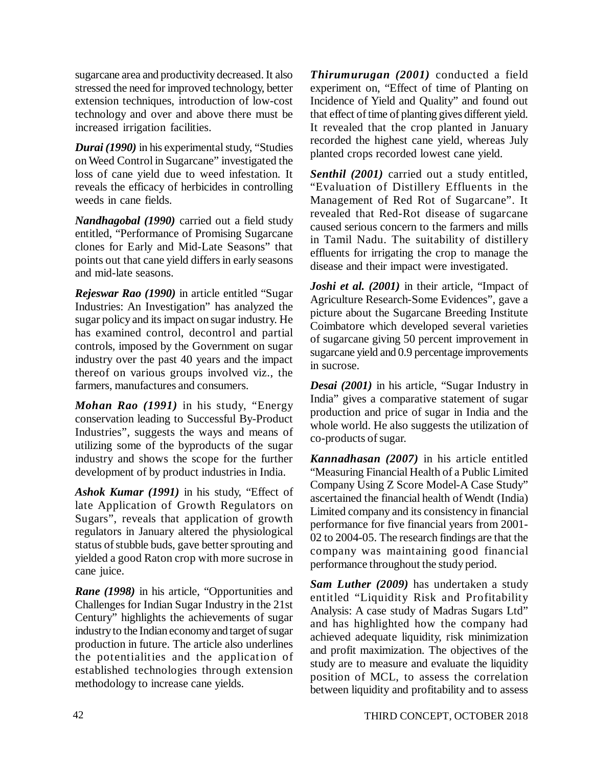sugarcane area and productivity decreased. It also stressed the need for improved technology, better extension techniques, introduction of low-cost technology and over and above there must be increased irrigation facilities.

***Durai (1990)*** in his experimental study, "Studies on Weed Control in Sugarcane" investigated the loss of cane yield due to weed infestation. It reveals the efficacy of herbicides in controlling weeds in cane fields.

***Nandhagobal (1990)*** carried out a field study entitled, "Performance of Promising Sugarcane clones for Early and Mid-Late Seasons" that points out that cane yield differs in early seasons and mid-late seasons.

***Rejeswar Rao (1990)*** in article entitled "Sugar Industries: An Investigation" has analyzed the sugar policy and its impact on sugar industry. He has examined control, decontrol and partial controls, imposed by the Government on sugar industry over the past 40 years and the impact thereof on various groups involved viz., the farmers, manufactures and consumers.

***Mohan Rao (1991)*** in his study, "Energy conservation leading to Successful By-Product Industries", suggests the ways and means of utilizing some of the byproducts of the sugar industry and shows the scope for the further development of by product industries in India.

***Ashok Kumar (1991)*** in his study, "Effect of late Application of Growth Regulators on Sugars", reveals that application of growth regulators in January altered the physiological status of stubble buds, gave better sprouting and yielded a good Raton crop with more sucrose in cane juice.

***Rane (1998)*** in his article, "Opportunities and Challenges for Indian Sugar Industry in the 21st Century" highlights the achievements of sugar industry to the Indian economy and target of sugar production in future. The article also underlines the potentialities and the application of established technologies through extension methodology to increase cane yields.

***Thirumurugan (2001)*** conducted a field experiment on, "Effect of time of Planting on Incidence of Yield and Quality" and found out that effect of time of planting gives different yield. It revealed that the crop planted in January recorded the highest cane yield, whereas July planted crops recorded lowest cane yield.

***Senthil (2001)*** carried out a study entitled, "Evaluation of Distillery Effluents in the Management of Red Rot of Sugarcane". It revealed that Red-Rot disease of sugarcane caused serious concern to the farmers and mills in Tamil Nadu. The suitability of distillery effluents for irrigating the crop to manage the disease and their impact were investigated.

***Joshi et al. (2001)*** in their article, "Impact of Agriculture Research-Some Evidences", gave a picture about the Sugarcane Breeding Institute Coimbatore which developed several varieties of sugarcane giving 50 percent improvement in sugarcane yield and 0.9 percentage improvements in sucrose.

***Desai (2001)*** in his article, "Sugar Industry in India" gives a comparative statement of sugar production and price of sugar in India and the whole world. He also suggests the utilization of co-products of sugar.

***Kannadhasan (2007)*** in his article entitled "Measuring Financial Health of a Public Limited Company Using Z Score Model-A Case Study" ascertained the financial health of Wendt (India) Limited company and its consistency in financial performance for five financial years from 2001-02 to 2004-05. The research findings are that the company was maintaining good financial performance throughout the study period.

***Sam Luther (2009)*** has undertaken a study entitled "Liquidity Risk and Profitability Analysis: A case study of Madras Sugars Ltd" and has highlighted how the company had achieved adequate liquidity, risk minimization and profit maximization. The objectives of the study are to measure and evaluate the liquidity position of MCL, to assess the correlation between liquidity and profitability and to assess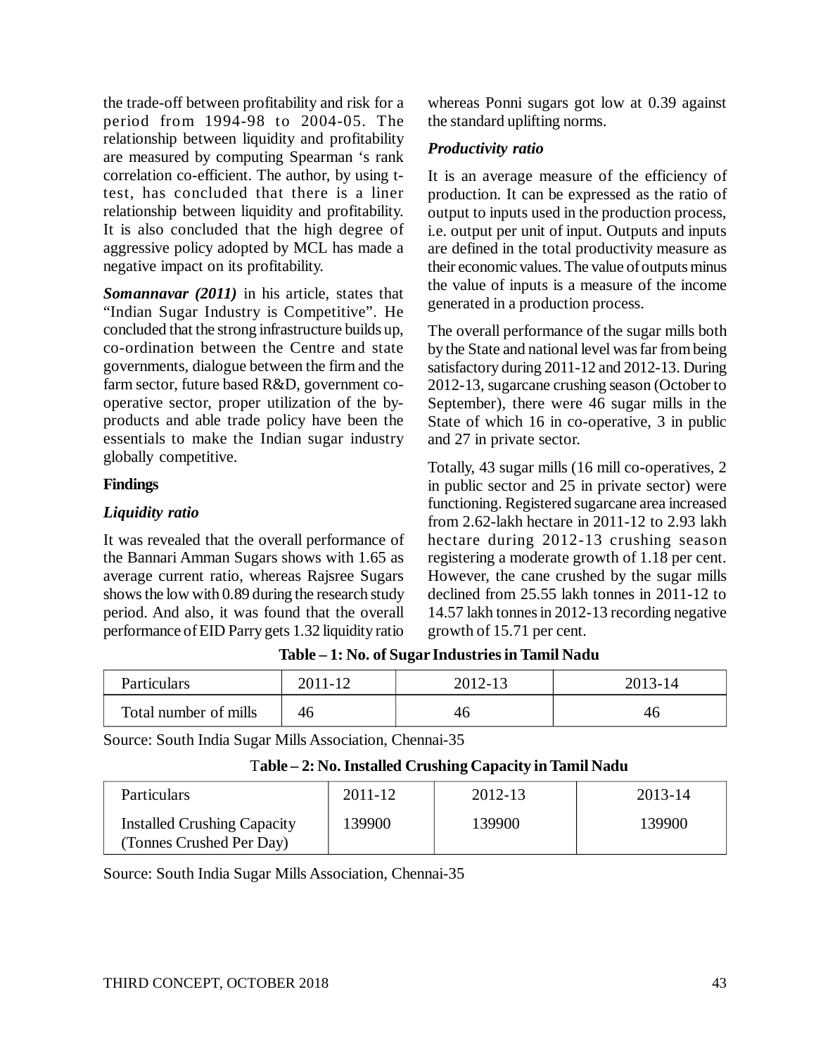the trade-off between profitability and risk for a period from 1994-98 to 2004-05. The relationship between liquidity and profitability are measured by computing Spearman 's rank correlation co-efficient. The author, by using t-test, has concluded that there is a liner relationship between liquidity and profitability. It is also concluded that the high degree of aggressive policy adopted by MCL has made a negative impact on its profitability.

***Somannavar (2011)*** in his article, states that "Indian Sugar Industry is Competitive". He concluded that the strong infrastructure builds up, co-ordination between the Centre and state governments, dialogue between the firm and the farm sector, future based R&D, government co-operative sector, proper utilization of the by-products and able trade policy have been the essentials to make the Indian sugar industry globally competitive.

**Findings**

***Liquidity ratio***

It was revealed that the overall performance of the Bannari Amman Sugars shows with 1.65 as average current ratio, whereas Rajsree Sugars shows the low with 0.89 during the research study period. And also, it was found that the overall performance of EID Parry gets 1.32 liquidity ratio whereas Ponni sugars got low at 0.39 against the standard uplifting norms.

***Productivity ratio***

It is an average measure of the efficiency of production. It can be expressed as the ratio of output to inputs used in the production process, i.e. output per unit of input. Outputs and inputs are defined in the total productivity measure as their economic values. The value of outputs minus the value of inputs is a measure of the income generated in a production process.

The overall performance of the sugar mills both by the State and national level was far from being satisfactory during 2011-12 and 2012-13. During 2012-13, sugarcane crushing season (October to September), there were 46 sugar mills in the State of which 16 in co-operative, 3 in public and 27 in private sector.

Totally, 43 sugar mills (16 mill co-operatives, 2 in public sector and 25 in private sector) were functioning. Registered sugarcane area increased from 2.62-lakh hectare in 2011-12 to 2.93 lakh hectare during 2012-13 crushing season registering a moderate growth of 1.18 per cent. However, the cane crushed by the sugar mills declined from 25.55 lakh tonnes in 2011-12 to 14.57 lakh tonnes in 2012-13 recording negative growth of 15.71 per cent.

**Table – 1: No. of Sugar Industries in Tamil Nadu**

| Particulars | 2011-12 | 2012-13 | 2013-14 |
|---|---|---|---|
| Total number of mills | 46 | 46 | 46 |

Source: South India Sugar Mills Association, Chennai-35

**Table – 2: No. Installed Crushing Capacity in Tamil Nadu**

| Particulars | 2011-12 | 2012-13 | 2013-14 |
|---|---|---|---|
| Installed Crushing Capacity (Tonnes Crushed Per Day) | 139900 | 139900 | 139900 |

Source: South India Sugar Mills Association, Chennai-35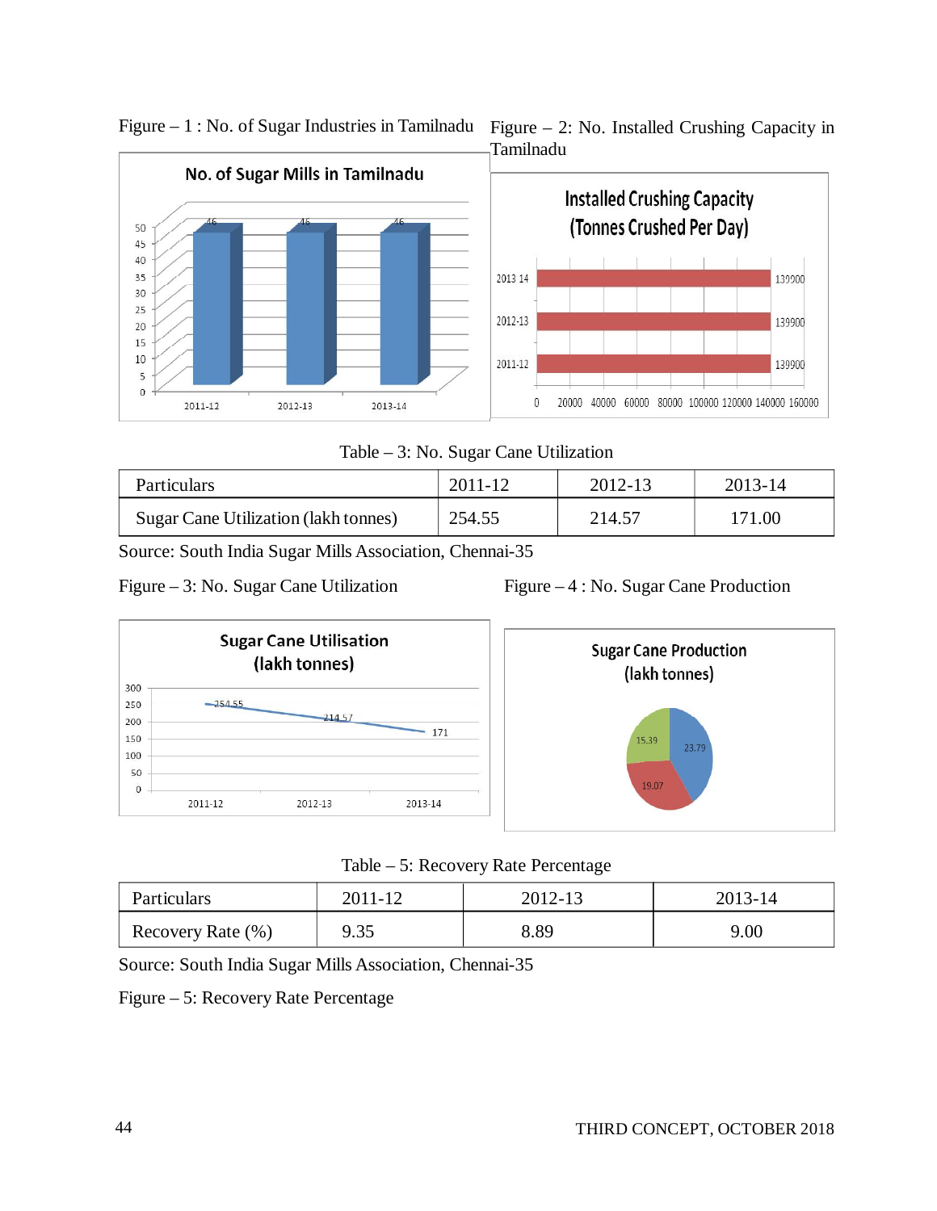Figure – 1 : No. of Sugar Industries in Tamilnadu

Figure – 2: No. Installed Crushing Capacity in Tamilnadu

Table – 3: No. Sugar Cane Utilization

| Particulars | 2011-12 | 2012-13 | 2013-14 |
|---|---|---|---|
| Sugar Cane Utilization (lakh tonnes) | 254.55 | 214.57 | 171.00 |

Source: South India Sugar Mills Association, Chennai-35

Figure – 3: No. Sugar Cane Utilization

Figure – 4 : No. Sugar Cane Production

Table – 5: Recovery Rate Percentage

| Particulars | 2011-12 | 2012-13 | 2013-14 |
|---|---|---|---|
| Recovery Rate (%) | 9.35 | 8.89 | 9.00 |

Source: South India Sugar Mills Association, Chennai-35

Figure – 5: Recovery Rate Percentage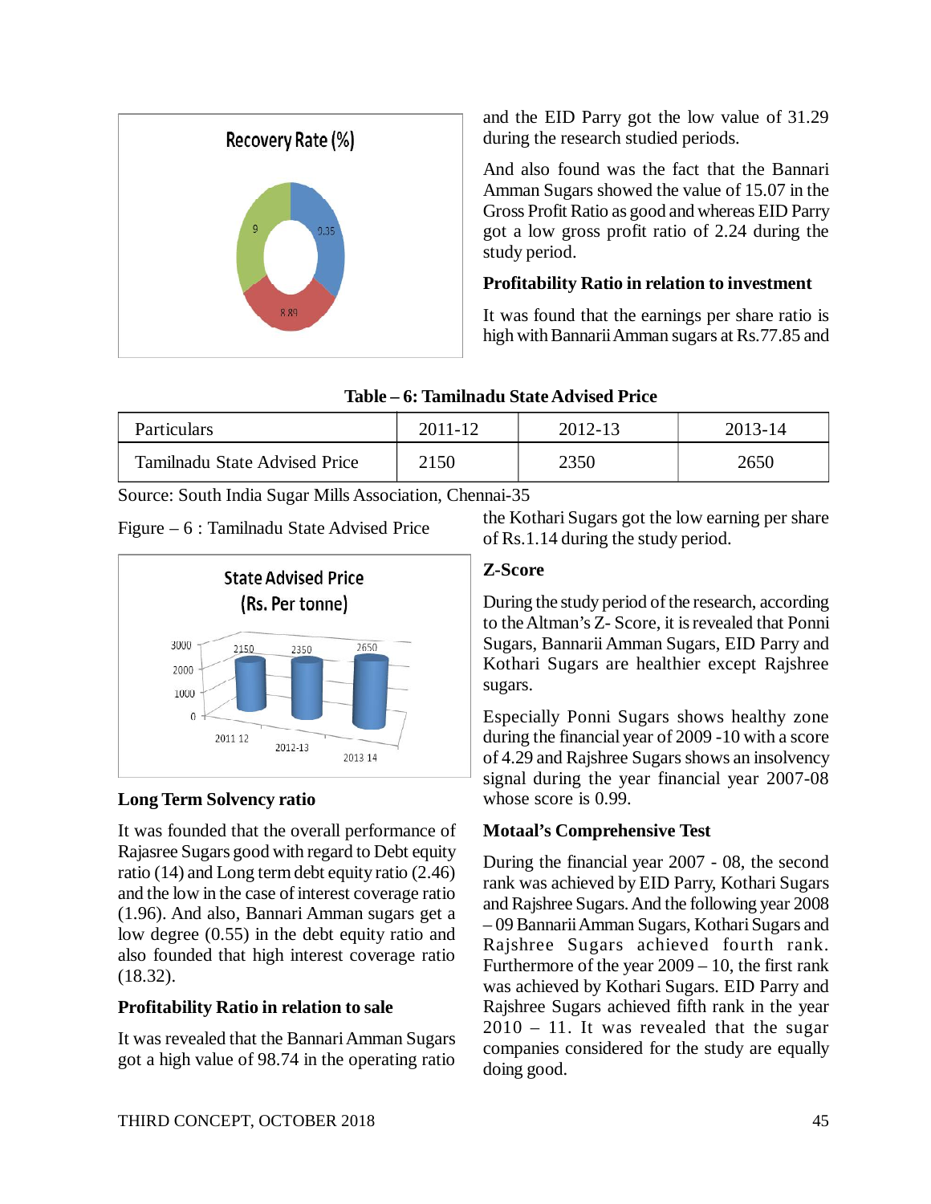and the EID Parry got the low value of 31.29 during the research studied periods.

And also found was the fact that the Bannari Amman Sugars showed the value of 15.07 in the Gross Profit Ratio as good and whereas EID Parry got a low gross profit ratio of 2.24 during the study period.

**Profitability Ratio in relation to investment**

It was found that the earnings per share ratio is high with Bannarii Amman sugars at Rs.77.85 and the Kothari Sugars got the low earning per share of Rs.1.14 during the study period.

**Table – 6: Tamilnadu State Advised Price**

| Particulars | 2011-12 | 2012-13 | 2013-14 |
|---|---|---|---|
| Tamilnadu State Advised Price | 2150 | 2350 | 2650 |

Source: South India Sugar Mills Association, Chennai-35

Figure – 6 : Tamilnadu State Advised Price

**Long Term Solvency ratio**

It was founded that the overall performance of Rajasree Sugars good with regard to Debt equity ratio (14) and Long term debt equity ratio (2.46) and the low in the case of interest coverage ratio (1.96). And also, Bannari Amman sugars get a low degree (0.55) in the debt equity ratio and also founded that high interest coverage ratio (18.32).

**Profitability Ratio in relation to sale**

It was revealed that the Bannari Amman Sugars got a high value of 98.74 in the operating ratio

**Z-Score**

During the study period of the research, according to the Altman's Z- Score, it is revealed that Ponni Sugars, Bannarii Amman Sugars, EID Parry and Kothari Sugars are healthier except Rajshree sugars.

Especially Ponni Sugars shows healthy zone during the financial year of 2009 -10 with a score of 4.29 and Rajshree Sugars shows an insolvency signal during the year financial year 2007-08 whose score is 0.99.

**Motaal's Comprehensive Test**

During the financial year 2007 - 08, the second rank was achieved by EID Parry, Kothari Sugars and Rajshree Sugars. And the following year 2008 – 09 Bannarii Amman Sugars, Kothari Sugars and Rajshree Sugars achieved fourth rank. Furthermore of the year 2009 – 10, the first rank was achieved by Kothari Sugars. EID Parry and Rajshree Sugars achieved fifth rank in the year 2010 – 11. It was revealed that the sugar companies considered for the study are equally doing good.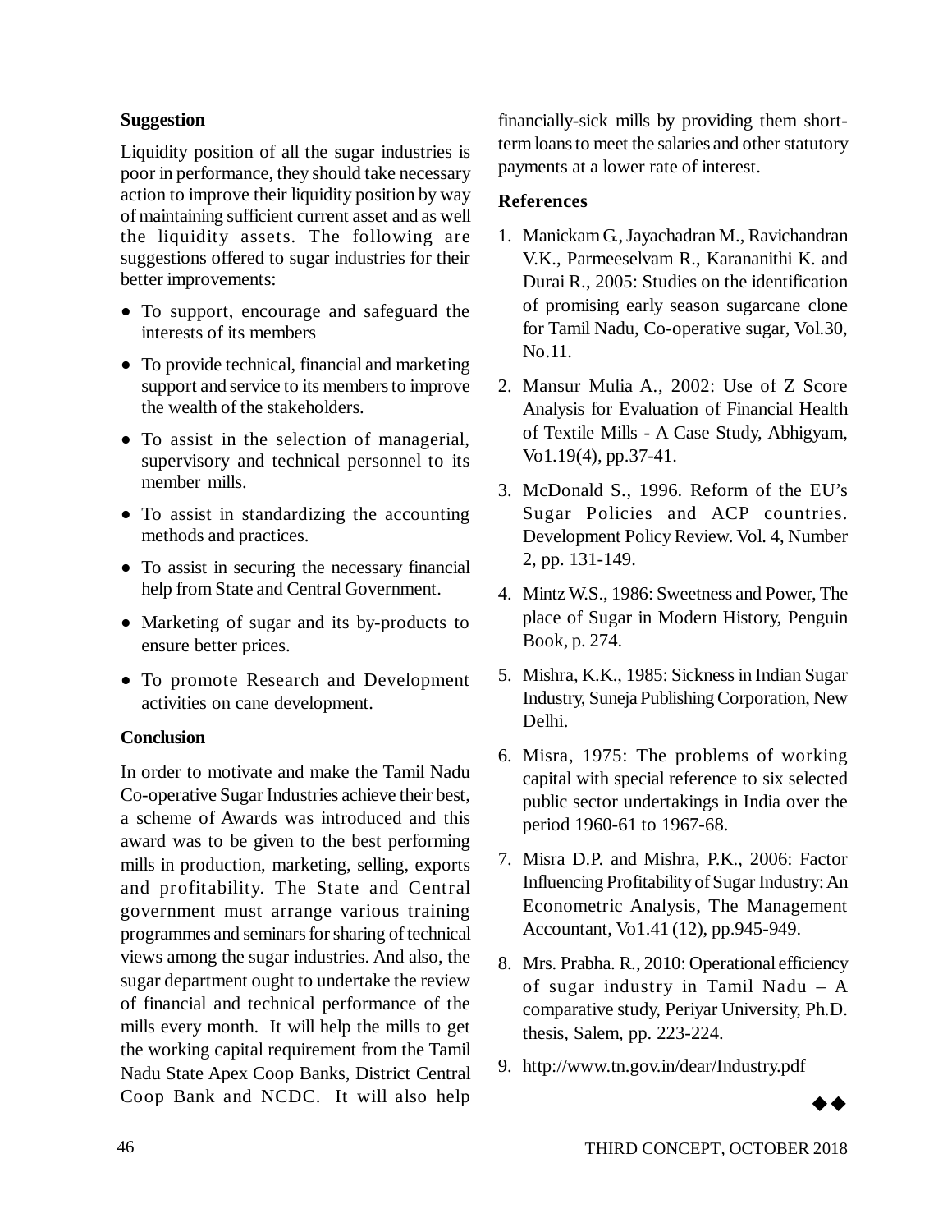## Suggestion

Liquidity position of all the sugar industries is poor in performance, they should take necessary action to improve their liquidity position by way of maintaining sufficient current asset and as well the liquidity assets. The following are suggestions offered to sugar industries for their better improvements:

- To support, encourage and safeguard the interests of its members
- To provide technical, financial and marketing support and service to its members to improve the wealth of the stakeholders.
- To assist in the selection of managerial, supervisory and technical personnel to its member mills.
- To assist in standardizing the accounting methods and practices.
- To assist in securing the necessary financial help from State and Central Government.
- Marketing of sugar and its by-products to ensure better prices.
- To promote Research and Development activities on cane development.

## Conclusion

In order to motivate and make the Tamil Nadu Co-operative Sugar Industries achieve their best, a scheme of Awards was introduced and this award was to be given to the best performing mills in production, marketing, selling, exports and profitability. The State and Central government must arrange various training programmes and seminars for sharing of technical views among the sugar industries. And also, the sugar department ought to undertake the review of financial and technical performance of the mills every month. It will help the mills to get the working capital requirement from the Tamil Nadu State Apex Coop Banks, District Central Coop Bank and NCDC. It will also help financially-sick mills by providing them short-term loans to meet the salaries and other statutory payments at a lower rate of interest.

## References

1. Manickam G., Jayachadran M., Ravichandran V.K., Parmeeselvam R., Karananithi K. and Durai R., 2005: Studies on the identification of promising early season sugarcane clone for Tamil Nadu, Co-operative sugar, Vol.30, No.11.
2. Mansur Mulia A., 2002: Use of Z Score Analysis for Evaluation of Financial Health of Textile Mills - A Case Study, Abhigyam, Vo1.19(4), pp.37-41.
3. McDonald S., 1996. Reform of the EU's Sugar Policies and ACP countries. Development Policy Review. Vol. 4, Number 2, pp. 131-149.
4. Mintz W.S., 1986: Sweetness and Power, The place of Sugar in Modern History, Penguin Book, p. 274.
5. Mishra, K.K., 1985: Sickness in Indian Sugar Industry, Suneja Publishing Corporation, New Delhi.
6. Misra, 1975: The problems of working capital with special reference to six selected public sector undertakings in India over the period 1960-61 to 1967-68.
7. Misra D.P. and Mishra, P.K., 2006: Factor Influencing Profitability of Sugar Industry: An Econometric Analysis, The Management Accountant, Vo1.41 (12), pp.945-949.
8. Mrs. Prabha. R., 2010: Operational efficiency of sugar industry in Tamil Nadu – A comparative study, Periyar University, Ph.D. thesis, Salem, pp. 223-224.
9. http://www.tn.gov.in/dear/Industry.pdf

◆◆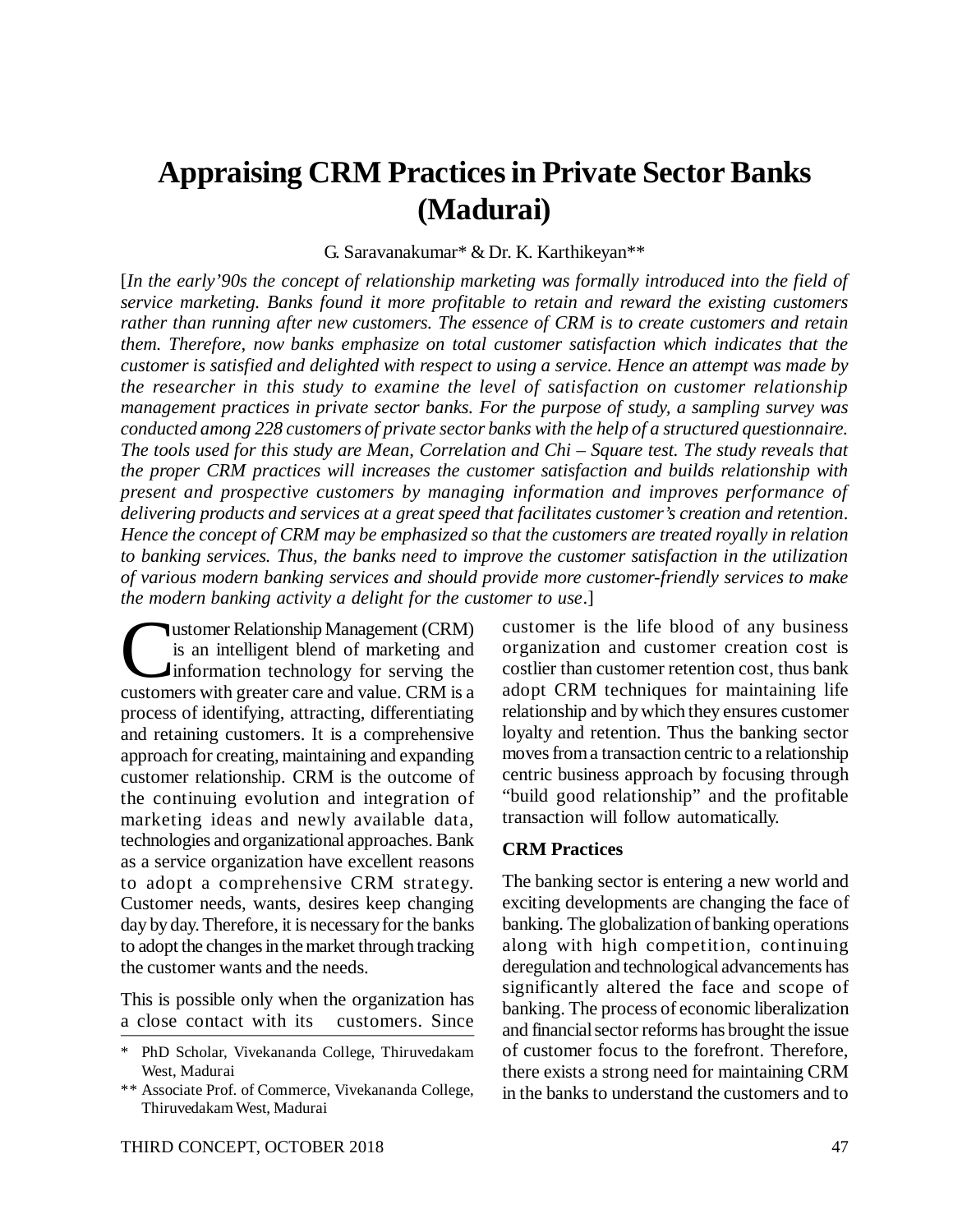# Appraising CRM Practices in Private Sector Banks (Madurai)

G. Saravanakumar* & Dr. K. Karthikeyan**

[*In the early'90s the concept of relationship marketing was formally introduced into the field of service marketing. Banks found it more profitable to retain and reward the existing customers rather than running after new customers. The essence of CRM is to create customers and retain them. Therefore, now banks emphasize on total customer satisfaction which indicates that the customer is satisfied and delighted with respect to using a service. Hence an attempt was made by the researcher in this study to examine the level of satisfaction on customer relationship management practices in private sector banks. For the purpose of study, a sampling survey was conducted among 228 customers of private sector banks with the help of a structured questionnaire. The tools used for this study are Mean, Correlation and Chi – Square test. The study reveals that the proper CRM practices will increases the customer satisfaction and builds relationship with present and prospective customers by managing information and improves performance of delivering products and services at a great speed that facilitates customer's creation and retention. Hence the concept of CRM may be emphasized so that the customers are treated royally in relation to banking services. Thus, the banks need to improve the customer satisfaction in the utilization of various modern banking services and should provide more customer-friendly services to make the modern banking activity a delight for the customer to use*.]

Customer Relationship Management (CRM) is an intelligent blend of marketing and information technology for serving the customers with greater care and value. CRM is a process of identifying, attracting, differentiating and retaining customers. It is a comprehensive approach for creating, maintaining and expanding customer relationship. CRM is the outcome of the continuing evolution and integration of marketing ideas and newly available data, technologies and organizational approaches. Bank as a service organization have excellent reasons to adopt a comprehensive CRM strategy. Customer needs, wants, desires keep changing day by day. Therefore, it is necessary for the banks to adopt the changes in the market through tracking the customer wants and the needs.

This is possible only when the organization has a close contact with its customers. Since customer is the life blood of any business organization and customer creation cost is costlier than customer retention cost, thus bank adopt CRM techniques for maintaining life relationship and by which they ensures customer loyalty and retention. Thus the banking sector moves from a transaction centric to a relationship centric business approach by focusing through "build good relationship" and the profitable transaction will follow automatically.

## CRM Practices

The banking sector is entering a new world and exciting developments are changing the face of banking. The globalization of banking operations along with high competition, continuing deregulation and technological advancements has significantly altered the face and scope of banking. The process of economic liberalization and financial sector reforms has brought the issue of customer focus to the forefront. Therefore, there exists a strong need for maintaining CRM in the banks to understand the customers and to

---

\* PhD Scholar, Vivekananda College, Thiruvedakam West, Madurai

\*\* Associate Prof. of Commerce, Vivekananda College, Thiruvedakam West, Madurai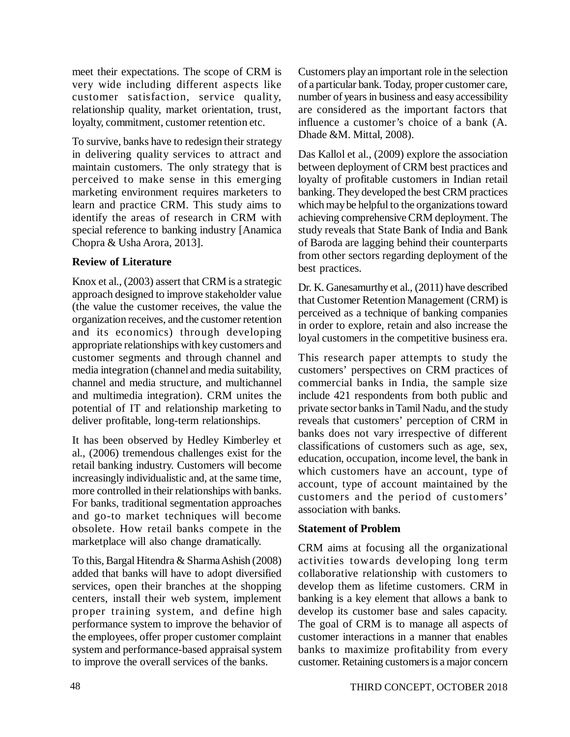meet their expectations. The scope of CRM is very wide including different aspects like customer satisfaction, service quality, relationship quality, market orientation, trust, loyalty, commitment, customer retention etc.

To survive, banks have to redesign their strategy in delivering quality services to attract and maintain customers. The only strategy that is perceived to make sense in this emerging marketing environment requires marketers to learn and practice CRM. This study aims to identify the areas of research in CRM with special reference to banking industry [Anamica Chopra & Usha Arora, 2013].

**Review of Literature**

Knox et al., (2003) assert that CRM is a strategic approach designed to improve stakeholder value (the value the customer receives, the value the organization receives, and the customer retention and its economics) through developing appropriate relationships with key customers and customer segments and through channel and media integration (channel and media suitability, channel and media structure, and multichannel and multimedia integration). CRM unites the potential of IT and relationship marketing to deliver profitable, long-term relationships.

It has been observed by Hedley Kimberley et al., (2006) tremendous challenges exist for the retail banking industry. Customers will become increasingly individualistic and, at the same time, more controlled in their relationships with banks. For banks, traditional segmentation approaches and go-to market techniques will become obsolete. How retail banks compete in the marketplace will also change dramatically.

To this, Bargal Hitendra & Sharma Ashish (2008) added that banks will have to adopt diversified services, open their branches at the shopping centers, install their web system, implement proper training system, and define high performance system to improve the behavior of the employees, offer proper customer complaint system and performance-based appraisal system to improve the overall services of the banks.

Customers play an important role in the selection of a particular bank. Today, proper customer care, number of years in business and easy accessibility are considered as the important factors that influence a customer's choice of a bank (A. Dhade &M. Mittal, 2008).

Das Kallol et al., (2009) explore the association between deployment of CRM best practices and loyalty of profitable customers in Indian retail banking. They developed the best CRM practices which may be helpful to the organizations toward achieving comprehensive CRM deployment. The study reveals that State Bank of India and Bank of Baroda are lagging behind their counterparts from other sectors regarding deployment of the best practices.

Dr. K. Ganesamurthy et al., (2011) have described that Customer Retention Management (CRM) is perceived as a technique of banking companies in order to explore, retain and also increase the loyal customers in the competitive business era.

This research paper attempts to study the customers' perspectives on CRM practices of commercial banks in India, the sample size include 421 respondents from both public and private sector banks in Tamil Nadu, and the study reveals that customers' perception of CRM in banks does not vary irrespective of different classifications of customers such as age, sex, education, occupation, income level, the bank in which customers have an account, type of account, type of account maintained by the customers and the period of customers' association with banks.

**Statement of Problem**

CRM aims at focusing all the organizational activities towards developing long term collaborative relationship with customers to develop them as lifetime customers. CRM in banking is a key element that allows a bank to develop its customer base and sales capacity. The goal of CRM is to manage all aspects of customer interactions in a manner that enables banks to maximize profitability from every customer. Retaining customers is a major concern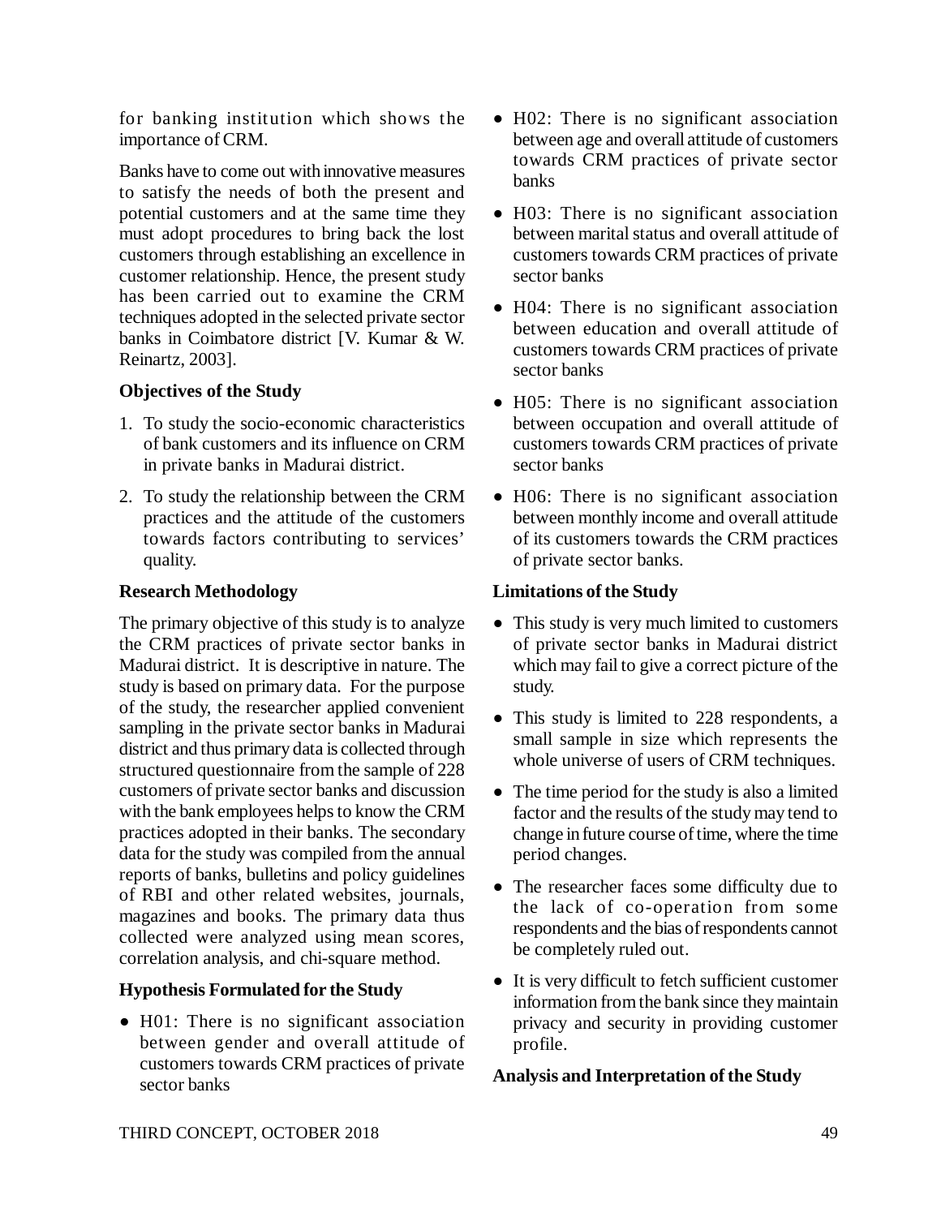for banking institution which shows the importance of CRM.

Banks have to come out with innovative measures to satisfy the needs of both the present and potential customers and at the same time they must adopt procedures to bring back the lost customers through establishing an excellence in customer relationship. Hence, the present study has been carried out to examine the CRM techniques adopted in the selected private sector banks in Coimbatore district [V. Kumar & W. Reinartz, 2003].

**Objectives of the Study**

1. To study the socio-economic characteristics of bank customers and its influence on CRM in private banks in Madurai district.
2. To study the relationship between the CRM practices and the attitude of the customers towards factors contributing to services' quality.

**Research Methodology**

The primary objective of this study is to analyze the CRM practices of private sector banks in Madurai district. It is descriptive in nature. The study is based on primary data. For the purpose of the study, the researcher applied convenient sampling in the private sector banks in Madurai district and thus primary data is collected through structured questionnaire from the sample of 228 customers of private sector banks and discussion with the bank employees helps to know the CRM practices adopted in their banks. The secondary data for the study was compiled from the annual reports of banks, bulletins and policy guidelines of RBI and other related websites, journals, magazines and books. The primary data thus collected were analyzed using mean scores, correlation analysis, and chi-square method.

**Hypothesis Formulated for the Study**

- H01: There is no significant association between gender and overall attitude of customers towards CRM practices of private sector banks
- H02: There is no significant association between age and overall attitude of customers towards CRM practices of private sector banks
- H03: There is no significant association between marital status and overall attitude of customers towards CRM practices of private sector banks
- H04: There is no significant association between education and overall attitude of customers towards CRM practices of private sector banks
- H05: There is no significant association between occupation and overall attitude of customers towards CRM practices of private sector banks
- H06: There is no significant association between monthly income and overall attitude of its customers towards the CRM practices of private sector banks.

**Limitations of the Study**

- This study is very much limited to customers of private sector banks in Madurai district which may fail to give a correct picture of the study.
- This study is limited to 228 respondents, a small sample in size which represents the whole universe of users of CRM techniques.
- The time period for the study is also a limited factor and the results of the study may tend to change in future course of time, where the time period changes.
- The researcher faces some difficulty due to the lack of co-operation from some respondents and the bias of respondents cannot be completely ruled out.
- It is very difficult to fetch sufficient customer information from the bank since they maintain privacy and security in providing customer profile.

**Analysis and Interpretation of the Study**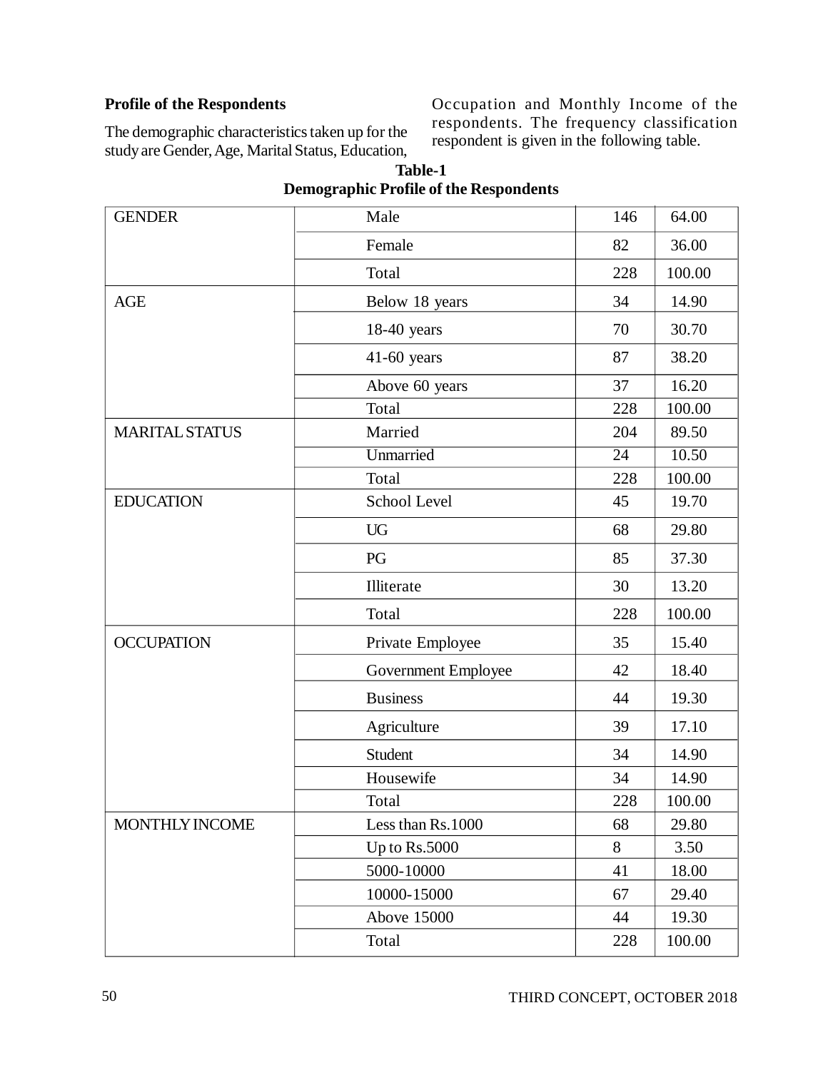**Profile of the Respondents**

The demographic characteristics taken up for the study are Gender, Age, Marital Status, Education, Occupation and Monthly Income of the respondents. The frequency classification respondent is given in the following table.

**Table-1**
**Demographic Profile of the Respondents**

| | | | |
|---|---|---|---|
| GENDER | Male | 146 | 64.00 |
| | Female | 82 | 36.00 |
| | Total | 228 | 100.00 |
| AGE | Below 18 years | 34 | 14.90 |
| | 18-40 years | 70 | 30.70 |
| | 41-60 years | 87 | 38.20 |
| | Above 60 years | 37 | 16.20 |
| | Total | 228 | 100.00 |
| MARITAL STATUS | Married | 204 | 89.50 |
| | Unmarried | 24 | 10.50 |
| | Total | 228 | 100.00 |
| EDUCATION | School Level | 45 | 19.70 |
| | UG | 68 | 29.80 |
| | PG | 85 | 37.30 |
| | Illiterate | 30 | 13.20 |
| | Total | 228 | 100.00 |
| OCCUPATION | Private Employee | 35 | 15.40 |
| | Government Employee | 42 | 18.40 |
| | Business | 44 | 19.30 |
| | Agriculture | 39 | 17.10 |
| | Student | 34 | 14.90 |
| | Housewife | 34 | 14.90 |
| | Total | 228 | 100.00 |
| MONTHLY INCOME | Less than Rs.1000 | 68 | 29.80 |
| | Up to Rs.5000 | 8 | 3.50 |
| | 5000-10000 | 41 | 18.00 |
| | 10000-15000 | 67 | 29.40 |
| | Above 15000 | 44 | 19.30 |
| | Total | 228 | 100.00 |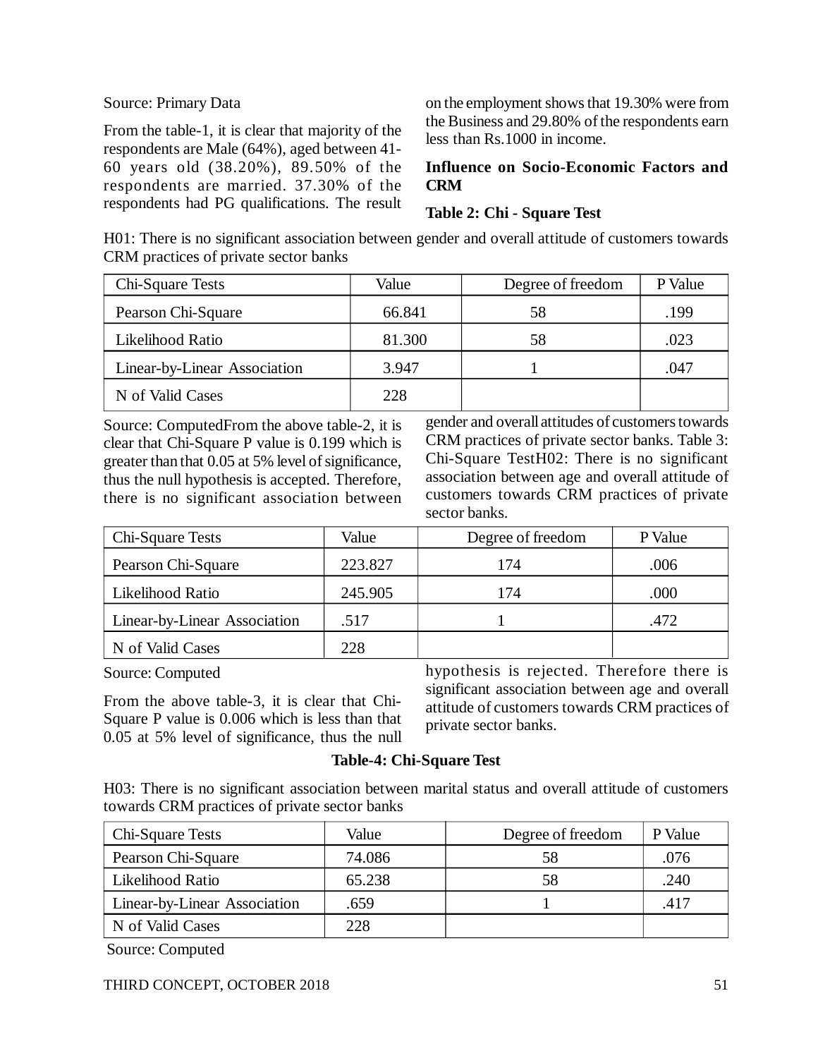Source: Primary Data

From the table-1, it is clear that majority of the respondents are Male (64%), aged between 41-60 years old (38.20%), 89.50% of the respondents are married. 37.30% of the respondents had PG qualifications. The result on the employment shows that 19.30% were from the Business and 29.80% of the respondents earn less than Rs.1000 in income.

**Influence on Socio-Economic Factors and CRM**

**Table 2: Chi - Square Test**

H01: There is no significant association between gender and overall attitude of customers towards CRM practices of private sector banks

| Chi-Square Tests | Value | Degree of freedom | P Value |
|---|---|---|---|
| Pearson Chi-Square | 66.841 | 58 | .199 |
| Likelihood Ratio | 81.300 | 58 | .023 |
| Linear-by-Linear Association | 3.947 | 1 | .047 |
| N of Valid Cases | 228 | | |

Source: ComputedFrom the above table-2, it is clear that Chi-Square P value is 0.199 which is greater than that 0.05 at 5% level of significance, thus the null hypothesis is accepted. Therefore, there is no significant association between gender and overall attitudes of customers towards CRM practices of private sector banks. Table 3: Chi-Square TestH02: There is no significant association between age and overall attitude of customers towards CRM practices of private sector banks.

| Chi-Square Tests | Value | Degree of freedom | P Value |
|---|---|---|---|
| Pearson Chi-Square | 223.827 | 174 | .006 |
| Likelihood Ratio | 245.905 | 174 | .000 |
| Linear-by-Linear Association | .517 | 1 | .472 |
| N of Valid Cases | 228 | | |

Source: Computed

From the above table-3, it is clear that Chi-Square P value is 0.006 which is less than that 0.05 at 5% level of significance, thus the null hypothesis is rejected. Therefore there is significant association between age and overall attitude of customers towards CRM practices of private sector banks.

**Table-4: Chi-Square Test**

H03: There is no significant association between marital status and overall attitude of customers towards CRM practices of private sector banks

| Chi-Square Tests | Value | Degree of freedom | P Value |
|---|---|---|---|
| Pearson Chi-Square | 74.086 | 58 | .076 |
| Likelihood Ratio | 65.238 | 58 | .240 |
| Linear-by-Linear Association | .659 | 1 | .417 |
| N of Valid Cases | 228 | | |

Source: Computed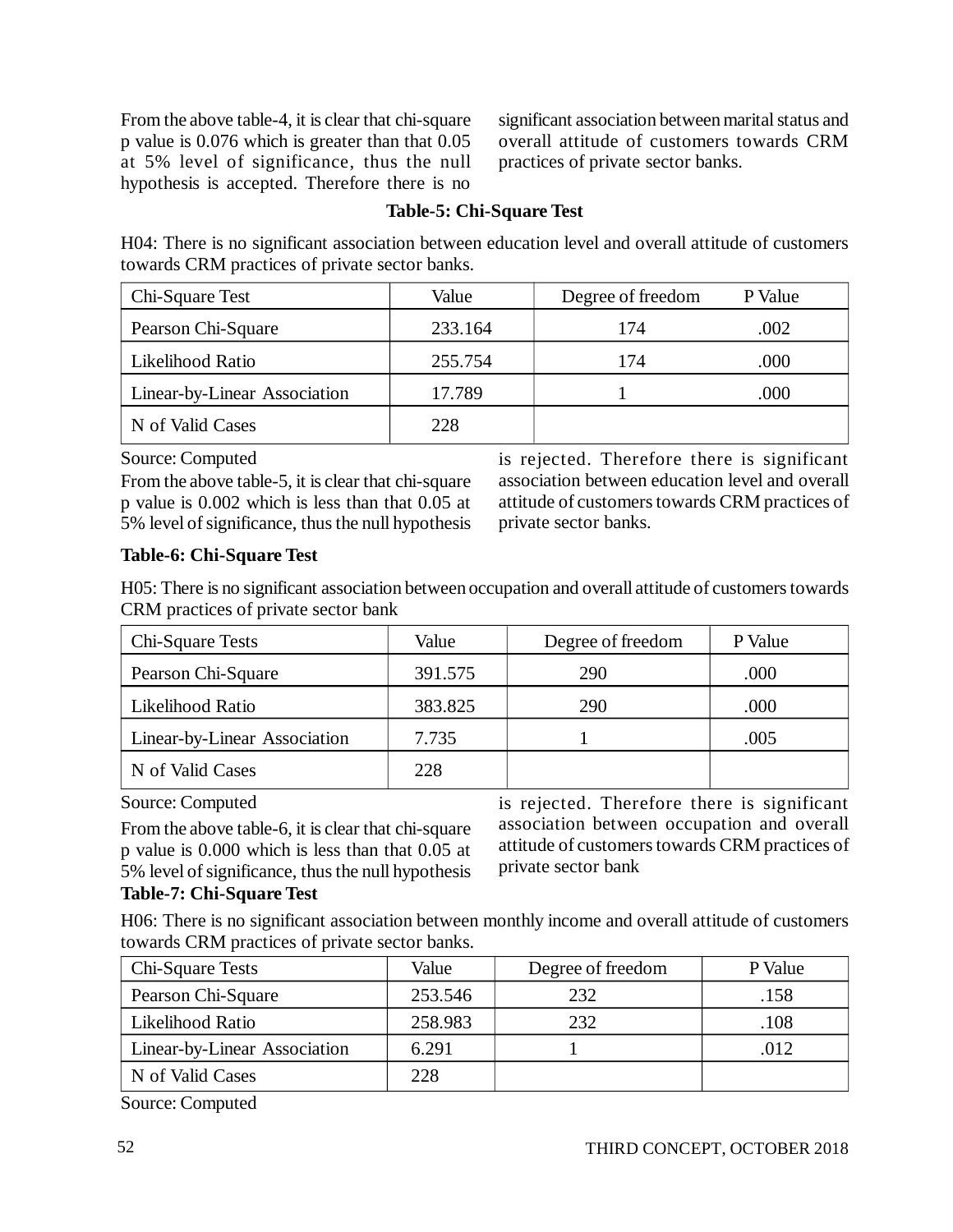From the above table-4, it is clear that chi-square p value is 0.076 which is greater than that 0.05 at 5% level of significance, thus the null hypothesis is accepted. Therefore there is no significant association between marital status and overall attitude of customers towards CRM practices of private sector banks.

**Table-5: Chi-Square Test**

H04: There is no significant association between education level and overall attitude of customers towards CRM practices of private sector banks.

| Chi-Square Test | Value | Degree of freedom | P Value |
|---|---|---|---|
| Pearson Chi-Square | 233.164 | 174 | .002 |
| Likelihood Ratio | 255.754 | 174 | .000 |
| Linear-by-Linear Association | 17.789 | 1 | .000 |
| N of Valid Cases | 228 | | |

Source: Computed

From the above table-5, it is clear that chi-square p value is 0.002 which is less than that 0.05 at 5% level of significance, thus the null hypothesis is rejected. Therefore there is significant association between education level and overall attitude of customers towards CRM practices of private sector banks.

**Table-6: Chi-Square Test**

H05: There is no significant association between occupation and overall attitude of customers towards CRM practices of private sector bank

| Chi-Square Tests | Value | Degree of freedom | P Value |
|---|---|---|---|
| Pearson Chi-Square | 391.575 | 290 | .000 |
| Likelihood Ratio | 383.825 | 290 | .000 |
| Linear-by-Linear Association | 7.735 | 1 | .005 |
| N of Valid Cases | 228 | | |

Source: Computed

From the above table-6, it is clear that chi-square p value is 0.000 which is less than that 0.05 at 5% level of significance, thus the null hypothesis is rejected. Therefore there is significant association between occupation and overall attitude of customers towards CRM practices of private sector bank

**Table-7: Chi-Square Test**

H06: There is no significant association between monthly income and overall attitude of customers towards CRM practices of private sector banks.

| Chi-Square Tests | Value | Degree of freedom | P Value |
|---|---|---|---|
| Pearson Chi-Square | 253.546 | 232 | .158 |
| Likelihood Ratio | 258.983 | 232 | .108 |
| Linear-by-Linear Association | 6.291 | 1 | .012 |
| N of Valid Cases | 228 | | |

Source: Computed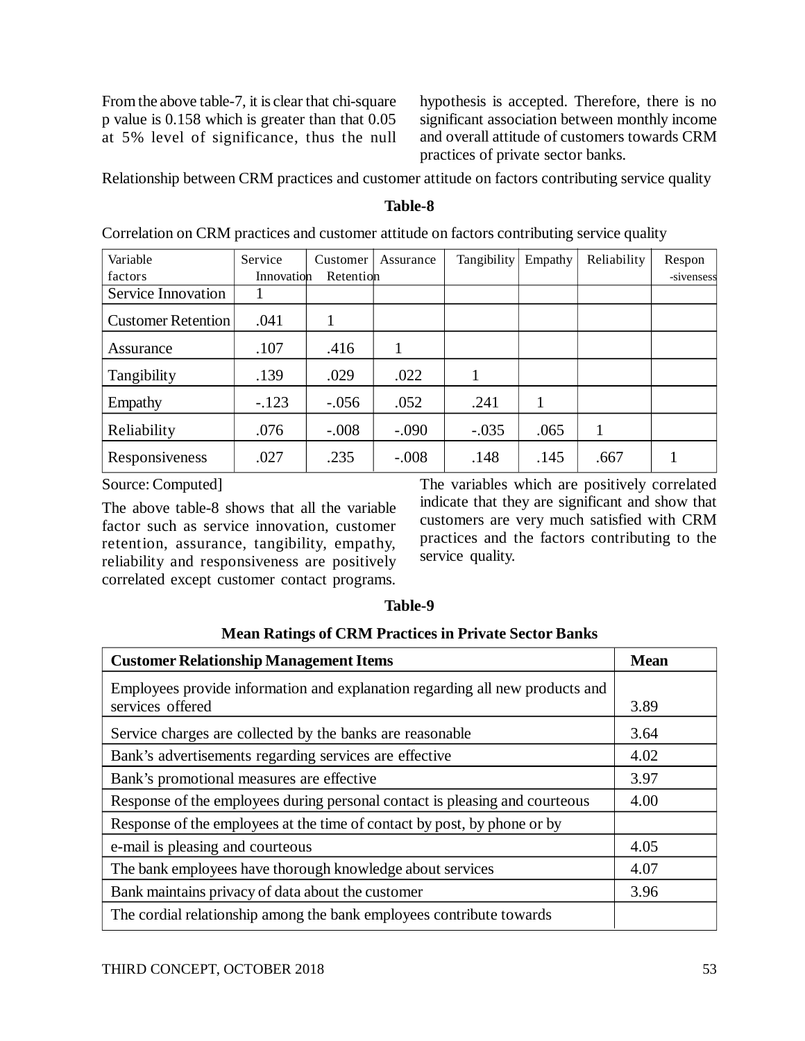From the above table-7, it is clear that chi-square p value is 0.158 which is greater than that 0.05 at 5% level of significance, thus the null hypothesis is accepted. Therefore, there is no significant association between monthly income and overall attitude of customers towards CRM practices of private sector banks.

Relationship between CRM practices and customer attitude on factors contributing service quality

**Table-8**

Correlation on CRM practices and customer attitude on factors contributing service quality

| Variable factors | Service Innovation | Customer Retention | Assurance | Tangibility | Empathy | Reliability | Respon-sivensess |
|---|---|---|---|---|---|---|---|
| Service Innovation | 1 | | | | | | |
| Customer Retention | .041 | 1 | | | | | |
| Assurance | .107 | .416 | 1 | | | | |
| Tangibility | .139 | .029 | .022 | 1 | | | |
| Empathy | -.123 | -.056 | .052 | .241 | 1 | | |
| Reliability | .076 | -.008 | -.090 | -.035 | .065 | 1 | |
| Responsiveness | .027 | .235 | -.008 | .148 | .145 | .667 | 1 |

Source: Computed]

The above table-8 shows that all the variable factor such as service innovation, customer retention, assurance, tangibility, empathy, reliability and responsiveness are positively correlated except customer contact programs. The variables which are positively correlated indicate that they are significant and show that customers are very much satisfied with CRM practices and the factors contributing to the service quality.

**Table-9**

**Mean Ratings of CRM Practices in Private Sector Banks**

| Customer Relationship Management Items | Mean |
|---|---|
| Employees provide information and explanation regarding all new products and services offered | 3.89 |
| Service charges are collected by the banks are reasonable | 3.64 |
| Bank's advertisements regarding services are effective | 4.02 |
| Bank's promotional measures are effective | 3.97 |
| Response of the employees during personal contact is pleasing and courteous | 4.00 |
| Response of the employees at the time of contact by post, by phone or by | |
| e-mail is pleasing and courteous | 4.05 |
| The bank employees have thorough knowledge about services | 4.07 |
| Bank maintains privacy of data about the customer | 3.96 |
| The cordial relationship among the bank employees contribute towards | |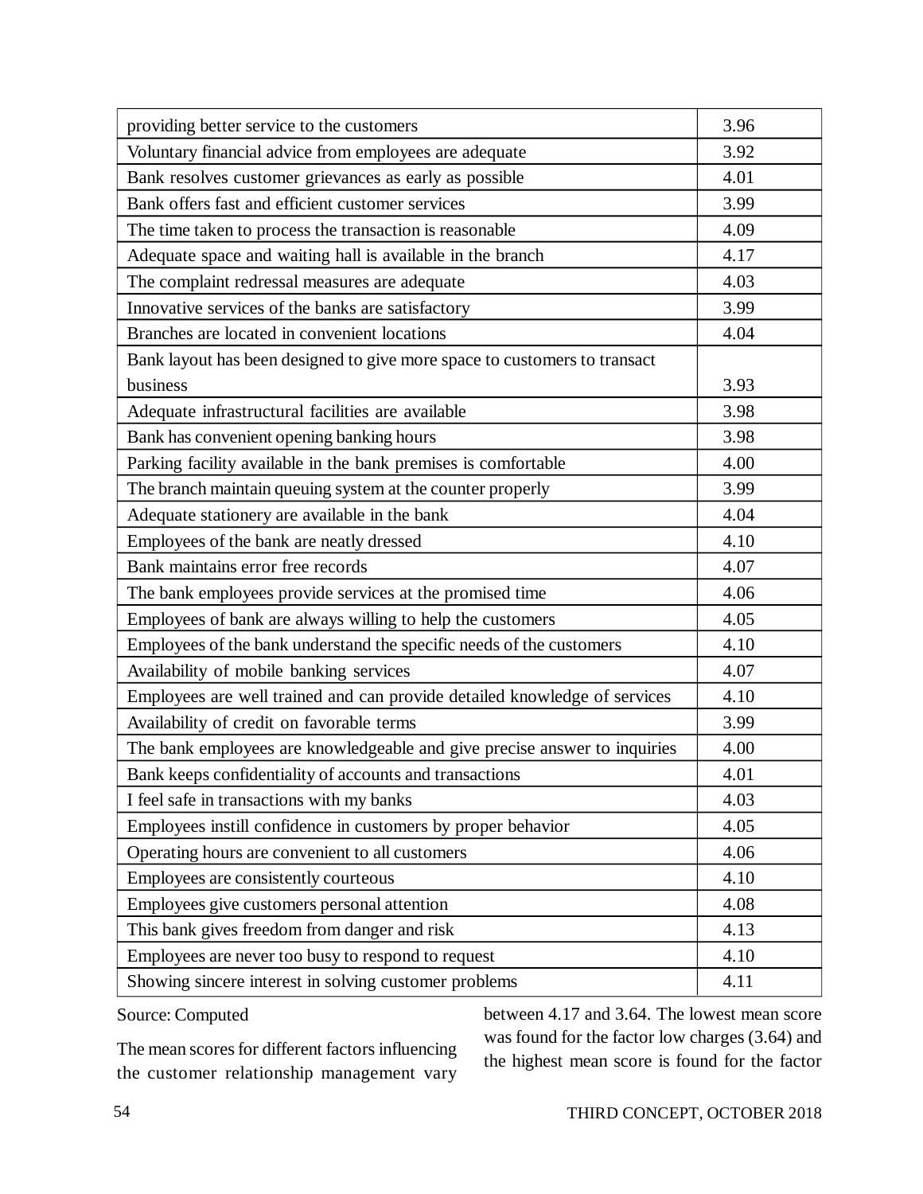| | |
|---|---|
| providing better service to the customers | 3.96 |
| Voluntary financial advice from employees are adequate | 3.92 |
| Bank resolves customer grievances as early as possible | 4.01 |
| Bank offers fast and efficient customer services | 3.99 |
| The time taken to process the transaction is reasonable | 4.09 |
| Adequate space and waiting hall is available in the branch | 4.17 |
| The complaint redressal measures are adequate | 4.03 |
| Innovative services of the banks are satisfactory | 3.99 |
| Branches are located in convenient locations | 4.04 |
| Bank layout has been designed to give more space to customers to transact business | 3.93 |
| Adequate infrastructural facilities are available | 3.98 |
| Bank has convenient opening banking hours | 3.98 |
| Parking facility available in the bank premises is comfortable | 4.00 |
| The branch maintain queuing system at the counter properly | 3.99 |
| Adequate stationery are available in the bank | 4.04 |
| Employees of the bank are neatly dressed | 4.10 |
| Bank maintains error free records | 4.07 |
| The bank employees provide services at the promised time | 4.06 |
| Employees of bank are always willing to help the customers | 4.05 |
| Employees of the bank understand the specific needs of the customers | 4.10 |
| Availability of mobile banking services | 4.07 |
| Employees are well trained and can provide detailed knowledge of services | 4.10 |
| Availability of credit on favorable terms | 3.99 |
| The bank employees are knowledgeable and give precise answer to inquiries | 4.00 |
| Bank keeps confidentiality of accounts and transactions | 4.01 |
| I feel safe in transactions with my banks | 4.03 |
| Employees instill confidence in customers by proper behavior | 4.05 |
| Operating hours are convenient to all customers | 4.06 |
| Employees are consistently courteous | 4.10 |
| Employees give customers personal attention | 4.08 |
| This bank gives freedom from danger and risk | 4.13 |
| Employees are never too busy to respond to request | 4.10 |
| Showing sincere interest in solving customer problems | 4.11 |

Source: Computed

The mean scores for different factors influencing the customer relationship management vary between 4.17 and 3.64. The lowest mean score was found for the factor low charges (3.64) and the highest mean score is found for the factor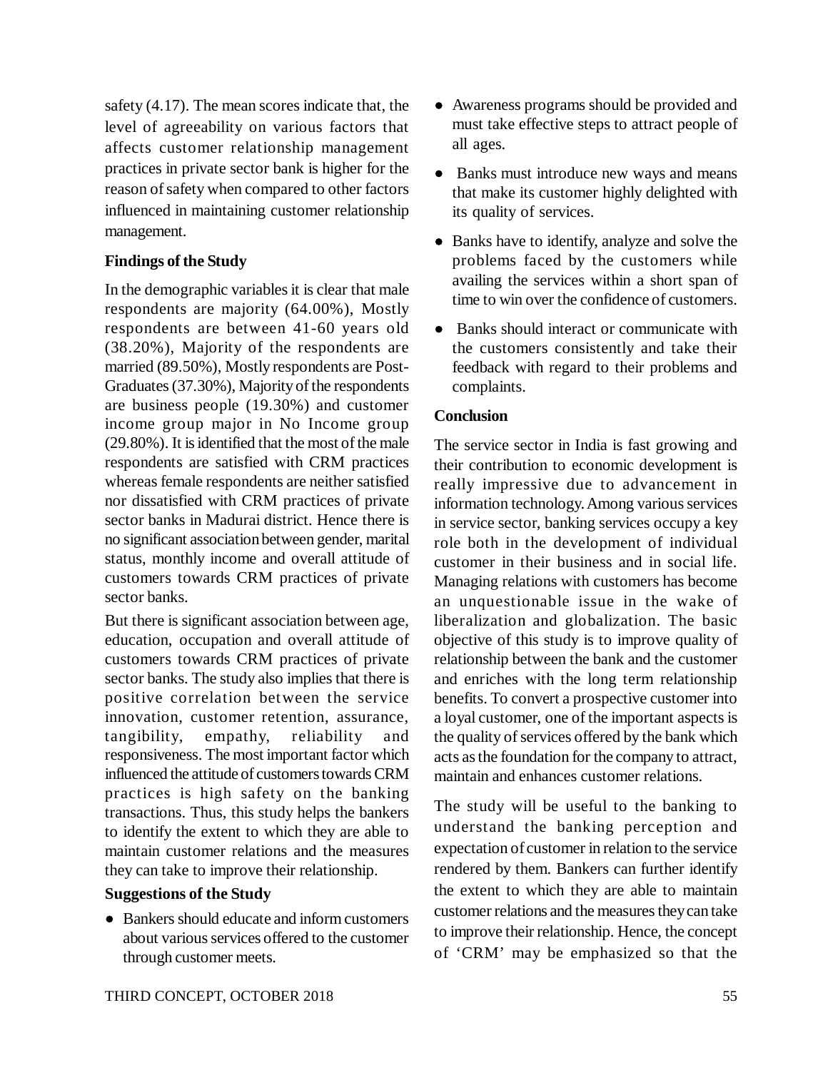safety (4.17). The mean scores indicate that, the level of agreeability on various factors that affects customer relationship management practices in private sector bank is higher for the reason of safety when compared to other factors influenced in maintaining customer relationship management.

**Findings of the Study**

In the demographic variables it is clear that male respondents are majority (64.00%), Mostly respondents are between 41-60 years old (38.20%), Majority of the respondents are married (89.50%), Mostly respondents are Post-Graduates (37.30%), Majority of the respondents are business people (19.30%) and customer income group major in No Income group (29.80%). It is identified that the most of the male respondents are satisfied with CRM practices whereas female respondents are neither satisfied nor dissatisfied with CRM practices of private sector banks in Madurai district. Hence there is no significant association between gender, marital status, monthly income and overall attitude of customers towards CRM practices of private sector banks.

But there is significant association between age, education, occupation and overall attitude of customers towards CRM practices of private sector banks. The study also implies that there is positive correlation between the service innovation, customer retention, assurance, tangibility, empathy, reliability and responsiveness. The most important factor which influenced the attitude of customers towards CRM practices is high safety on the banking transactions. Thus, this study helps the bankers to identify the extent to which they are able to maintain customer relations and the measures they can take to improve their relationship.

**Suggestions of the Study**

- Bankers should educate and inform customers about various services offered to the customer through customer meets.
- Awareness programs should be provided and must take effective steps to attract people of all ages.
- Banks must introduce new ways and means that make its customer highly delighted with its quality of services.
- Banks have to identify, analyze and solve the problems faced by the customers while availing the services within a short span of time to win over the confidence of customers.
- Banks should interact or communicate with the customers consistently and take their feedback with regard to their problems and complaints.

**Conclusion**

The service sector in India is fast growing and their contribution to economic development is really impressive due to advancement in information technology. Among various services in service sector, banking services occupy a key role both in the development of individual customer in their business and in social life. Managing relations with customers has become an unquestionable issue in the wake of liberalization and globalization. The basic objective of this study is to improve quality of relationship between the bank and the customer and enriches with the long term relationship benefits. To convert a prospective customer into a loyal customer, one of the important aspects is the quality of services offered by the bank which acts as the foundation for the company to attract, maintain and enhances customer relations.

The study will be useful to the banking to understand the banking perception and expectation of customer in relation to the service rendered by them. Bankers can further identify the extent to which they are able to maintain customer relations and the measures they can take to improve their relationship. Hence, the concept of 'CRM' may be emphasized so that the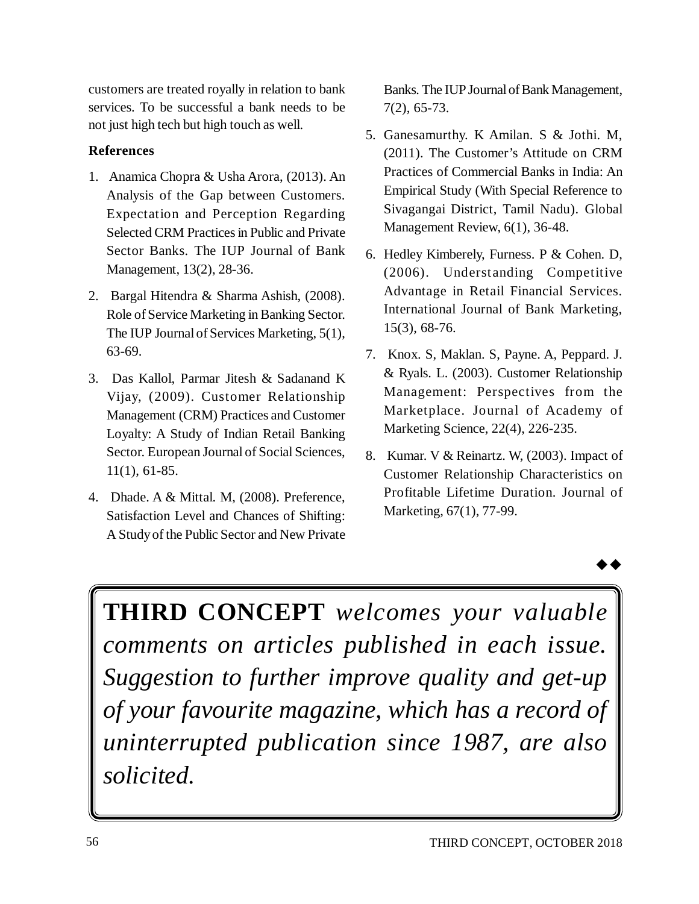customers are treated royally in relation to bank services. To be successful a bank needs to be not just high tech but high touch as well.

## References

1. Anamica Chopra & Usha Arora, (2013). An Analysis of the Gap between Customers. Expectation and Perception Regarding Selected CRM Practices in Public and Private Sector Banks. The IUP Journal of Bank Management, 13(2), 28-36.

2. Bargal Hitendra & Sharma Ashish, (2008). Role of Service Marketing in Banking Sector. The IUP Journal of Services Marketing, 5(1), 63-69.

3. Das Kallol, Parmar Jitesh & Sadanand K Vijay, (2009). Customer Relationship Management (CRM) Practices and Customer Loyalty: A Study of Indian Retail Banking Sector. European Journal of Social Sciences, 11(1), 61-85.

4. Dhade. A & Mittal. M, (2008). Preference, Satisfaction Level and Chances of Shifting: A Study of the Public Sector and New Private Banks. The IUP Journal of Bank Management, 7(2), 65-73.

5. Ganesamurthy. K Amilan. S & Jothi. M, (2011). The Customer's Attitude on CRM Practices of Commercial Banks in India: An Empirical Study (With Special Reference to Sivagangai District, Tamil Nadu). Global Management Review, 6(1), 36-48.

6. Hedley Kimberely, Furness. P & Cohen. D, (2006). Understanding Competitive Advantage in Retail Financial Services. International Journal of Bank Marketing, 15(3), 68-76.

7. Knox. S, Maklan. S, Payne. A, Peppard. J. & Ryals. L. (2003). Customer Relationship Management: Perspectives from the Marketplace. Journal of Academy of Marketing Science, 22(4), 226-235.

8. Kumar. V & Reinartz. W, (2003). Impact of Customer Relationship Characteristics on Profitable Lifetime Duration. Journal of Marketing, 67(1), 77-99.

◆◆

**THIRD CONCEPT** *welcomes your valuable comments on articles published in each issue. Suggestion to further improve quality and get-up of your favourite magazine, which has a record of uninterrupted publication since 1987, are also solicited.*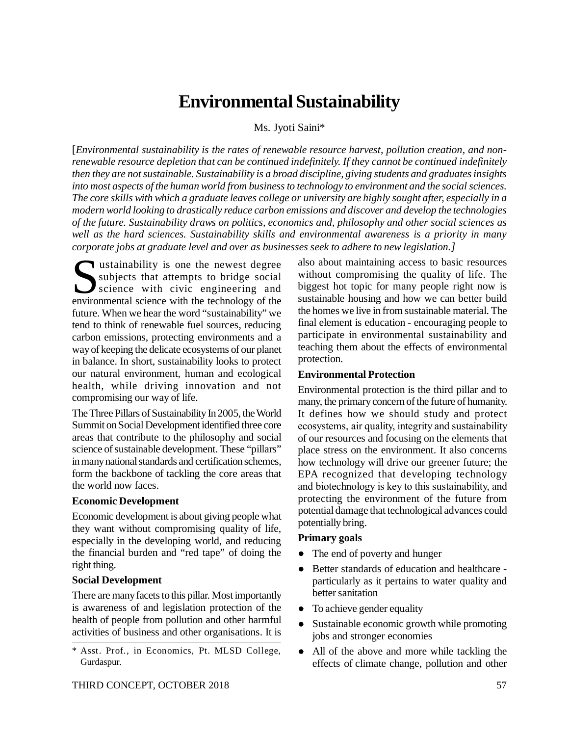# Environmental Sustainability

Ms. Jyoti Saini*

[*Environmental sustainability is the rates of renewable resource harvest, pollution creation, and non-renewable resource depletion that can be continued indefinitely. If they cannot be continued indefinitely then they are not sustainable. Sustainability is a broad discipline, giving students and graduates insights into most aspects of the human world from business to technology to environment and the social sciences. The core skills with which a graduate leaves college or university are highly sought after, especially in a modern world looking to drastically reduce carbon emissions and discover and develop the technologies of the future. Sustainability draws on politics, economics and, philosophy and other social sciences as well as the hard sciences. Sustainability skills and environmental awareness is a priority in many corporate jobs at graduate level and over as businesses seek to adhere to new legislation.*]

Sustainability is one the newest degree subjects that attempts to bridge social science with civic engineering and environmental science with the technology of the future. When we hear the word "sustainability" we tend to think of renewable fuel sources, reducing carbon emissions, protecting environments and a way of keeping the delicate ecosystems of our planet in balance. In short, sustainability looks to protect our natural environment, human and ecological health, while driving innovation and not compromising our way of life.

The Three Pillars of Sustainability In 2005, the World Summit on Social Development identified three core areas that contribute to the philosophy and social science of sustainable development. These "pillars" in many national standards and certification schemes, form the backbone of tackling the core areas that the world now faces.

**Economic Development**

Economic development is about giving people what they want without compromising quality of life, especially in the developing world, and reducing the financial burden and "red tape" of doing the right thing.

**Social Development**

There are many facets to this pillar. Most importantly is awareness of and legislation protection of the health of people from pollution and other harmful activities of business and other organisations. It is also about maintaining access to basic resources without compromising the quality of life. The biggest hot topic for many people right now is sustainable housing and how we can better build the homes we live in from sustainable material. The final element is education - encouraging people to participate in environmental sustainability and teaching them about the effects of environmental protection.

**Environmental Protection**

Environmental protection is the third pillar and to many, the primary concern of the future of humanity. It defines how we should study and protect ecosystems, air quality, integrity and sustainability of our resources and focusing on the elements that place stress on the environment. It also concerns how technology will drive our greener future; the EPA recognized that developing technology and biotechnology is key to this sustainability, and protecting the environment of the future from potential damage that technological advances could potentially bring.

**Primary goals**

- The end of poverty and hunger
- Better standards of education and healthcare - particularly as it pertains to water quality and better sanitation
- To achieve gender equality
- Sustainable economic growth while promoting jobs and stronger economies
- All of the above and more while tackling the effects of climate change, pollution and other

\* Asst. Prof., in Economics, Pt. MLSD College, Gurdaspur.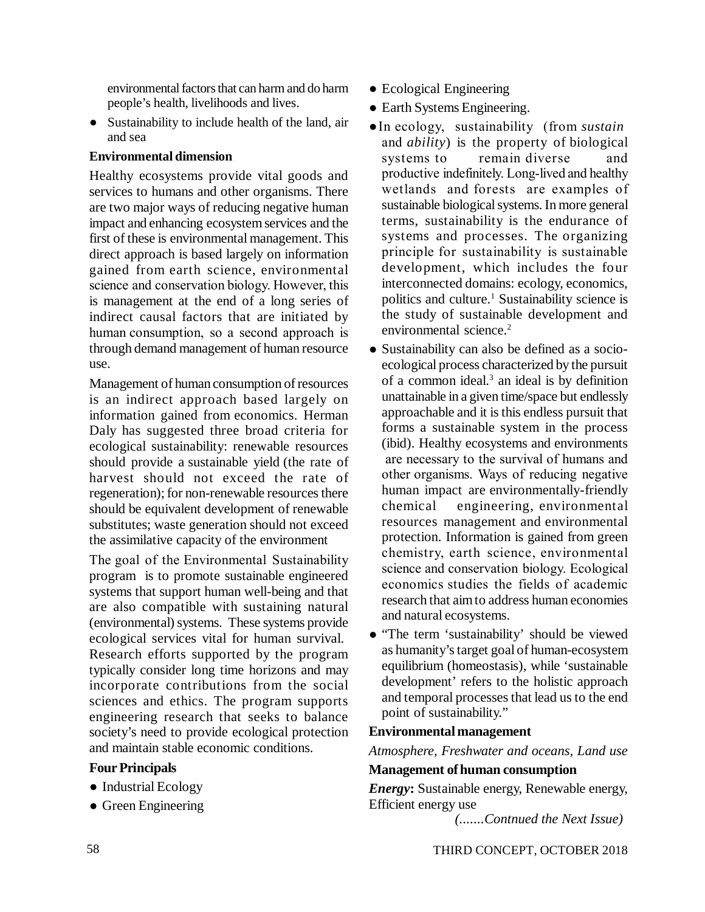environmental factors that can harm and do harm people's health, livelihoods and lives.

- Sustainability to include health of the land, air and sea

**Environmental dimension**

Healthy ecosystems provide vital goods and services to humans and other organisms. There are two major ways of reducing negative human impact and enhancing ecosystem services and the first of these is environmental management. This direct approach is based largely on information gained from earth science, environmental science and conservation biology. However, this is management at the end of a long series of indirect causal factors that are initiated by human consumption, so a second approach is through demand management of human resource use.

Management of human consumption of resources is an indirect approach based largely on information gained from economics. Herman Daly has suggested three broad criteria for ecological sustainability: renewable resources should provide a sustainable yield (the rate of harvest should not exceed the rate of regeneration); for non-renewable resources there should be equivalent development of renewable substitutes; waste generation should not exceed the assimilative capacity of the environment

The goal of the Environmental Sustainability program is to promote sustainable engineered systems that support human well-being and that are also compatible with sustaining natural (environmental) systems. These systems provide ecological services vital for human survival. Research efforts supported by the program typically consider long time horizons and may incorporate contributions from the social sciences and ethics. The program supports engineering research that seeks to balance society's need to provide ecological protection and maintain stable economic conditions.

**Four Principals**

- Industrial Ecology
- Green Engineering
- Ecological Engineering
- Earth Systems Engineering.
- In ecology, sustainability (from *sustain* and *ability*) is the property of biological systems to remain diverse and productive indefinitely. Long-lived and healthy wetlands and forests are examples of sustainable biological systems. In more general terms, sustainability is the endurance of systems and processes. The organizing principle for sustainability is sustainable development, which includes the four interconnected domains: ecology, economics, politics and culture.[1] Sustainability science is the study of sustainable development and environmental science.[2]
- Sustainability can also be defined as a socio-ecological process characterized by the pursuit of a common ideal.[3] an ideal is by definition unattainable in a given time/space but endlessly approachable and it is this endless pursuit that forms a sustainable system in the process (ibid). Healthy ecosystems and environments are necessary to the survival of humans and other organisms. Ways of reducing negative human impact are environmentally-friendly chemical engineering, environmental resources management and environmental protection. Information is gained from green chemistry, earth science, environmental science and conservation biology. Ecological economics studies the fields of academic research that aim to address human economies and natural ecosystems.
- "The term 'sustainability' should be viewed as humanity's target goal of human-ecosystem equilibrium (homeostasis), while 'sustainable development' refers to the holistic approach and temporal processes that lead us to the end point of sustainability."

**Environmental management**

*Atmosphere, Freshwater and oceans, Land use*

**Management of human consumption**

***Energy*:** Sustainable energy, Renewable energy, Efficient energy use

*(.......Contnued the Next Issue)*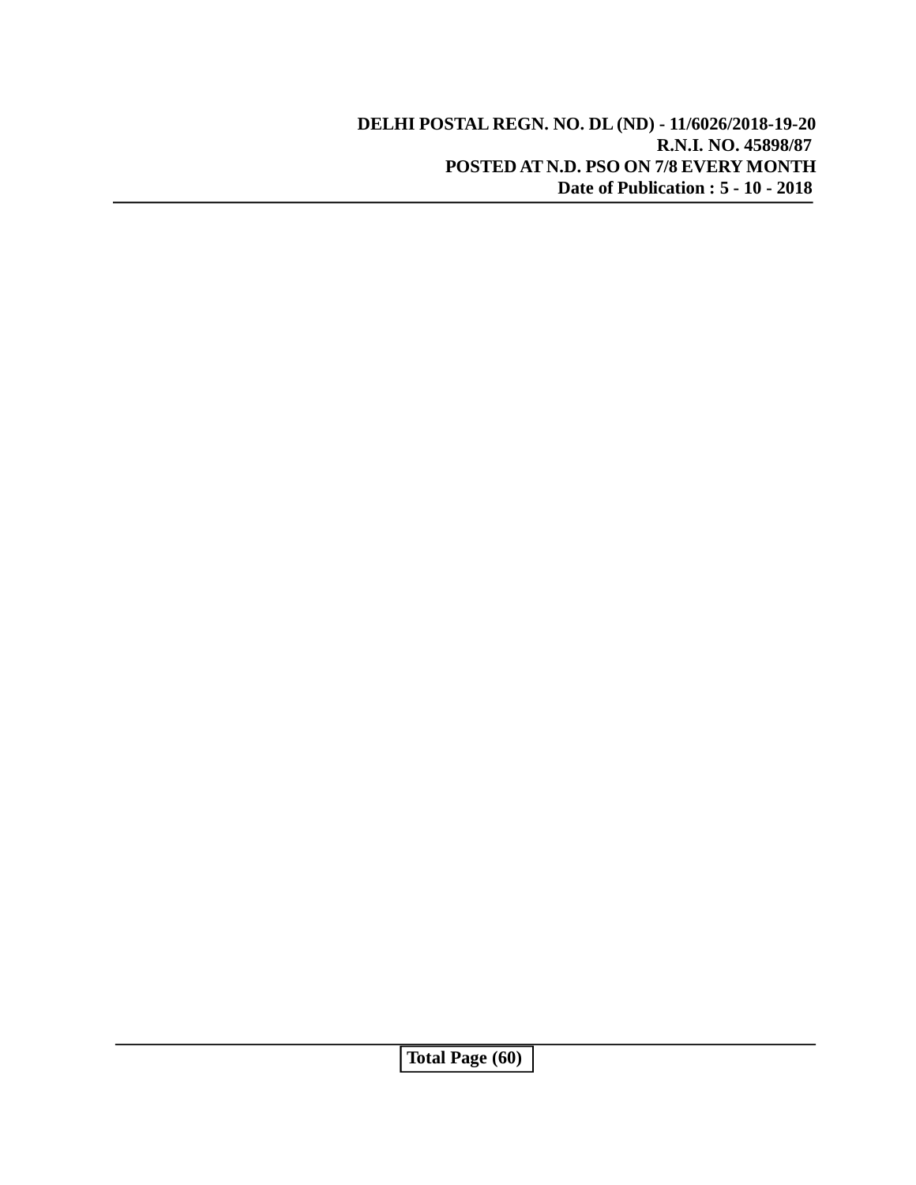**DELHI POSTAL REGN. NO. DL (ND) - 11/6026/2018-19-20**
**R.N.I. NO. 45898/87**
**POSTED AT N.D. PSO ON 7/8 EVERY MONTH**
**Date of Publication : 5 - 10 - 2018**

**Total Page (60)**